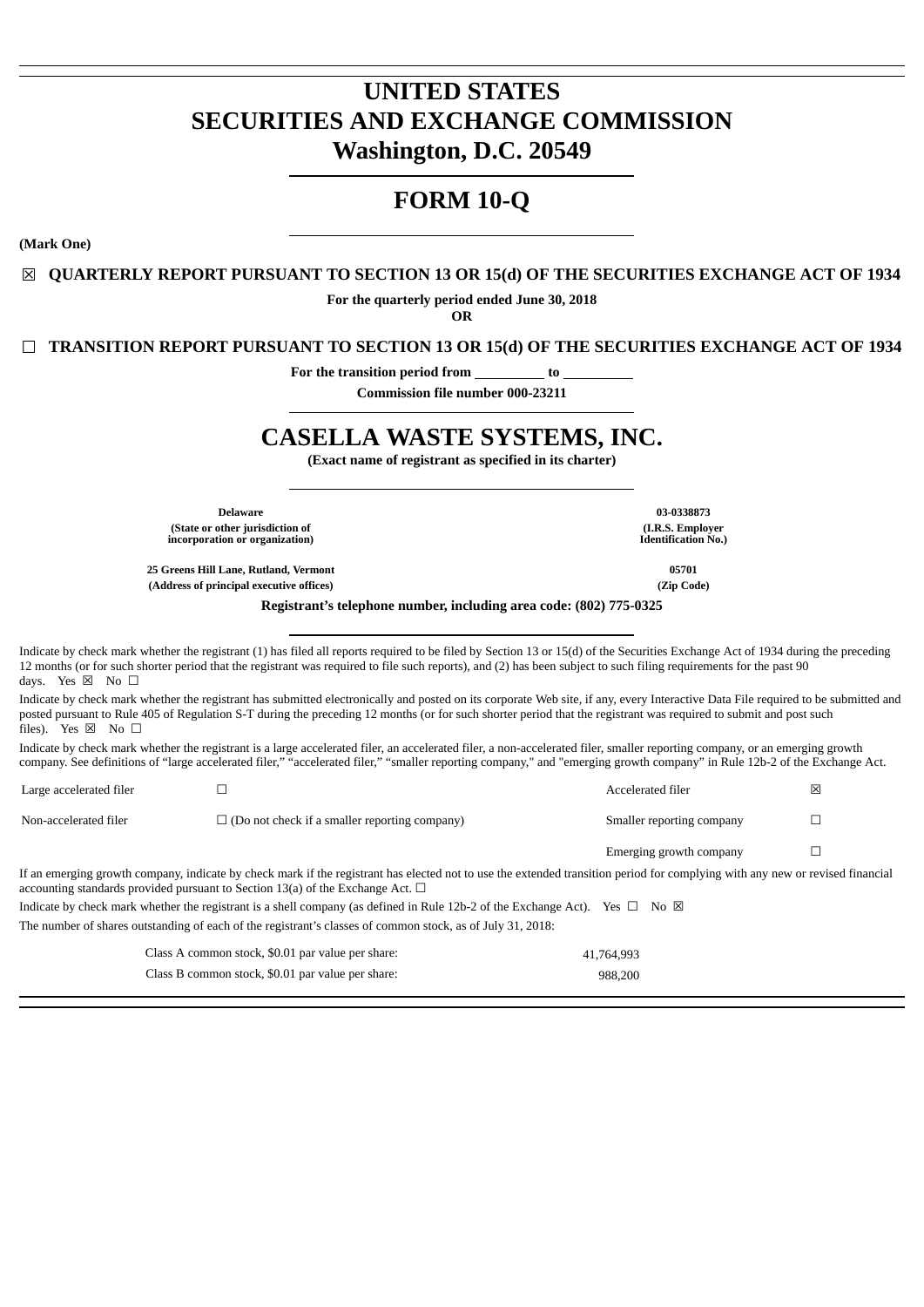# UNITED STATES
# SECURITIES AND EXCHANGE COMMISSION
# Washington, D.C. 20549

# FORM 10-Q

**(Mark One)**

☒ **QUARTERLY REPORT PURSUANT TO SECTION 13 OR 15(d) OF THE SECURITIES EXCHANGE ACT OF 1934**

**For the quarterly period ended June 30, 2018**

**OR**

☐ **TRANSITION REPORT PURSUANT TO SECTION 13 OR 15(d) OF THE SECURITIES EXCHANGE ACT OF 1934**

**For the transition period from \_\_\_\_\_\_\_\_\_\_ to \_\_\_\_\_\_\_\_\_\_**

**Commission file number 000-23211**

# CASELLA WASTE SYSTEMS, INC.

**(Exact name of registrant as specified in its charter)**

| | |
|---|---|
| **Delaware** | **03-0338873** |
| **(State or other jurisdiction of incorporation or organization)** | **(I.R.S. Employer Identification No.)** |
| **25 Greens Hill Lane, Rutland, Vermont** | **05701** |
| **(Address of principal executive offices)** | **(Zip Code)** |

**Registrant's telephone number, including area code: (802) 775-0325**

Indicate by check mark whether the registrant (1) has filed all reports required to be filed by Section 13 or 15(d) of the Securities Exchange Act of 1934 during the preceding 12 months (or for such shorter period that the registrant was required to file such reports), and (2) has been subject to such filing requirements for the past 90 days. Yes ☒ No ☐

Indicate by check mark whether the registrant has submitted electronically and posted on its corporate Web site, if any, every Interactive Data File required to be submitted and posted pursuant to Rule 405 of Regulation S-T during the preceding 12 months (or for such shorter period that the registrant was required to submit and post such files). Yes ☒ No ☐

Indicate by check mark whether the registrant is a large accelerated filer, an accelerated filer, a non-accelerated filer, smaller reporting company, or an emerging growth company. See definitions of "large accelerated filer," "accelerated filer," "smaller reporting company," and "emerging growth company" in Rule 12b-2 of the Exchange Act.

| | | | |
|---|---|---|---|
| Large accelerated filer | ☐ | Accelerated filer | ☒ |
| Non-accelerated filer | ☐ (Do not check if a smaller reporting company) | Smaller reporting company | ☐ |
| | | Emerging growth company | ☐ |

If an emerging growth company, indicate by check mark if the registrant has elected not to use the extended transition period for complying with any new or revised financial accounting standards provided pursuant to Section 13(a) of the Exchange Act. ☐

Indicate by check mark whether the registrant is a shell company (as defined in Rule 12b-2 of the Exchange Act). Yes ☐ No ☒

The number of shares outstanding of each of the registrant's classes of common stock, as of July 31, 2018:

| | |
|---|---|
| Class A common stock, $0.01 par value per share: | 41,764,993 |
| Class B common stock, $0.01 par value per share: | 988,200 |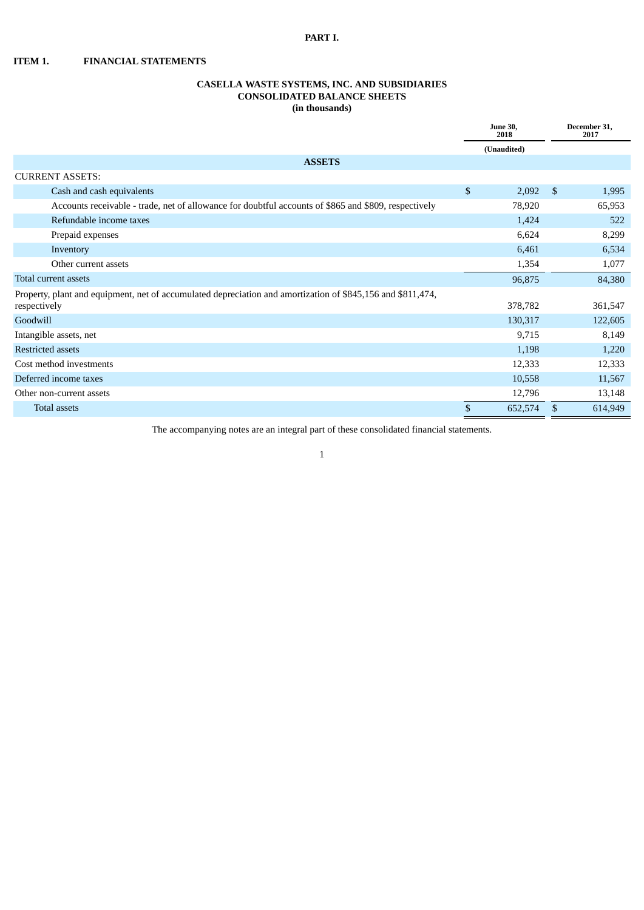**PART I.**

**ITEM 1. FINANCIAL STATEMENTS**

**CASELLA WASTE SYSTEMS, INC. AND SUBSIDIARIES**
**CONSOLIDATED BALANCE SHEETS**
**(in thousands)**

| | June 30, 2018 | December 31, 2017 |
|---|---|---|
| | (Unaudited) | |
| **ASSETS** | | |
| CURRENT ASSETS: | | |
| Cash and cash equivalents | $ 2,092 | $ 1,995 |
| Accounts receivable - trade, net of allowance for doubtful accounts of $865 and $809, respectively | 78,920 | 65,953 |
| Refundable income taxes | 1,424 | 522 |
| Prepaid expenses | 6,624 | 8,299 |
| Inventory | 6,461 | 6,534 |
| Other current assets | 1,354 | 1,077 |
| Total current assets | 96,875 | 84,380 |
| Property, plant and equipment, net of accumulated depreciation and amortization of $845,156 and $811,474, respectively | 378,782 | 361,547 |
| Goodwill | 130,317 | 122,605 |
| Intangible assets, net | 9,715 | 8,149 |
| Restricted assets | 1,198 | 1,220 |
| Cost method investments | 12,333 | 12,333 |
| Deferred income taxes | 10,558 | 11,567 |
| Other non-current assets | 12,796 | 13,148 |
| Total assets | $ 652,574 | $ 614,949 |

The accompanying notes are an integral part of these consolidated financial statements.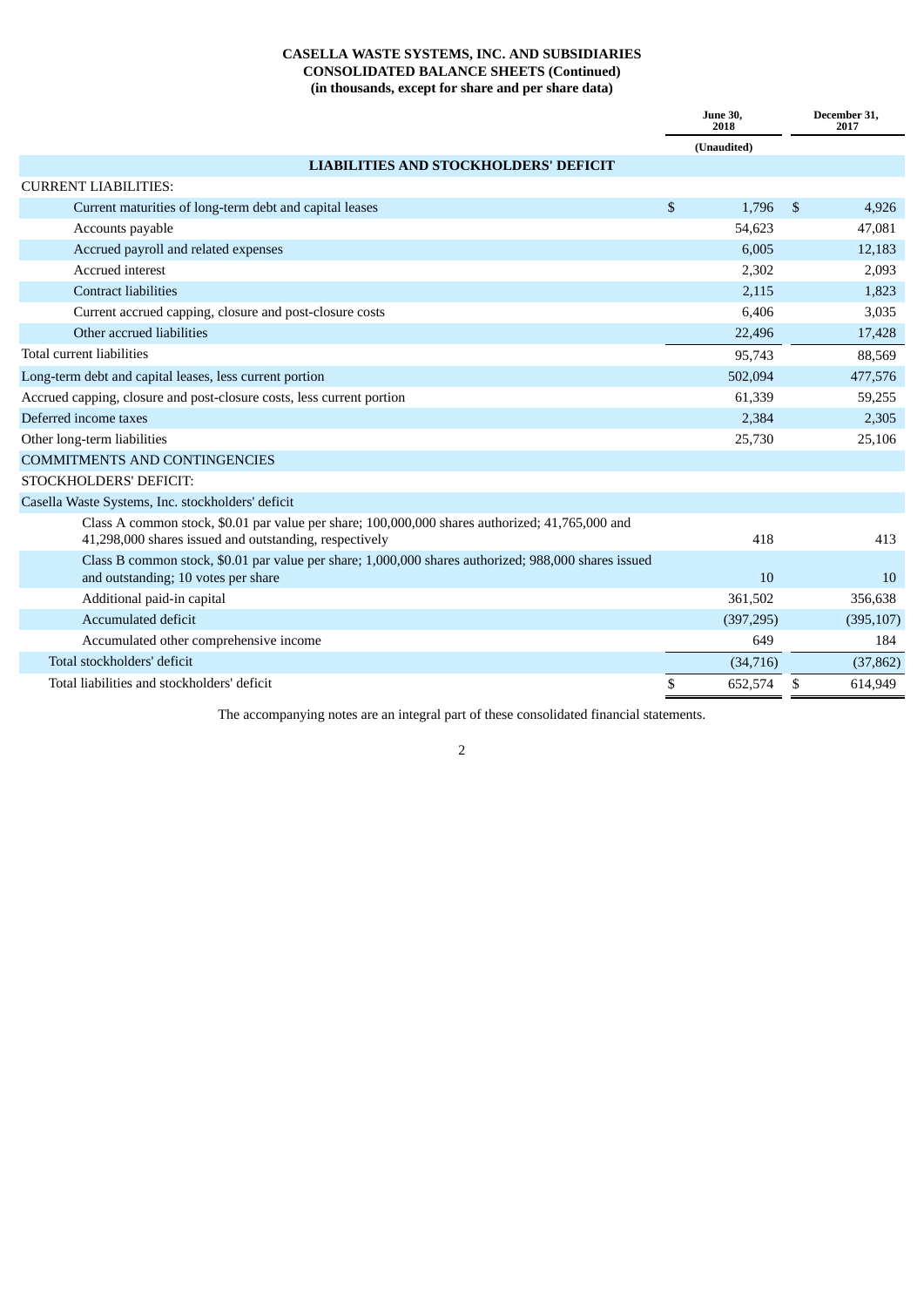**CASELLA WASTE SYSTEMS, INC. AND SUBSIDIARIES**
**CONSOLIDATED BALANCE SHEETS (Continued)**
**(in thousands, except for share and per share data)**

| | June 30, 2018 | December 31, 2017 |
|---|---|---|
| | (Unaudited) | |
| **LIABILITIES AND STOCKHOLDERS' DEFICIT** | | |
| CURRENT LIABILITIES: | | |
| Current maturities of long-term debt and capital leases | $ 1,796 | $ 4,926 |
| Accounts payable | 54,623 | 47,081 |
| Accrued payroll and related expenses | 6,005 | 12,183 |
| Accrued interest | 2,302 | 2,093 |
| Contract liabilities | 2,115 | 1,823 |
| Current accrued capping, closure and post-closure costs | 6,406 | 3,035 |
| Other accrued liabilities | 22,496 | 17,428 |
| Total current liabilities | 95,743 | 88,569 |
| Long-term debt and capital leases, less current portion | 502,094 | 477,576 |
| Accrued capping, closure and post-closure costs, less current portion | 61,339 | 59,255 |
| Deferred income taxes | 2,384 | 2,305 |
| Other long-term liabilities | 25,730 | 25,106 |
| COMMITMENTS AND CONTINGENCIES | | |
| STOCKHOLDERS' DEFICIT: | | |
| Casella Waste Systems, Inc. stockholders' deficit | | |
| Class A common stock, $0.01 par value per share; 100,000,000 shares authorized; 41,765,000 and 41,298,000 shares issued and outstanding, respectively | 418 | 413 |
| Class B common stock, $0.01 par value per share; 1,000,000 shares authorized; 988,000 shares issued and outstanding; 10 votes per share | 10 | 10 |
| Additional paid-in capital | 361,502 | 356,638 |
| Accumulated deficit | (397,295) | (395,107) |
| Accumulated other comprehensive income | 649 | 184 |
| Total stockholders' deficit | (34,716) | (37,862) |
| Total liabilities and stockholders' deficit | $ 652,574 | $ 614,949 |

The accompanying notes are an integral part of these consolidated financial statements.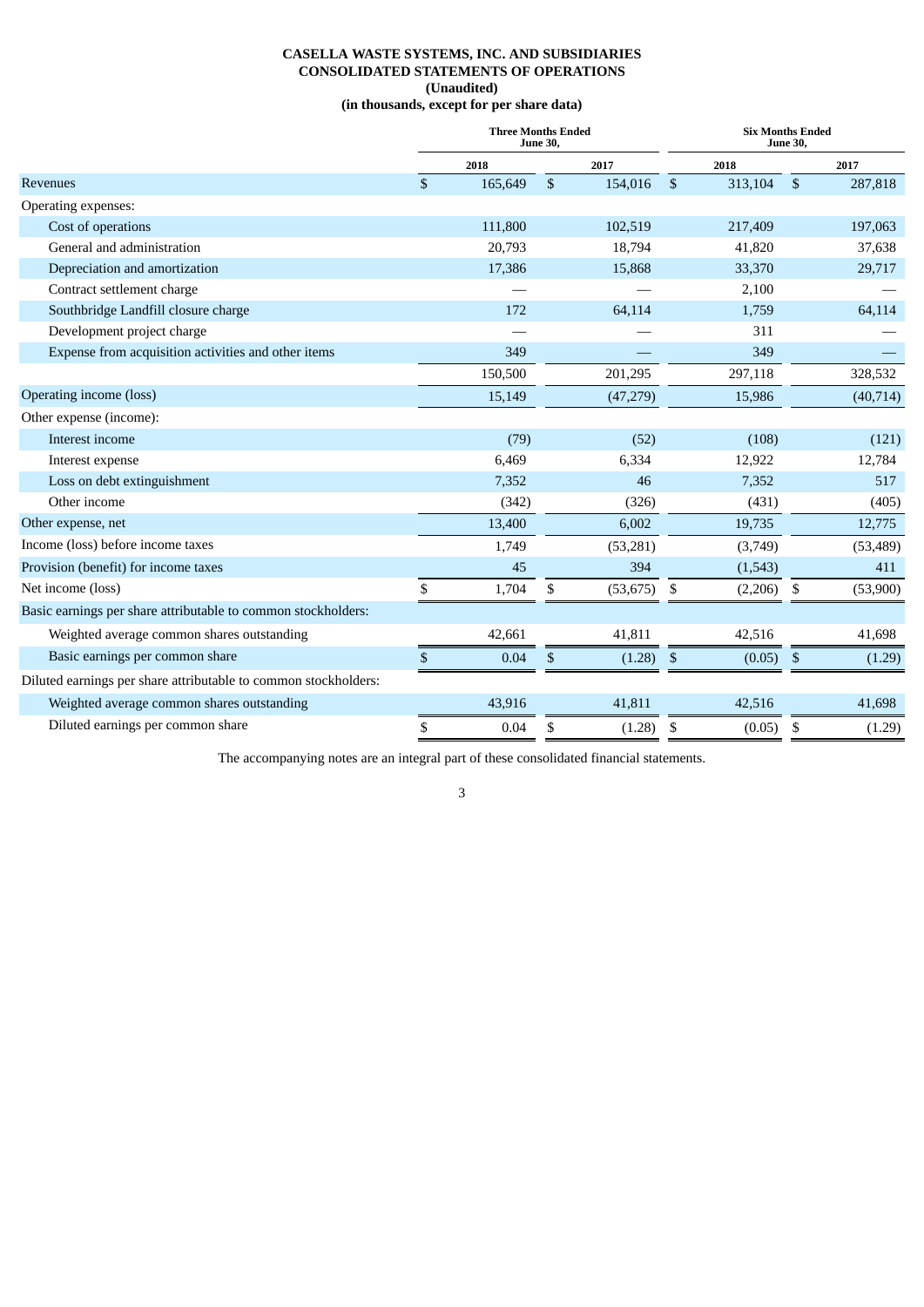**CASELLA WASTE SYSTEMS, INC. AND SUBSIDIARIES**
**CONSOLIDATED STATEMENTS OF OPERATIONS**
**(Unaudited)**
**(in thousands, except for per share data)**

| | Three Months Ended June 30, | | Six Months Ended June 30, | |
|---|---|---|---|---|
| | 2018 | 2017 | 2018 | 2017 |
| Revenues | $ 165,649 | $ 154,016 | $ 313,104 | $ 287,818 |
| Operating expenses: | | | | |
| Cost of operations | 111,800 | 102,519 | 217,409 | 197,063 |
| General and administration | 20,793 | 18,794 | 41,820 | 37,638 |
| Depreciation and amortization | 17,386 | 15,868 | 33,370 | 29,717 |
| Contract settlement charge | — | — | 2,100 | — |
| Southbridge Landfill closure charge | 172 | 64,114 | 1,759 | 64,114 |
| Development project charge | — | — | 311 | — |
| Expense from acquisition activities and other items | 349 | — | 349 | — |
| | 150,500 | 201,295 | 297,118 | 328,532 |
| Operating income (loss) | 15,149 | (47,279) | 15,986 | (40,714) |
| Other expense (income): | | | | |
| Interest income | (79) | (52) | (108) | (121) |
| Interest expense | 6,469 | 6,334 | 12,922 | 12,784 |
| Loss on debt extinguishment | 7,352 | 46 | 7,352 | 517 |
| Other income | (342) | (326) | (431) | (405) |
| Other expense, net | 13,400 | 6,002 | 19,735 | 12,775 |
| Income (loss) before income taxes | 1,749 | (53,281) | (3,749) | (53,489) |
| Provision (benefit) for income taxes | 45 | 394 | (1,543) | 411 |
| Net income (loss) | $ 1,704 | $ (53,675) | $ (2,206) | $ (53,900) |
| Basic earnings per share attributable to common stockholders: | | | | |
| Weighted average common shares outstanding | 42,661 | 41,811 | 42,516 | 41,698 |
| Basic earnings per common share | $ 0.04 | $ (1.28) | $ (0.05) | $ (1.29) |
| Diluted earnings per share attributable to common stockholders: | | | | |
| Weighted average common shares outstanding | 43,916 | 41,811 | 42,516 | 41,698 |
| Diluted earnings per common share | $ 0.04 | $ (1.28) | $ (0.05) | $ (1.29) |

The accompanying notes are an integral part of these consolidated financial statements.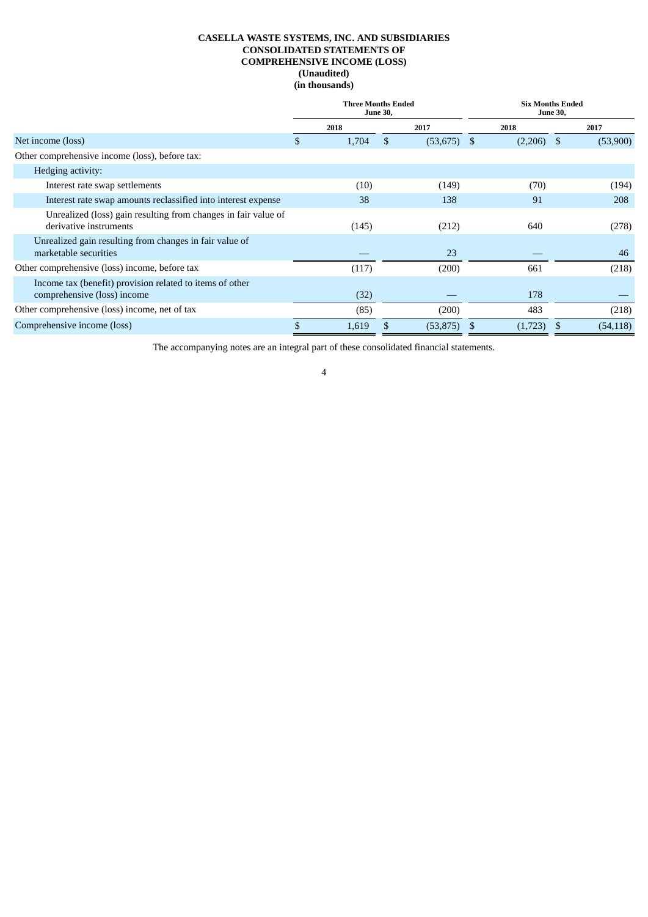**CASELLA WASTE SYSTEMS, INC. AND SUBSIDIARIES**
**CONSOLIDATED STATEMENTS OF**
**COMPREHENSIVE INCOME (LOSS)**
**(Unaudited)**
**(in thousands)**

| | Three Months Ended June 30, | | Six Months Ended June 30, | |
|---|---|---|---|---|
| | 2018 | 2017 | 2018 | 2017 |
| Net income (loss) | $ 1,704 | $ (53,675) | $ (2,206) | $ (53,900) |
| Other comprehensive income (loss), before tax: | | | | |
| Hedging activity: | | | | |
| Interest rate swap settlements | (10) | (149) | (70) | (194) |
| Interest rate swap amounts reclassified into interest expense | 38 | 138 | 91 | 208 |
| Unrealized (loss) gain resulting from changes in fair value of derivative instruments | (145) | (212) | 640 | (278) |
| Unrealized gain resulting from changes in fair value of marketable securities | — | 23 | — | 46 |
| Other comprehensive (loss) income, before tax | (117) | (200) | 661 | (218) |
| Income tax (benefit) provision related to items of other comprehensive (loss) income | (32) | — | 178 | — |
| Other comprehensive (loss) income, net of tax | (85) | (200) | 483 | (218) |
| Comprehensive income (loss) | $ 1,619 | $ (53,875) | $ (1,723) | $ (54,118) |

The accompanying notes are an integral part of these consolidated financial statements.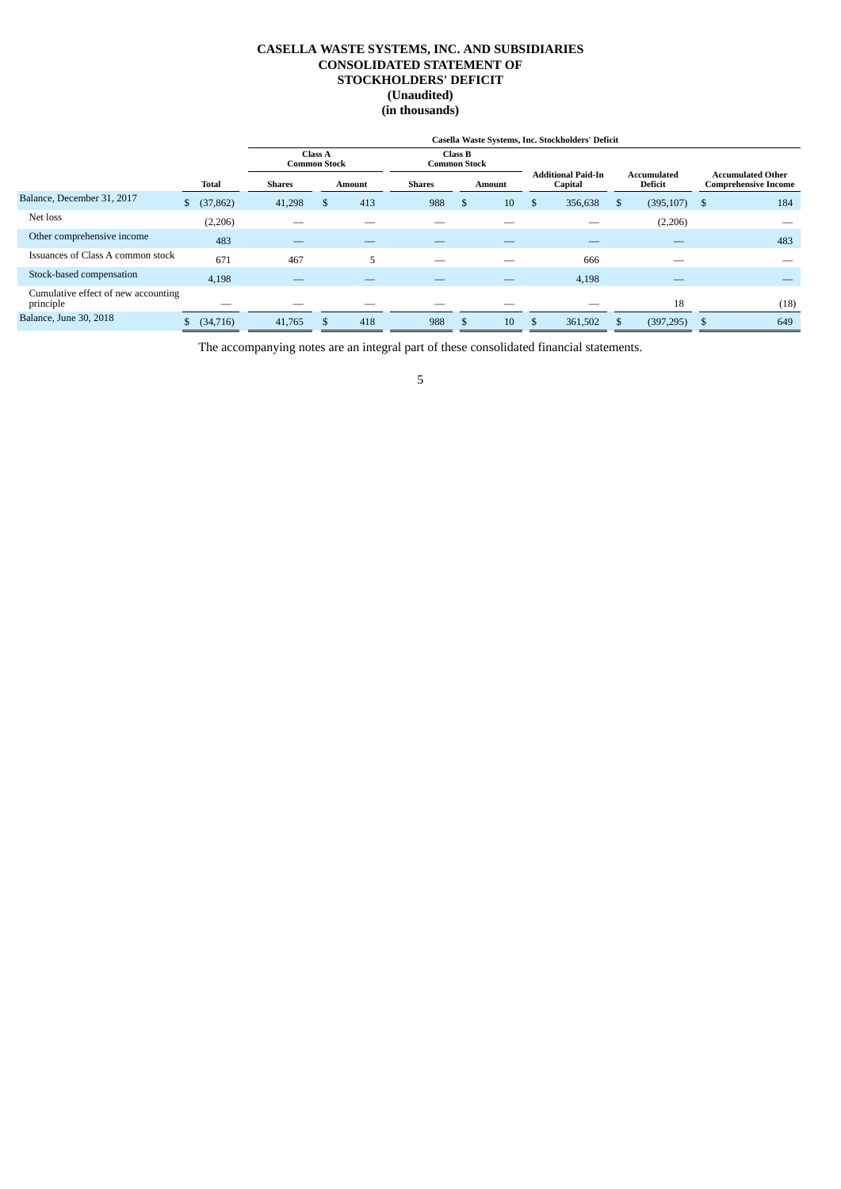# CASELLA WASTE SYSTEMS, INC. AND SUBSIDIARIES
## CONSOLIDATED STATEMENT OF STOCKHOLDERS' DEFICIT
### (Unaudited)
### (in thousands)

| | | Casella Waste Systems, Inc. Stockholders' Deficit | | | | | | |
|---|---|---|---|---|---|---|---|---|
| | | Class A Common Stock | | Class B Common Stock | | | | |
| | Total | Shares | Amount | Shares | Amount | Additional Paid-In Capital | Accumulated Deficit | Accumulated Other Comprehensive Income |
| Balance, December 31, 2017 | $ (37,862) | 41,298 | $ 413 | 988 | $ 10 | $ 356,638 | $ (395,107) | $ 184 |
| Net loss | (2,206) | — | — | — | — | — | (2,206) | — |
| Other comprehensive income | 483 | — | — | — | — | — | — | 483 |
| Issuances of Class A common stock | 671 | 467 | 5 | — | — | 666 | — | — |
| Stock-based compensation | 4,198 | — | — | — | — | 4,198 | — | — |
| Cumulative effect of new accounting principle | — | — | — | — | — | — | 18 | (18) |
| Balance, June 30, 2018 | $ (34,716) | 41,765 | $ 418 | 988 | $ 10 | $ 361,502 | $ (397,295) | $ 649 |

The accompanying notes are an integral part of these consolidated financial statements.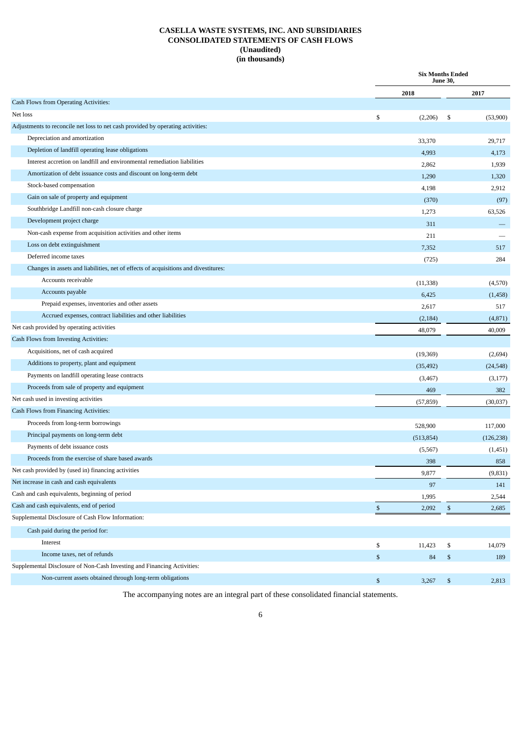# CASELLA WASTE SYSTEMS, INC. AND SUBSIDIARIES
## CONSOLIDATED STATEMENTS OF CASH FLOWS
### (Unaudited)
### (in thousands)

| | Six Months Ended June 30, | |
|---|---|---|
| | 2018 | 2017 |
| Cash Flows from Operating Activities: | | |
| Net loss | $ (2,206) | $ (53,900) |
| Adjustments to reconcile net loss to net cash provided by operating activities: | | |
| Depreciation and amortization | 33,370 | 29,717 |
| Depletion of landfill operating lease obligations | 4,993 | 4,173 |
| Interest accretion on landfill and environmental remediation liabilities | 2,862 | 1,939 |
| Amortization of debt issuance costs and discount on long-term debt | 1,290 | 1,320 |
| Stock-based compensation | 4,198 | 2,912 |
| Gain on sale of property and equipment | (370) | (97) |
| Southbridge Landfill non-cash closure charge | 1,273 | 63,526 |
| Development project charge | 311 | — |
| Non-cash expense from acquisition activities and other items | 211 | — |
| Loss on debt extinguishment | 7,352 | 517 |
| Deferred income taxes | (725) | 284 |
| Changes in assets and liabilities, net of effects of acquisitions and divestitures: | | |
| Accounts receivable | (11,338) | (4,570) |
| Accounts payable | 6,425 | (1,458) |
| Prepaid expenses, inventories and other assets | 2,617 | 517 |
| Accrued expenses, contract liabilities and other liabilities | (2,184) | (4,871) |
| Net cash provided by operating activities | 48,079 | 40,009 |
| Cash Flows from Investing Activities: | | |
| Acquisitions, net of cash acquired | (19,369) | (2,694) |
| Additions to property, plant and equipment | (35,492) | (24,548) |
| Payments on landfill operating lease contracts | (3,467) | (3,177) |
| Proceeds from sale of property and equipment | 469 | 382 |
| Net cash used in investing activities | (57,859) | (30,037) |
| Cash Flows from Financing Activities: | | |
| Proceeds from long-term borrowings | 528,900 | 117,000 |
| Principal payments on long-term debt | (513,854) | (126,238) |
| Payments of debt issuance costs | (5,567) | (1,451) |
| Proceeds from the exercise of share based awards | 398 | 858 |
| Net cash provided by (used in) financing activities | 9,877 | (9,831) |
| Net increase in cash and cash equivalents | 97 | 141 |
| Cash and cash equivalents, beginning of period | 1,995 | 2,544 |
| Cash and cash equivalents, end of period | $ 2,092 | $ 2,685 |
| Supplemental Disclosure of Cash Flow Information: | | |
| Cash paid during the period for: | | |
| Interest | $ 11,423 | $ 14,079 |
| Income taxes, net of refunds | $ 84 | $ 189 |
| Supplemental Disclosure of Non-Cash Investing and Financing Activities: | | |
| Non-current assets obtained through long-term obligations | $ 3,267 | $ 2,813 |

The accompanying notes are an integral part of these consolidated financial statements.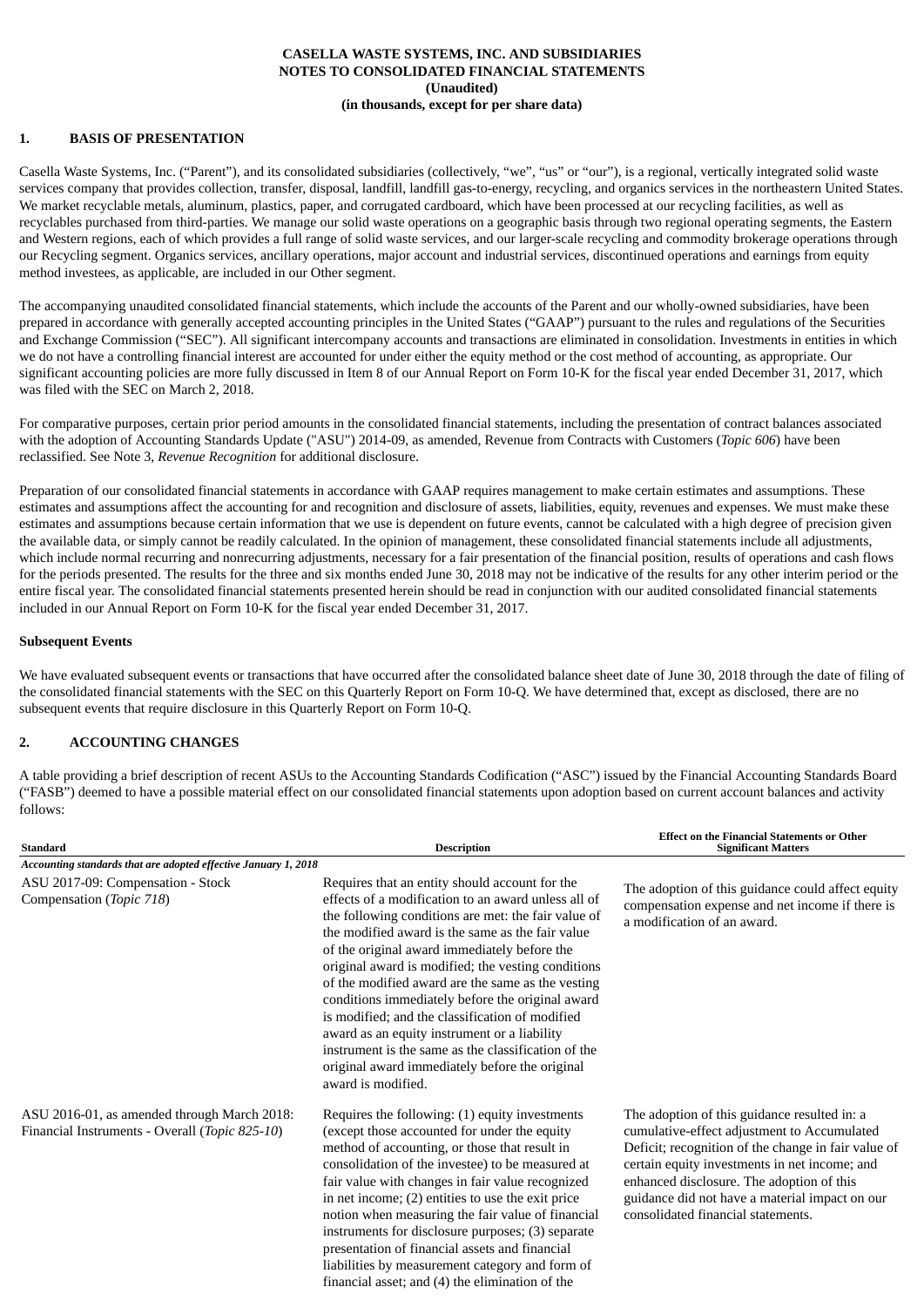**CASELLA WASTE SYSTEMS, INC. AND SUBSIDIARIES**
**NOTES TO CONSOLIDATED FINANCIAL STATEMENTS**
**(Unaudited)**
**(in thousands, except for per share data)**

## 1. BASIS OF PRESENTATION

Casella Waste Systems, Inc. ("Parent"), and its consolidated subsidiaries (collectively, "we", "us" or "our"), is a regional, vertically integrated solid waste services company that provides collection, transfer, disposal, landfill, landfill gas-to-energy, recycling, and organics services in the northeastern United States. We market recyclable metals, aluminum, plastics, paper, and corrugated cardboard, which have been processed at our recycling facilities, as well as recyclables purchased from third-parties. We manage our solid waste operations on a geographic basis through two regional operating segments, the Eastern and Western regions, each of which provides a full range of solid waste services, and our larger-scale recycling and commodity brokerage operations through our Recycling segment. Organics services, ancillary operations, major account and industrial services, discontinued operations and earnings from equity method investees, as applicable, are included in our Other segment.

The accompanying unaudited consolidated financial statements, which include the accounts of the Parent and our wholly-owned subsidiaries, have been prepared in accordance with generally accepted accounting principles in the United States ("GAAP") pursuant to the rules and regulations of the Securities and Exchange Commission ("SEC"). All significant intercompany accounts and transactions are eliminated in consolidation. Investments in entities in which we do not have a controlling financial interest are accounted for under either the equity method or the cost method of accounting, as appropriate. Our significant accounting policies are more fully discussed in Item 8 of our Annual Report on Form 10-K for the fiscal year ended December 31, 2017, which was filed with the SEC on March 2, 2018.

For comparative purposes, certain prior period amounts in the consolidated financial statements, including the presentation of contract balances associated with the adoption of Accounting Standards Update ("ASU") 2014-09, as amended, Revenue from Contracts with Customers (*Topic 606*) have been reclassified. See Note 3, *Revenue Recognition* for additional disclosure.

Preparation of our consolidated financial statements in accordance with GAAP requires management to make certain estimates and assumptions. These estimates and assumptions affect the accounting for and recognition and disclosure of assets, liabilities, equity, revenues and expenses. We must make these estimates and assumptions because certain information that we use is dependent on future events, cannot be calculated with a high degree of precision given the available data, or simply cannot be readily calculated. In the opinion of management, these consolidated financial statements include all adjustments, which include normal recurring and nonrecurring adjustments, necessary for a fair presentation of the financial position, results of operations and cash flows for the periods presented. The results for the three and six months ended June 30, 2018 may not be indicative of the results for any other interim period or the entire fiscal year. The consolidated financial statements presented herein should be read in conjunction with our audited consolidated financial statements included in our Annual Report on Form 10-K for the fiscal year ended December 31, 2017.

### Subsequent Events

We have evaluated subsequent events or transactions that have occurred after the consolidated balance sheet date of June 30, 2018 through the date of filing of the consolidated financial statements with the SEC on this Quarterly Report on Form 10-Q. We have determined that, except as disclosed, there are no subsequent events that require disclosure in this Quarterly Report on Form 10-Q.

## 2. ACCOUNTING CHANGES

A table providing a brief description of recent ASUs to the Accounting Standards Codification ("ASC") issued by the Financial Accounting Standards Board ("FASB") deemed to have a possible material effect on our consolidated financial statements upon adoption based on current account balances and activity follows:

| Standard | Description | Effect on the Financial Statements or Other Significant Matters |
|---|---|---|
| *Accounting standards that are adopted effective January 1, 2018* | | |
| ASU 2017-09: Compensation - Stock Compensation (*Topic 718*) | Requires that an entity should account for the effects of a modification to an award unless all of the following conditions are met: the fair value of the modified award is the same as the fair value of the original award immediately before the original award is modified; the vesting conditions of the modified award are the same as the vesting conditions immediately before the original award is modified; and the classification of modified award as an equity instrument or a liability instrument is the same as the classification of the original award immediately before the original award is modified. | The adoption of this guidance could affect equity compensation expense and net income if there is a modification of an award. |
| ASU 2016-01, as amended through March 2018: Financial Instruments - Overall (*Topic 825-10*) | Requires the following: (1) equity investments (except those accounted for under the equity method of accounting, or those that result in consolidation of the investee) to be measured at fair value with changes in fair value recognized in net income; (2) entities to use the exit price notion when measuring the fair value of financial instruments for disclosure purposes; (3) separate presentation of financial assets and financial liabilities by measurement category and form of financial asset; and (4) the elimination of the | The adoption of this guidance resulted in: a cumulative-effect adjustment to Accumulated Deficit; recognition of the change in fair value of certain equity investments in net income; and enhanced disclosure. The adoption of this guidance did not have a material impact on our consolidated financial statements. |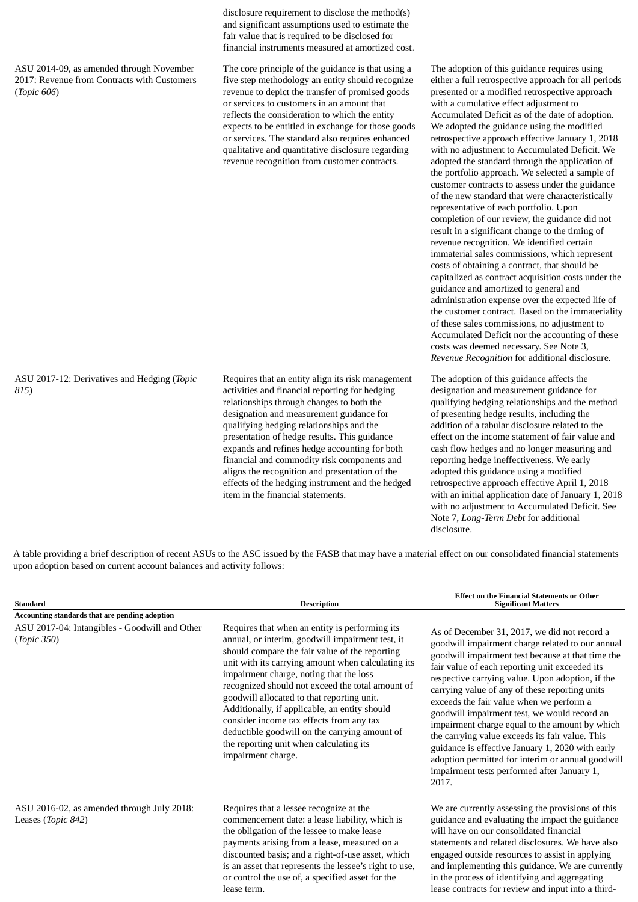| | | |
|---|---|---|
| | disclosure requirement to disclose the method(s) and significant assumptions used to estimate the fair value that is required to be disclosed for financial instruments measured at amortized cost. | |
| ASU 2014-09, as amended through November 2017: Revenue from Contracts with Customers (*Topic 606*) | The core principle of the guidance is that using a five step methodology an entity should recognize revenue to depict the transfer of promised goods or services to customers in an amount that reflects the consideration to which the entity expects to be entitled in exchange for those goods or services. The standard also requires enhanced qualitative and quantitative disclosure regarding revenue recognition from customer contracts. | The adoption of this guidance requires using either a full retrospective approach for all periods presented or a modified retrospective approach with a cumulative effect adjustment to Accumulated Deficit as of the date of adoption. We adopted the guidance using the modified retrospective approach effective January 1, 2018 with no adjustment to Accumulated Deficit. We adopted the standard through the application of the portfolio approach. We selected a sample of customer contracts to assess under the guidance of the new standard that were characteristically representative of each portfolio. Upon completion of our review, the guidance did not result in a significant change to the timing of revenue recognition. We identified certain immaterial sales commissions, which represent costs of obtaining a contract, that should be capitalized as contract acquisition costs under the guidance and amortized to general and administration expense over the expected life of the customer contract. Based on the immateriality of these sales commissions, no adjustment to Accumulated Deficit nor the accounting of these costs was deemed necessary. See Note 3, *Revenue Recognition* for additional disclosure. |
| ASU 2017-12: Derivatives and Hedging (*Topic 815*) | Requires that an entity align its risk management activities and financial reporting for hedging relationships through changes to both the designation and measurement guidance for qualifying hedging relationships and the presentation of hedge results. This guidance expands and refines hedge accounting for both financial and commodity risk components and aligns the recognition and presentation of the effects of the hedging instrument and the hedged item in the financial statements. | The adoption of this guidance affects the designation and measurement guidance for qualifying hedging relationships and the method of presenting hedge results, including the addition of a tabular disclosure related to the effect on the income statement of fair value and cash flow hedges and no longer measuring and reporting hedge ineffectiveness. We early adopted this guidance using a modified retrospective approach effective April 1, 2018 with an initial application date of January 1, 2018 with no adjustment to Accumulated Deficit. See Note 7, *Long-Term Debt* for additional disclosure. |

A table providing a brief description of recent ASUs to the ASC issued by the FASB that may have a material effect on our consolidated financial statements upon adoption based on current account balances and activity follows:

| Standard | Description | Effect on the Financial Statements or Other Significant Matters |
|---|---|---|
| **Accounting standards that are pending adoption** | | |
| ASU 2017-04: Intangibles - Goodwill and Other (*Topic 350*) | Requires that when an entity is performing its annual, or interim, goodwill impairment test, it should compare the fair value of the reporting unit with its carrying amount when calculating its impairment charge, noting that the loss recognized should not exceed the total amount of goodwill allocated to that reporting unit. Additionally, if applicable, an entity should consider income tax effects from any tax deductible goodwill on the carrying amount of the reporting unit when calculating its impairment charge. | As of December 31, 2017, we did not record a goodwill impairment charge related to our annual goodwill impairment test because at that time the fair value of each reporting unit exceeded its respective carrying value. Upon adoption, if the carrying value of any of these reporting units exceeds the fair value when we perform a goodwill impairment test, we would record an impairment charge equal to the amount by which the carrying value exceeds its fair value. This guidance is effective January 1, 2020 with early adoption permitted for interim or annual goodwill impairment tests performed after January 1, 2017. |
| ASU 2016-02, as amended through July 2018: Leases (*Topic 842*) | Requires that a lessee recognize at the commencement date: a lease liability, which is the obligation of the lessee to make lease payments arising from a lease, measured on a discounted basis; and a right-of-use asset, which is an asset that represents the lessee's right to use, or control the use of, a specified asset for the lease term. | We are currently assessing the provisions of this guidance and evaluating the impact the guidance will have on our consolidated financial statements and related disclosures. We have also engaged outside resources to assist in applying and implementing this guidance. We are currently in the process of identifying and aggregating lease contracts for review and input into a third- |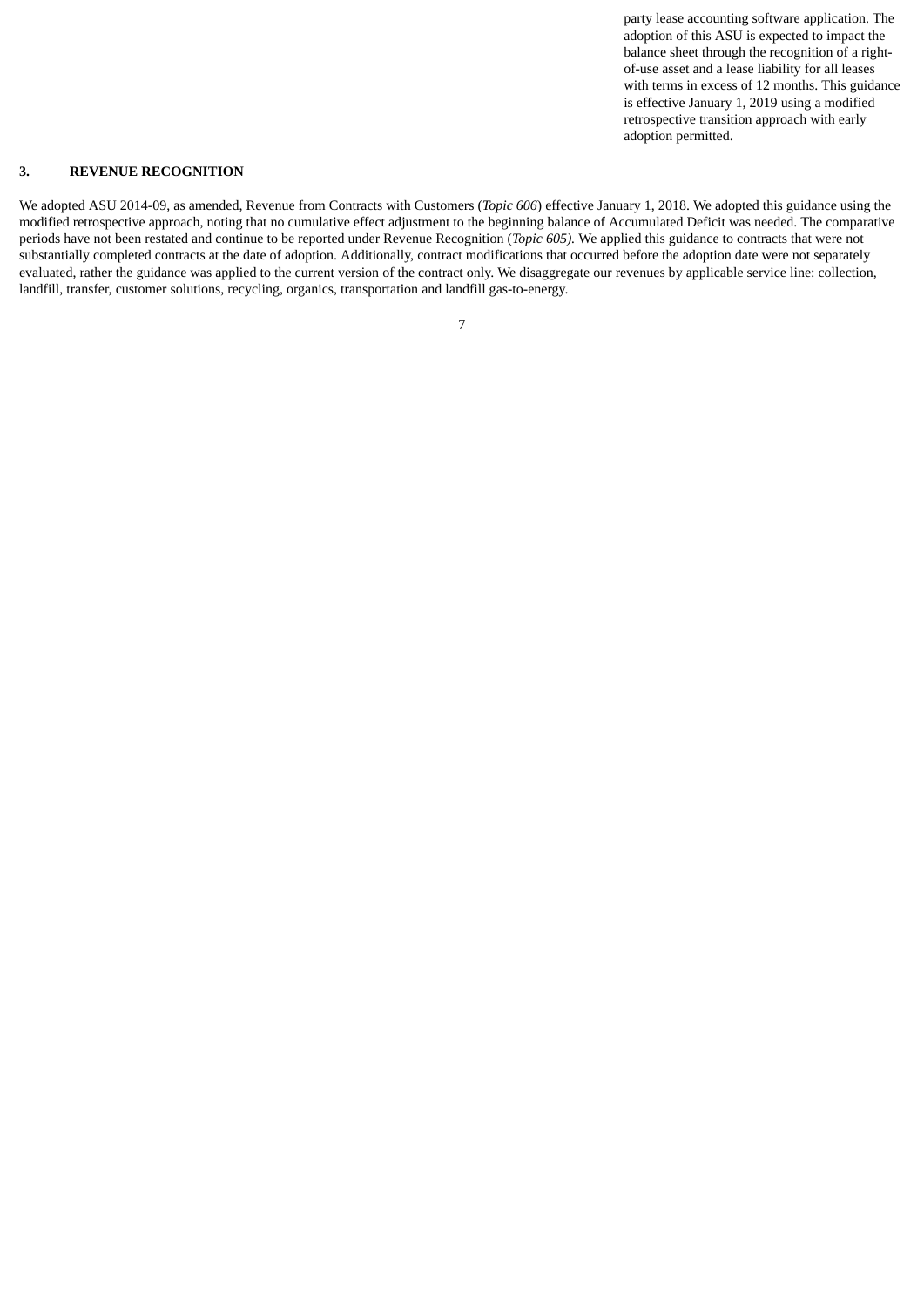party lease accounting software application. The adoption of this ASU is expected to impact the balance sheet through the recognition of a right-of-use asset and a lease liability for all leases with terms in excess of 12 months. This guidance is effective January 1, 2019 using a modified retrospective transition approach with early adoption permitted.

### 3. REVENUE RECOGNITION

We adopted ASU 2014-09, as amended, Revenue from Contracts with Customers (*Topic 606*) effective January 1, 2018. We adopted this guidance using the modified retrospective approach, noting that no cumulative effect adjustment to the beginning balance of Accumulated Deficit was needed. The comparative periods have not been restated and continue to be reported under Revenue Recognition (*Topic 605).* We applied this guidance to contracts that were not substantially completed contracts at the date of adoption. Additionally, contract modifications that occurred before the adoption date were not separately evaluated, rather the guidance was applied to the current version of the contract only. We disaggregate our revenues by applicable service line: collection, landfill, transfer, customer solutions, recycling, organics, transportation and landfill gas-to-energy.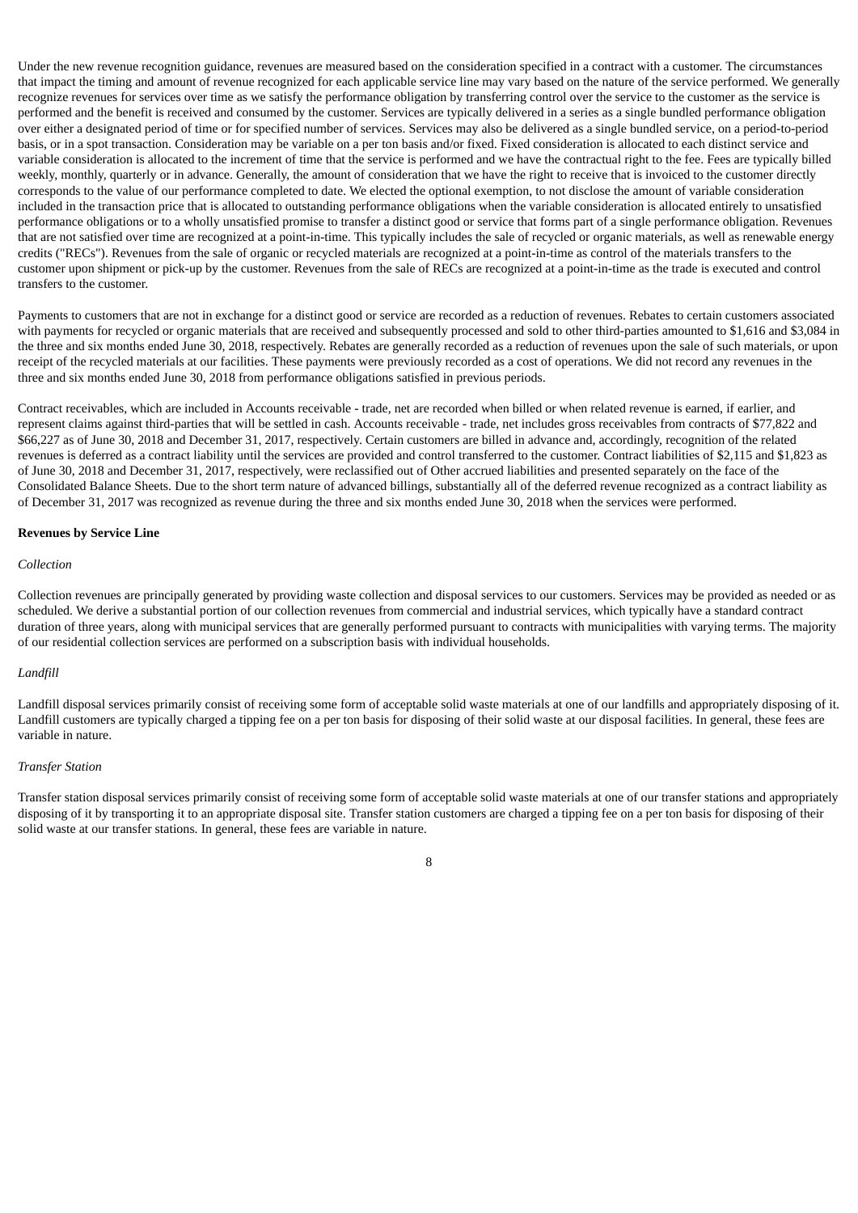Under the new revenue recognition guidance, revenues are measured based on the consideration specified in a contract with a customer. The circumstances that impact the timing and amount of revenue recognized for each applicable service line may vary based on the nature of the service performed. We generally recognize revenues for services over time as we satisfy the performance obligation by transferring control over the service to the customer as the service is performed and the benefit is received and consumed by the customer. Services are typically delivered in a series as a single bundled performance obligation over either a designated period of time or for specified number of services. Services may also be delivered as a single bundled service, on a period-to-period basis, or in a spot transaction. Consideration may be variable on a per ton basis and/or fixed. Fixed consideration is allocated to each distinct service and variable consideration is allocated to the increment of time that the service is performed and we have the contractual right to the fee. Fees are typically billed weekly, monthly, quarterly or in advance. Generally, the amount of consideration that we have the right to receive that is invoiced to the customer directly corresponds to the value of our performance completed to date. We elected the optional exemption, to not disclose the amount of variable consideration included in the transaction price that is allocated to outstanding performance obligations when the variable consideration is allocated entirely to unsatisfied performance obligations or to a wholly unsatisfied promise to transfer a distinct good or service that forms part of a single performance obligation. Revenues that are not satisfied over time are recognized at a point-in-time. This typically includes the sale of recycled or organic materials, as well as renewable energy credits ("RECs"). Revenues from the sale of organic or recycled materials are recognized at a point-in-time as control of the materials transfers to the customer upon shipment or pick-up by the customer. Revenues from the sale of RECs are recognized at a point-in-time as the trade is executed and control transfers to the customer.

Payments to customers that are not in exchange for a distinct good or service are recorded as a reduction of revenues. Rebates to certain customers associated with payments for recycled or organic materials that are received and subsequently processed and sold to other third-parties amounted to $1,616 and $3,084 in the three and six months ended June 30, 2018, respectively. Rebates are generally recorded as a reduction of revenues upon the sale of such materials, or upon receipt of the recycled materials at our facilities. These payments were previously recorded as a cost of operations. We did not record any revenues in the three and six months ended June 30, 2018 from performance obligations satisfied in previous periods.

Contract receivables, which are included in Accounts receivable - trade, net are recorded when billed or when related revenue is earned, if earlier, and represent claims against third-parties that will be settled in cash. Accounts receivable - trade, net includes gross receivables from contracts of $77,822 and $66,227 as of June 30, 2018 and December 31, 2017, respectively. Certain customers are billed in advance and, accordingly, recognition of the related revenues is deferred as a contract liability until the services are provided and control transferred to the customer. Contract liabilities of $2,115 and $1,823 as of June 30, 2018 and December 31, 2017, respectively, were reclassified out of Other accrued liabilities and presented separately on the face of the Consolidated Balance Sheets. Due to the short term nature of advanced billings, substantially all of the deferred revenue recognized as a contract liability as of December 31, 2017 was recognized as revenue during the three and six months ended June 30, 2018 when the services were performed.

**Revenues by Service Line**

*Collection*

Collection revenues are principally generated by providing waste collection and disposal services to our customers. Services may be provided as needed or as scheduled. We derive a substantial portion of our collection revenues from commercial and industrial services, which typically have a standard contract duration of three years, along with municipal services that are generally performed pursuant to contracts with municipalities with varying terms. The majority of our residential collection services are performed on a subscription basis with individual households.

*Landfill*

Landfill disposal services primarily consist of receiving some form of acceptable solid waste materials at one of our landfills and appropriately disposing of it. Landfill customers are typically charged a tipping fee on a per ton basis for disposing of their solid waste at our disposal facilities. In general, these fees are variable in nature.

*Transfer Station*

Transfer station disposal services primarily consist of receiving some form of acceptable solid waste materials at one of our transfer stations and appropriately disposing of it by transporting it to an appropriate disposal site. Transfer station customers are charged a tipping fee on a per ton basis for disposing of their solid waste at our transfer stations. In general, these fees are variable in nature.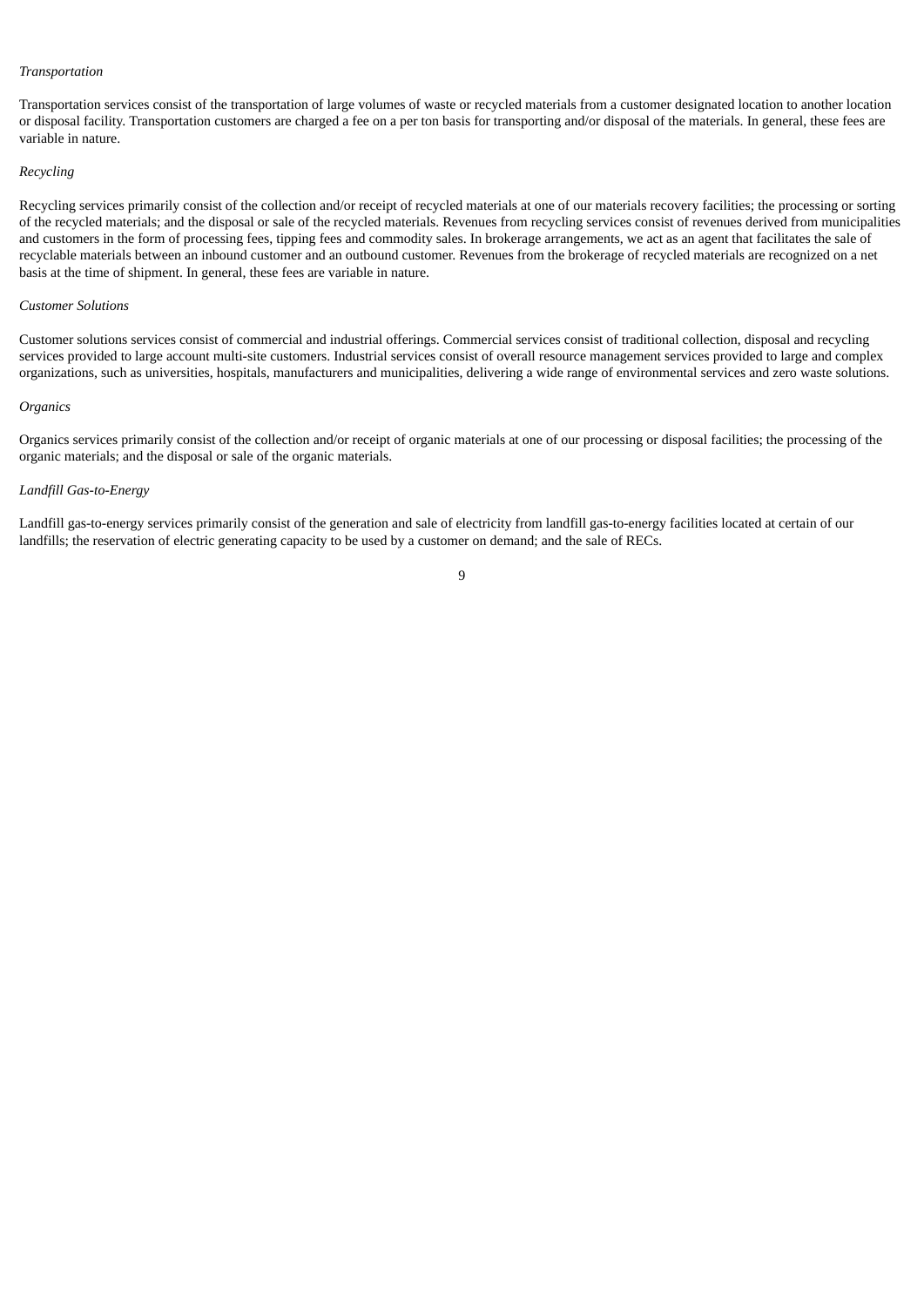*Transportation*

Transportation services consist of the transportation of large volumes of waste or recycled materials from a customer designated location to another location or disposal facility. Transportation customers are charged a fee on a per ton basis for transporting and/or disposal of the materials. In general, these fees are variable in nature.

*Recycling*

Recycling services primarily consist of the collection and/or receipt of recycled materials at one of our materials recovery facilities; the processing or sorting of the recycled materials; and the disposal or sale of the recycled materials. Revenues from recycling services consist of revenues derived from municipalities and customers in the form of processing fees, tipping fees and commodity sales. In brokerage arrangements, we act as an agent that facilitates the sale of recyclable materials between an inbound customer and an outbound customer. Revenues from the brokerage of recycled materials are recognized on a net basis at the time of shipment. In general, these fees are variable in nature.

*Customer Solutions*

Customer solutions services consist of commercial and industrial offerings. Commercial services consist of traditional collection, disposal and recycling services provided to large account multi-site customers. Industrial services consist of overall resource management services provided to large and complex organizations, such as universities, hospitals, manufacturers and municipalities, delivering a wide range of environmental services and zero waste solutions.

*Organics*

Organics services primarily consist of the collection and/or receipt of organic materials at one of our processing or disposal facilities; the processing of the organic materials; and the disposal or sale of the organic materials.

*Landfill Gas-to-Energy*

Landfill gas-to-energy services primarily consist of the generation and sale of electricity from landfill gas-to-energy facilities located at certain of our landfills; the reservation of electric generating capacity to be used by a customer on demand; and the sale of RECs.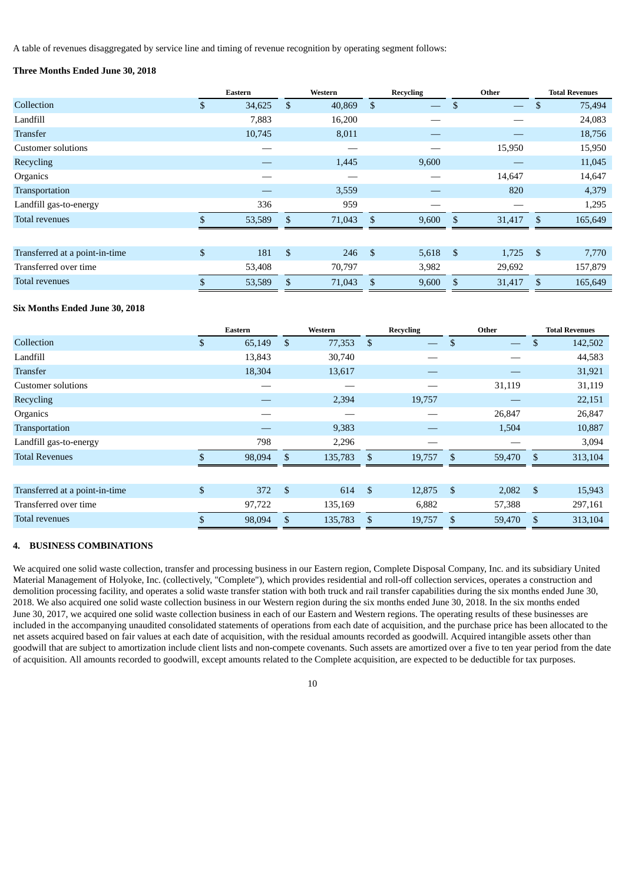A table of revenues disaggregated by service line and timing of revenue recognition by operating segment follows:

**Three Months Ended June 30, 2018**

| | Eastern | Western | Recycling | Other | Total Revenues |
|---|---|---|---|---|---|
| Collection | $ 34,625 | $ 40,869 | $ — | $ — | $ 75,494 |
| Landfill | 7,883 | 16,200 | — | — | 24,083 |
| Transfer | 10,745 | 8,011 | — | — | 18,756 |
| Customer solutions | — | — | — | 15,950 | 15,950 |
| Recycling | — | 1,445 | 9,600 | — | 11,045 |
| Organics | — | — | — | 14,647 | 14,647 |
| Transportation | — | 3,559 | — | 820 | 4,379 |
| Landfill gas-to-energy | 336 | 959 | — | — | 1,295 |
| Total revenues | $ 53,589 | $ 71,043 | $ 9,600 | $ 31,417 | $ 165,649 |
| | | | | | |
| Transferred at a point-in-time | $ 181 | $ 246 | $ 5,618 | $ 1,725 | $ 7,770 |
| Transferred over time | 53,408 | 70,797 | 3,982 | 29,692 | 157,879 |
| Total revenues | $ 53,589 | $ 71,043 | $ 9,600 | $ 31,417 | $ 165,649 |

**Six Months Ended June 30, 2018**

| | Eastern | Western | Recycling | Other | Total Revenues |
|---|---|---|---|---|---|
| Collection | $ 65,149 | $ 77,353 | $ — | $ — | $ 142,502 |
| Landfill | 13,843 | 30,740 | — | — | 44,583 |
| Transfer | 18,304 | 13,617 | — | — | 31,921 |
| Customer solutions | — | — | — | 31,119 | 31,119 |
| Recycling | — | 2,394 | 19,757 | — | 22,151 |
| Organics | — | — | — | 26,847 | 26,847 |
| Transportation | — | 9,383 | — | 1,504 | 10,887 |
| Landfill gas-to-energy | 798 | 2,296 | — | — | 3,094 |
| Total Revenues | $ 98,094 | $ 135,783 | $ 19,757 | $ 59,470 | $ 313,104 |
| | | | | | |
| Transferred at a point-in-time | $ 372 | $ 614 | $ 12,875 | $ 2,082 | $ 15,943 |
| Transferred over time | 97,722 | 135,169 | 6,882 | 57,388 | 297,161 |
| Total revenues | $ 98,094 | $ 135,783 | $ 19,757 | $ 59,470 | $ 313,104 |

## 4. BUSINESS COMBINATIONS

We acquired one solid waste collection, transfer and processing business in our Eastern region, Complete Disposal Company, Inc. and its subsidiary United Material Management of Holyoke, Inc. (collectively, "Complete"), which provides residential and roll-off collection services, operates a construction and demolition processing facility, and operates a solid waste transfer station with both truck and rail transfer capabilities during the six months ended June 30, 2018. We also acquired one solid waste collection business in our Western region during the six months ended June 30, 2018. In the six months ended June 30, 2017, we acquired one solid waste collection business in each of our Eastern and Western regions. The operating results of these businesses are included in the accompanying unaudited consolidated statements of operations from each date of acquisition, and the purchase price has been allocated to the net assets acquired based on fair values at each date of acquisition, with the residual amounts recorded as goodwill. Acquired intangible assets other than goodwill that are subject to amortization include client lists and non-compete covenants. Such assets are amortized over a five to ten year period from the date of acquisition. All amounts recorded to goodwill, except amounts related to the Complete acquisition, are expected to be deductible for tax purposes.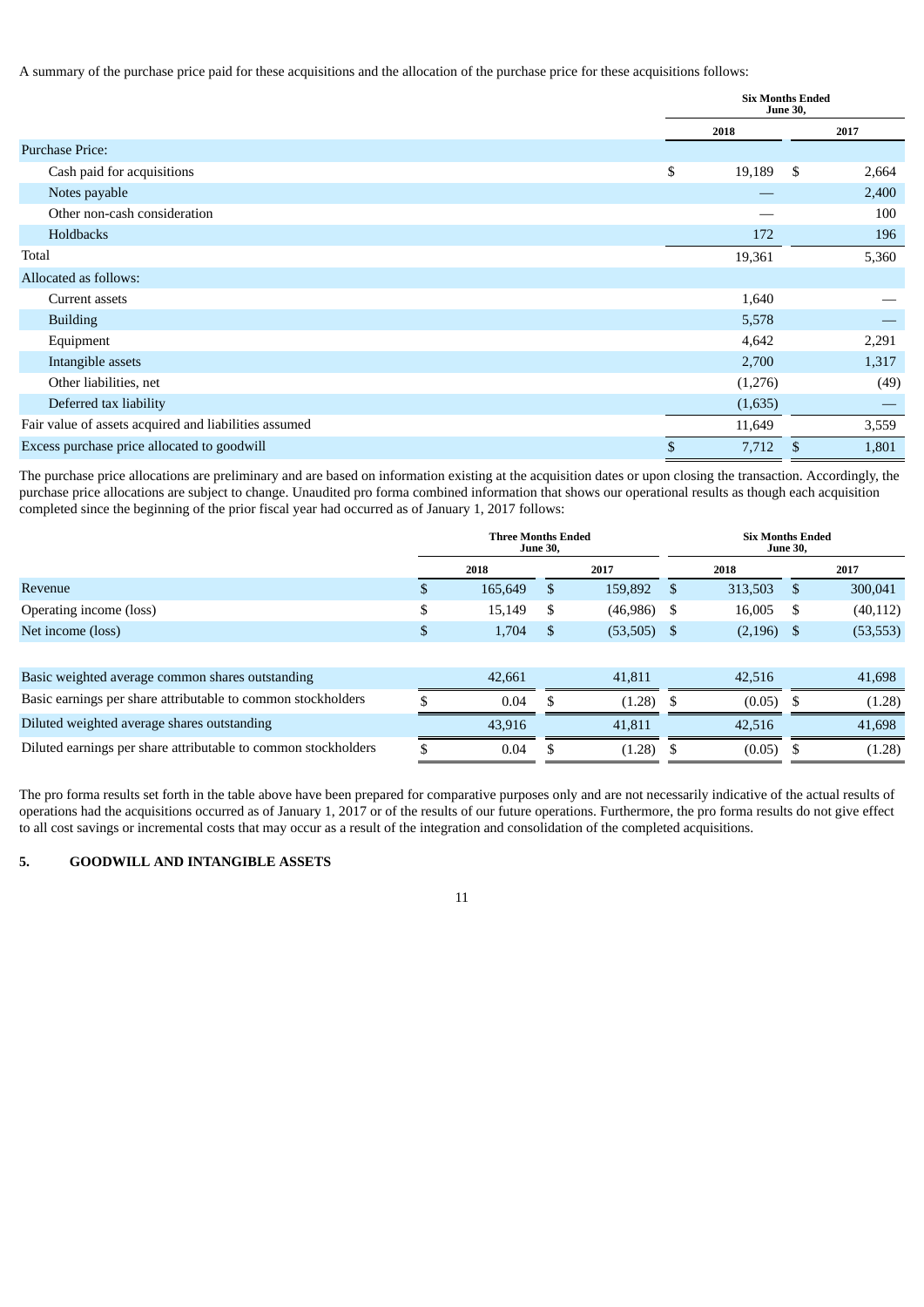A summary of the purchase price paid for these acquisitions and the allocation of the purchase price for these acquisitions follows:

| | Six Months Ended June 30, | |
|---|---|---|
| | 2018 | 2017 |
| Purchase Price: | | |
| Cash paid for acquisitions | $ 19,189 | $ 2,664 |
| Notes payable | — | 2,400 |
| Other non-cash consideration | — | 100 |
| Holdbacks | 172 | 196 |
| Total | 19,361 | 5,360 |
| Allocated as follows: | | |
| Current assets | 1,640 | — |
| Building | 5,578 | — |
| Equipment | 4,642 | 2,291 |
| Intangible assets | 2,700 | 1,317 |
| Other liabilities, net | (1,276) | (49) |
| Deferred tax liability | (1,635) | — |
| Fair value of assets acquired and liabilities assumed | 11,649 | 3,559 |
| Excess purchase price allocated to goodwill | $ 7,712 | $ 1,801 |

The purchase price allocations are preliminary and are based on information existing at the acquisition dates or upon closing the transaction. Accordingly, the purchase price allocations are subject to change. Unaudited pro forma combined information that shows our operational results as though each acquisition completed since the beginning of the prior fiscal year had occurred as of January 1, 2017 follows:

| | Three Months Ended June 30, | | Six Months Ended June 30, | |
|---|---|---|---|---|
| | 2018 | 2017 | 2018 | 2017 |
| Revenue | $ 165,649 | $ 159,892 | $ 313,503 | $ 300,041 |
| Operating income (loss) | $ 15,149 | $ (46,986) | $ 16,005 | $ (40,112) |
| Net income (loss) | $ 1,704 | $ (53,505) | $ (2,196) | $ (53,553) |
| | | | | |
| Basic weighted average common shares outstanding | 42,661 | 41,811 | 42,516 | 41,698 |
| Basic earnings per share attributable to common stockholders | $ 0.04 | $ (1.28) | $ (0.05) | $ (1.28) |
| Diluted weighted average shares outstanding | 43,916 | 41,811 | 42,516 | 41,698 |
| Diluted earnings per share attributable to common stockholders | $ 0.04 | $ (1.28) | $ (0.05) | $ (1.28) |

The pro forma results set forth in the table above have been prepared for comparative purposes only and are not necessarily indicative of the actual results of operations had the acquisitions occurred as of January 1, 2017 or of the results of our future operations. Furthermore, the pro forma results do not give effect to all cost savings or incremental costs that may occur as a result of the integration and consolidation of the completed acquisitions.

## 5. GOODWILL AND INTANGIBLE ASSETS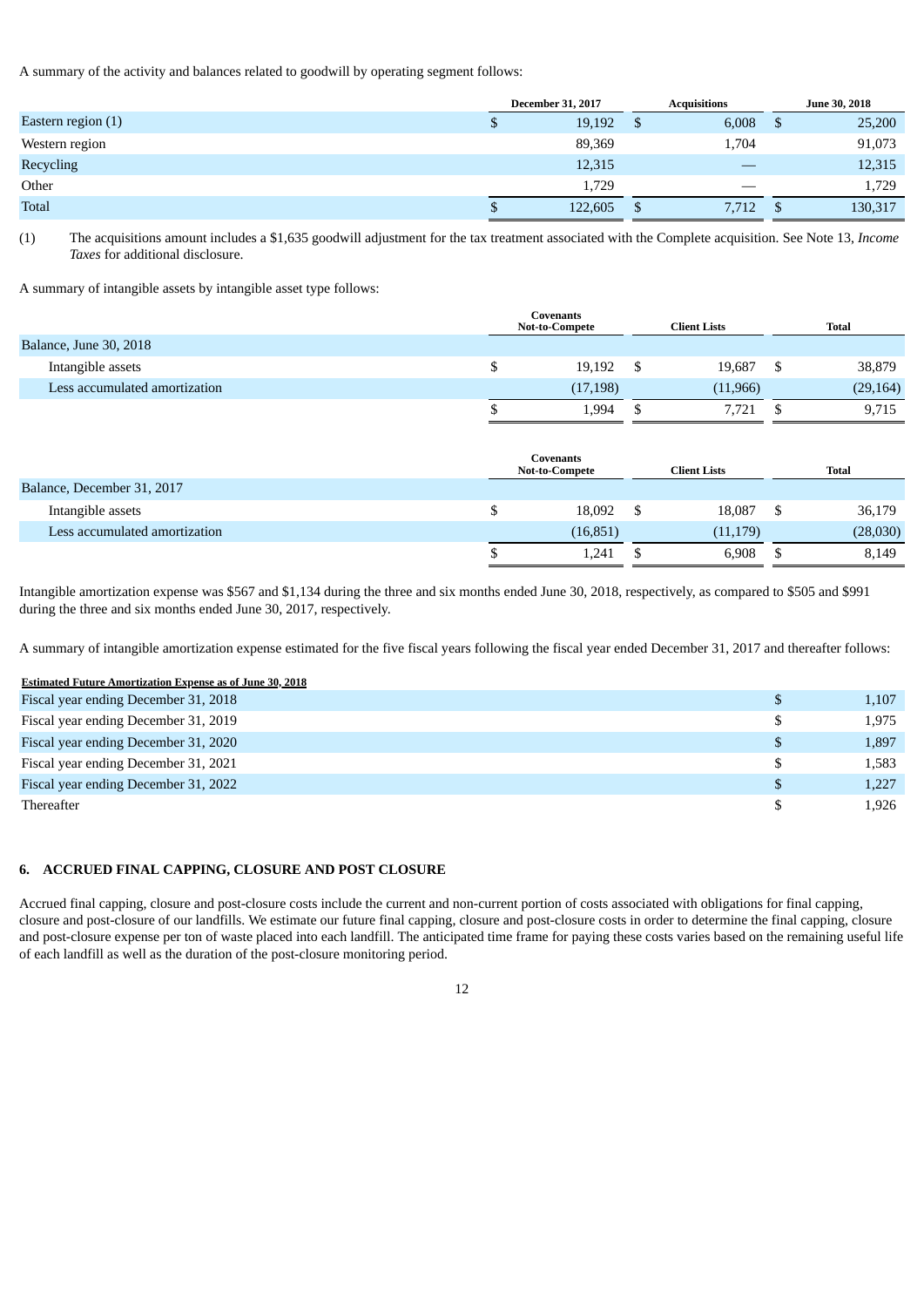A summary of the activity and balances related to goodwill by operating segment follows:

| | December 31, 2017 | Acquisitions | June 30, 2018 |
|---|---|---|---|
| Eastern region (1) | $ 19,192 | $ 6,008 | $ 25,200 |
| Western region | 89,369 | 1,704 | 91,073 |
| Recycling | 12,315 | — | 12,315 |
| Other | 1,729 | — | 1,729 |
| Total | $ 122,605 | $ 7,712 | $ 130,317 |

(1) The acquisitions amount includes a $1,635 goodwill adjustment for the tax treatment associated with the Complete acquisition. See Note 13, *Income Taxes* for additional disclosure.

A summary of intangible assets by intangible asset type follows:

| | Covenants Not-to-Compete | Client Lists | Total |
|---|---|---|---|
| Balance, June 30, 2018 | | | |
| Intangible assets | $ 19,192 | $ 19,687 | $ 38,879 |
| Less accumulated amortization | (17,198) | (11,966) | (29,164) |
| | $ 1,994 | $ 7,721 | $ 9,715 |

| | Covenants Not-to-Compete | Client Lists | Total |
|---|---|---|---|
| Balance, December 31, 2017 | | | |
| Intangible assets | $ 18,092 | $ 18,087 | $ 36,179 |
| Less accumulated amortization | (16,851) | (11,179) | (28,030) |
| | $ 1,241 | $ 6,908 | $ 8,149 |

Intangible amortization expense was $567 and $1,134 during the three and six months ended June 30, 2018, respectively, as compared to $505 and $991 during the three and six months ended June 30, 2017, respectively.

A summary of intangible amortization expense estimated for the five fiscal years following the fiscal year ended December 31, 2017 and thereafter follows:

| Estimated Future Amortization Expense as of June 30, 2018 | |
|---|---|
| Fiscal year ending December 31, 2018 | $ 1,107 |
| Fiscal year ending December 31, 2019 | $ 1,975 |
| Fiscal year ending December 31, 2020 | $ 1,897 |
| Fiscal year ending December 31, 2021 | $ 1,583 |
| Fiscal year ending December 31, 2022 | $ 1,227 |
| Thereafter | $ 1,926 |

## 6. ACCRUED FINAL CAPPING, CLOSURE AND POST CLOSURE

Accrued final capping, closure and post-closure costs include the current and non-current portion of costs associated with obligations for final capping, closure and post-closure of our landfills. We estimate our future final capping, closure and post-closure costs in order to determine the final capping, closure and post-closure expense per ton of waste placed into each landfill. The anticipated time frame for paying these costs varies based on the remaining useful life of each landfill as well as the duration of the post-closure monitoring period.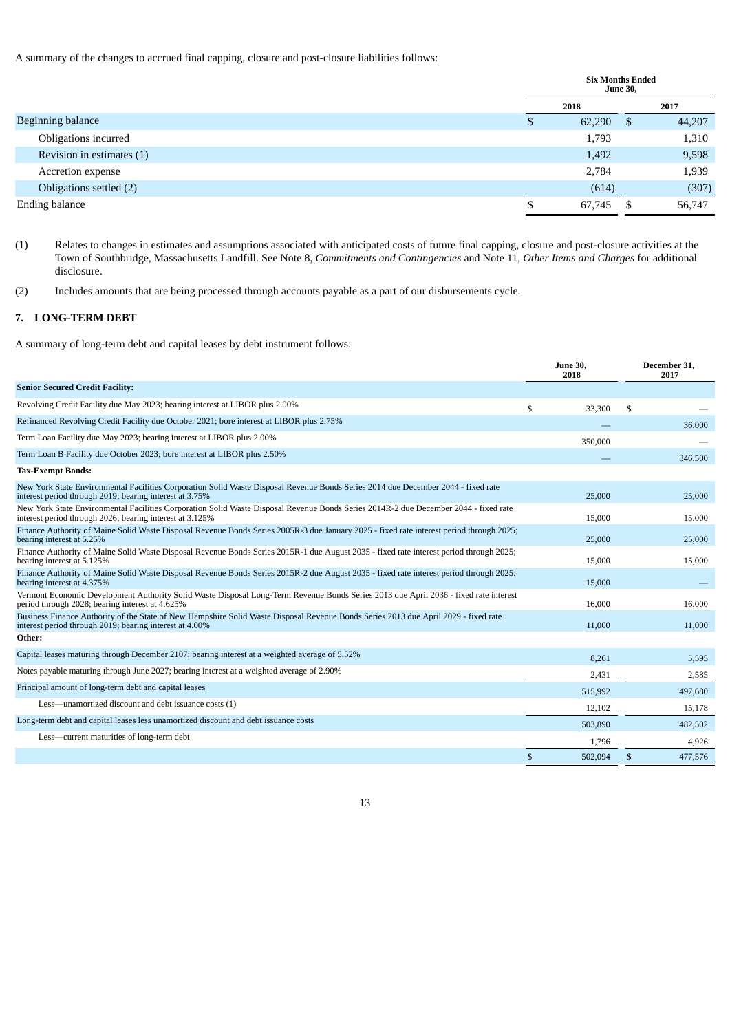A summary of the changes to accrued final capping, closure and post-closure liabilities follows:

| | Six Months Ended June 30, | |
|---|---|---|
| | 2018 | 2017 |
| Beginning balance | $ 62,290 | $ 44,207 |
| Obligations incurred | 1,793 | 1,310 |
| Revision in estimates (1) | 1,492 | 9,598 |
| Accretion expense | 2,784 | 1,939 |
| Obligations settled (2) | (614) | (307) |
| Ending balance | $ 67,745 | $ 56,747 |

(1) Relates to changes in estimates and assumptions associated with anticipated costs of future final capping, closure and post-closure activities at the Town of Southbridge, Massachusetts Landfill. See Note 8, *Commitments and Contingencies* and Note 11, *Other Items and Charges* for additional disclosure.

(2) Includes amounts that are being processed through accounts payable as a part of our disbursements cycle.

## 7. LONG-TERM DEBT

A summary of long-term debt and capital leases by debt instrument follows:

| | June 30, 2018 | December 31, 2017 |
|---|---|---|
| **Senior Secured Credit Facility:** | | |
| Revolving Credit Facility due May 2023; bearing interest at LIBOR plus 2.00% | $ 33,300 | $ — |
| Refinanced Revolving Credit Facility due October 2021; bore interest at LIBOR plus 2.75% | — | 36,000 |
| Term Loan Facility due May 2023; bearing interest at LIBOR plus 2.00% | 350,000 | — |
| Term Loan B Facility due October 2023; bore interest at LIBOR plus 2.50% | — | 346,500 |
| **Tax-Exempt Bonds:** | | |
| New York State Environmental Facilities Corporation Solid Waste Disposal Revenue Bonds Series 2014 due December 2044 - fixed rate interest period through 2019; bearing interest at 3.75% | 25,000 | 25,000 |
| New York State Environmental Facilities Corporation Solid Waste Disposal Revenue Bonds Series 2014R-2 due December 2044 - fixed rate interest period through 2026; bearing interest at 3.125% | 15,000 | 15,000 |
| Finance Authority of Maine Solid Waste Disposal Revenue Bonds Series 2005R-3 due January 2025 - fixed rate interest period through 2025; bearing interest at 5.25% | 25,000 | 25,000 |
| Finance Authority of Maine Solid Waste Disposal Revenue Bonds Series 2015R-1 due August 2035 - fixed rate interest period through 2025; bearing interest at 5.125% | 15,000 | 15,000 |
| Finance Authority of Maine Solid Waste Disposal Revenue Bonds Series 2015R-2 due August 2035 - fixed rate interest period through 2025; bearing interest at 4.375% | 15,000 | — |
| Vermont Economic Development Authority Solid Waste Disposal Long-Term Revenue Bonds Series 2013 due April 2036 - fixed rate interest period through 2028; bearing interest at 4.625% | 16,000 | 16,000 |
| Business Finance Authority of the State of New Hampshire Solid Waste Disposal Revenue Bonds Series 2013 due April 2029 - fixed rate interest period through 2019; bearing interest at 4.00% | 11,000 | 11,000 |
| **Other:** | | |
| Capital leases maturing through December 2107; bearing interest at a weighted average of 5.52% | 8,261 | 5,595 |
| Notes payable maturing through June 2027; bearing interest at a weighted average of 2.90% | 2,431 | 2,585 |
| Principal amount of long-term debt and capital leases | 515,992 | 497,680 |
| Less—unamortized discount and debt issuance costs (1) | 12,102 | 15,178 |
| Long-term debt and capital leases less unamortized discount and debt issuance costs | 503,890 | 482,502 |
| Less—current maturities of long-term debt | 1,796 | 4,926 |
| | $ 502,094 | $ 477,576 |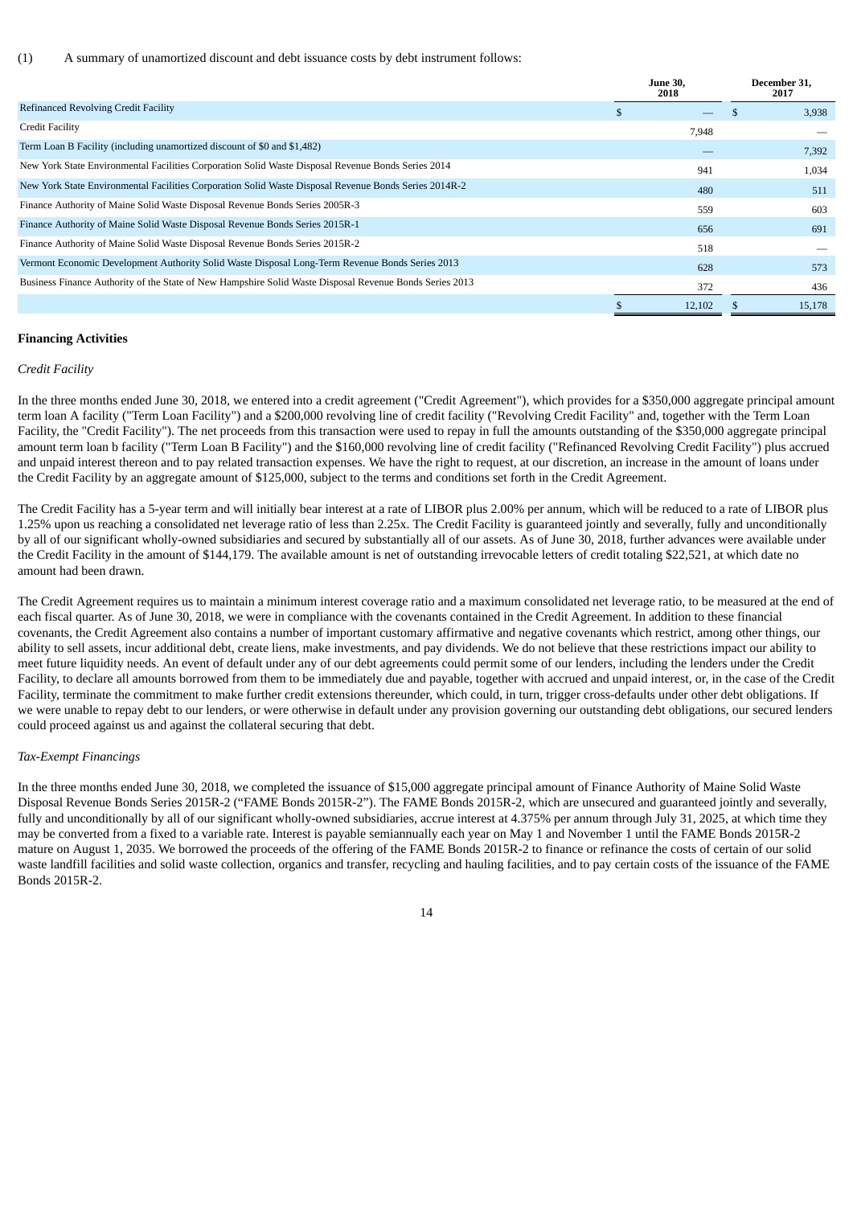(1) A summary of unamortized discount and debt issuance costs by debt instrument follows:

| | June 30, 2018 | December 31, 2017 |
|---|---|---|
| Refinanced Revolving Credit Facility | $ — | $ 3,938 |
| Credit Facility | 7,948 | — |
| Term Loan B Facility (including unamortized discount of $0 and $1,482) | — | 7,392 |
| New York State Environmental Facilities Corporation Solid Waste Disposal Revenue Bonds Series 2014 | 941 | 1,034 |
| New York State Environmental Facilities Corporation Solid Waste Disposal Revenue Bonds Series 2014R-2 | 480 | 511 |
| Finance Authority of Maine Solid Waste Disposal Revenue Bonds Series 2005R-3 | 559 | 603 |
| Finance Authority of Maine Solid Waste Disposal Revenue Bonds Series 2015R-1 | 656 | 691 |
| Finance Authority of Maine Solid Waste Disposal Revenue Bonds Series 2015R-2 | 518 | — |
| Vermont Economic Development Authority Solid Waste Disposal Long-Term Revenue Bonds Series 2013 | 628 | 573 |
| Business Finance Authority of the State of New Hampshire Solid Waste Disposal Revenue Bonds Series 2013 | 372 | 436 |
| | $ 12,102 | $ 15,178 |

**Financing Activities**

*Credit Facility*

In the three months ended June 30, 2018, we entered into a credit agreement ("Credit Agreement"), which provides for a $350,000 aggregate principal amount term loan A facility ("Term Loan Facility") and a $200,000 revolving line of credit facility ("Revolving Credit Facility" and, together with the Term Loan Facility, the "Credit Facility"). The net proceeds from this transaction were used to repay in full the amounts outstanding of the $350,000 aggregate principal amount term loan b facility ("Term Loan B Facility") and the $160,000 revolving line of credit facility ("Refinanced Revolving Credit Facility") plus accrued and unpaid interest thereon and to pay related transaction expenses. We have the right to request, at our discretion, an increase in the amount of loans under the Credit Facility by an aggregate amount of $125,000, subject to the terms and conditions set forth in the Credit Agreement.

The Credit Facility has a 5-year term and will initially bear interest at a rate of LIBOR plus 2.00% per annum, which will be reduced to a rate of LIBOR plus 1.25% upon us reaching a consolidated net leverage ratio of less than 2.25x. The Credit Facility is guaranteed jointly and severally, fully and unconditionally by all of our significant wholly-owned subsidiaries and secured by substantially all of our assets. As of June 30, 2018, further advances were available under the Credit Facility in the amount of $144,179. The available amount is net of outstanding irrevocable letters of credit totaling $22,521, at which date no amount had been drawn.

The Credit Agreement requires us to maintain a minimum interest coverage ratio and a maximum consolidated net leverage ratio, to be measured at the end of each fiscal quarter. As of June 30, 2018, we were in compliance with the covenants contained in the Credit Agreement. In addition to these financial covenants, the Credit Agreement also contains a number of important customary affirmative and negative covenants which restrict, among other things, our ability to sell assets, incur additional debt, create liens, make investments, and pay dividends. We do not believe that these restrictions impact our ability to meet future liquidity needs. An event of default under any of our debt agreements could permit some of our lenders, including the lenders under the Credit Facility, to declare all amounts borrowed from them to be immediately due and payable, together with accrued and unpaid interest, or, in the case of the Credit Facility, terminate the commitment to make further credit extensions thereunder, which could, in turn, trigger cross-defaults under other debt obligations. If we were unable to repay debt to our lenders, or were otherwise in default under any provision governing our outstanding debt obligations, our secured lenders could proceed against us and against the collateral securing that debt.

*Tax-Exempt Financings*

In the three months ended June 30, 2018, we completed the issuance of $15,000 aggregate principal amount of Finance Authority of Maine Solid Waste Disposal Revenue Bonds Series 2015R-2 ("FAME Bonds 2015R-2"). The FAME Bonds 2015R-2, which are unsecured and guaranteed jointly and severally, fully and unconditionally by all of our significant wholly-owned subsidiaries, accrue interest at 4.375% per annum through July 31, 2025, at which time they may be converted from a fixed to a variable rate. Interest is payable semiannually each year on May 1 and November 1 until the FAME Bonds 2015R-2 mature on August 1, 2035. We borrowed the proceeds of the offering of the FAME Bonds 2015R-2 to finance or refinance the costs of certain of our solid waste landfill facilities and solid waste collection, organics and transfer, recycling and hauling facilities, and to pay certain costs of the issuance of the FAME Bonds 2015R-2.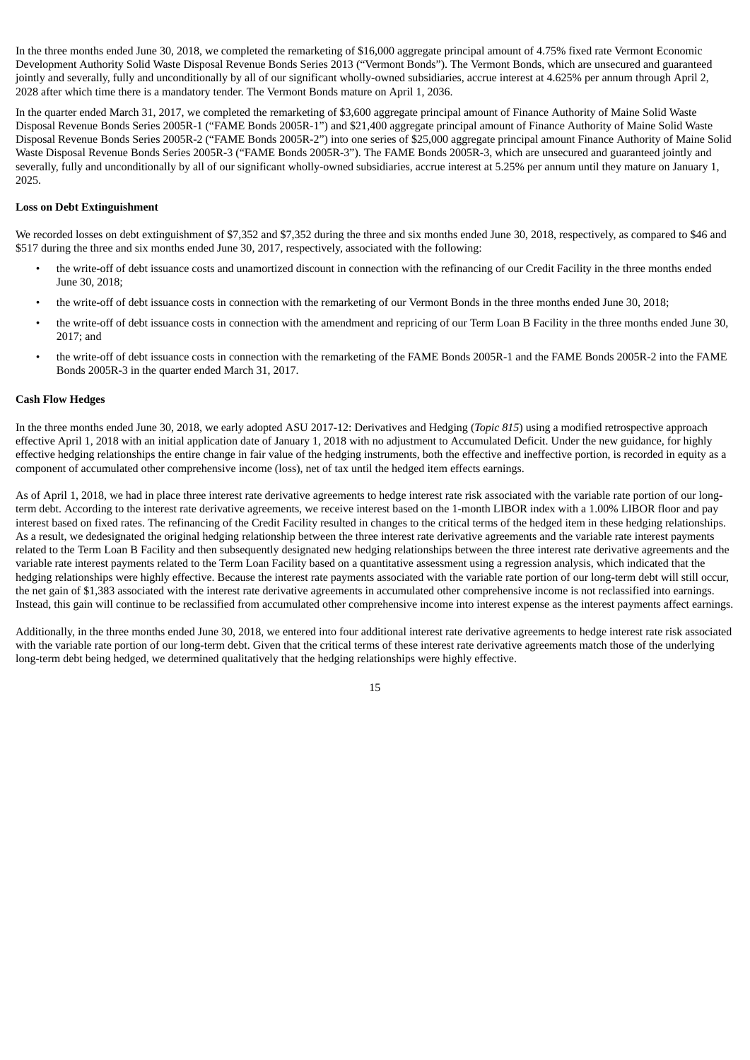In the three months ended June 30, 2018, we completed the remarketing of $16,000 aggregate principal amount of 4.75% fixed rate Vermont Economic Development Authority Solid Waste Disposal Revenue Bonds Series 2013 ("Vermont Bonds"). The Vermont Bonds, which are unsecured and guaranteed jointly and severally, fully and unconditionally by all of our significant wholly-owned subsidiaries, accrue interest at 4.625% per annum through April 2, 2028 after which time there is a mandatory tender. The Vermont Bonds mature on April 1, 2036.

In the quarter ended March 31, 2017, we completed the remarketing of $3,600 aggregate principal amount of Finance Authority of Maine Solid Waste Disposal Revenue Bonds Series 2005R-1 ("FAME Bonds 2005R-1") and $21,400 aggregate principal amount of Finance Authority of Maine Solid Waste Disposal Revenue Bonds Series 2005R-2 ("FAME Bonds 2005R-2") into one series of $25,000 aggregate principal amount Finance Authority of Maine Solid Waste Disposal Revenue Bonds Series 2005R-3 ("FAME Bonds 2005R-3"). The FAME Bonds 2005R-3, which are unsecured and guaranteed jointly and severally, fully and unconditionally by all of our significant wholly-owned subsidiaries, accrue interest at 5.25% per annum until they mature on January 1, 2025.

**Loss on Debt Extinguishment**

We recorded losses on debt extinguishment of $7,352 and $7,352 during the three and six months ended June 30, 2018, respectively, as compared to $46 and $517 during the three and six months ended June 30, 2017, respectively, associated with the following:

- the write-off of debt issuance costs and unamortized discount in connection with the refinancing of our Credit Facility in the three months ended June 30, 2018;
- the write-off of debt issuance costs in connection with the remarketing of our Vermont Bonds in the three months ended June 30, 2018;
- the write-off of debt issuance costs in connection with the amendment and repricing of our Term Loan B Facility in the three months ended June 30, 2017; and
- the write-off of debt issuance costs in connection with the remarketing of the FAME Bonds 2005R-1 and the FAME Bonds 2005R-2 into the FAME Bonds 2005R-3 in the quarter ended March 31, 2017.

**Cash Flow Hedges**

In the three months ended June 30, 2018, we early adopted ASU 2017-12: Derivatives and Hedging (*Topic 815*) using a modified retrospective approach effective April 1, 2018 with an initial application date of January 1, 2018 with no adjustment to Accumulated Deficit. Under the new guidance, for highly effective hedging relationships the entire change in fair value of the hedging instruments, both the effective and ineffective portion, is recorded in equity as a component of accumulated other comprehensive income (loss), net of tax until the hedged item effects earnings.

As of April 1, 2018, we had in place three interest rate derivative agreements to hedge interest rate risk associated with the variable rate portion of our long-term debt. According to the interest rate derivative agreements, we receive interest based on the 1-month LIBOR index with a 1.00% LIBOR floor and pay interest based on fixed rates. The refinancing of the Credit Facility resulted in changes to the critical terms of the hedged item in these hedging relationships. As a result, we dedesignated the original hedging relationship between the three interest rate derivative agreements and the variable rate interest payments related to the Term Loan B Facility and then subsequently designated new hedging relationships between the three interest rate derivative agreements and the variable rate interest payments related to the Term Loan Facility based on a quantitative assessment using a regression analysis, which indicated that the hedging relationships were highly effective. Because the interest rate payments associated with the variable rate portion of our long-term debt will still occur, the net gain of $1,383 associated with the interest rate derivative agreements in accumulated other comprehensive income is not reclassified into earnings. Instead, this gain will continue to be reclassified from accumulated other comprehensive income into interest expense as the interest payments affect earnings.

Additionally, in the three months ended June 30, 2018, we entered into four additional interest rate derivative agreements to hedge interest rate risk associated with the variable rate portion of our long-term debt. Given that the critical terms of these interest rate derivative agreements match those of the underlying long-term debt being hedged, we determined qualitatively that the hedging relationships were highly effective.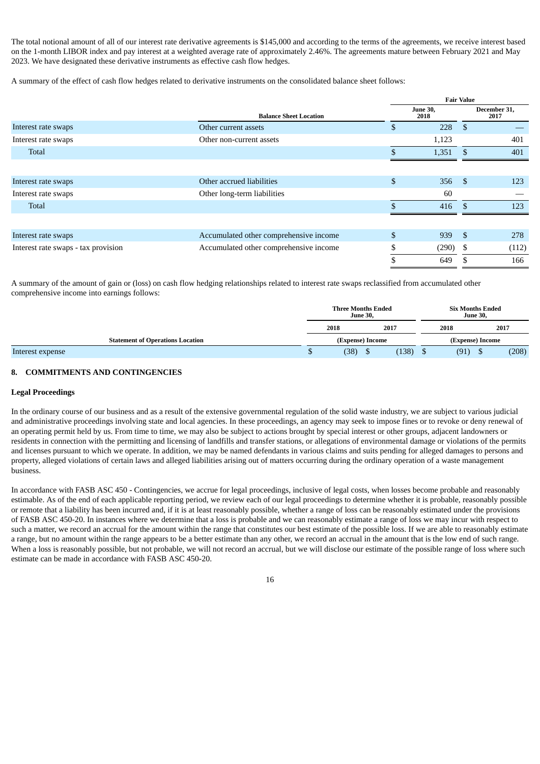The total notional amount of all of our interest rate derivative agreements is $145,000 and according to the terms of the agreements, we receive interest based on the 1-month LIBOR index and pay interest at a weighted average rate of approximately 2.46%. The agreements mature between February 2021 and May 2023. We have designated these derivative instruments as effective cash flow hedges.

A summary of the effect of cash flow hedges related to derivative instruments on the consolidated balance sheet follows:

| | | Fair Value | |
|---|---|---|---|
| | Balance Sheet Location | June 30, 2018 | December 31, 2017 |
| Interest rate swaps | Other current assets | $ 228 | $ — |
| Interest rate swaps | Other non-current assets | 1,123 | 401 |
| Total | | $ 1,351 | $ 401 |
| | | | |
| Interest rate swaps | Other accrued liabilities | $ 356 | $ 123 |
| Interest rate swaps | Other long-term liabilities | 60 | — |
| Total | | $ 416 | $ 123 |
| | | | |
| Interest rate swaps | Accumulated other comprehensive income | $ 939 | $ 278 |
| Interest rate swaps - tax provision | Accumulated other comprehensive income | $ (290) | $ (112) |
| | | $ 649 | $ 166 |

A summary of the amount of gain or (loss) on cash flow hedging relationships related to interest rate swaps reclassified from accumulated other comprehensive income into earnings follows:

| | Three Months Ended June 30, | | Six Months Ended June 30, | |
|---|---|---|---|---|
| | 2018 | 2017 | 2018 | 2017 |
| Statement of Operations Location | (Expense) Income | | (Expense) Income | |
| Interest expense | $ (38) | $ (138) | $ (91) | $ (208) |

## 8. COMMITMENTS AND CONTINGENCIES

### Legal Proceedings

In the ordinary course of our business and as a result of the extensive governmental regulation of the solid waste industry, we are subject to various judicial and administrative proceedings involving state and local agencies. In these proceedings, an agency may seek to impose fines or to revoke or deny renewal of an operating permit held by us. From time to time, we may also be subject to actions brought by special interest or other groups, adjacent landowners or residents in connection with the permitting and licensing of landfills and transfer stations, or allegations of environmental damage or violations of the permits and licenses pursuant to which we operate. In addition, we may be named defendants in various claims and suits pending for alleged damages to persons and property, alleged violations of certain laws and alleged liabilities arising out of matters occurring during the ordinary operation of a waste management business.

In accordance with FASB ASC 450 - Contingencies, we accrue for legal proceedings, inclusive of legal costs, when losses become probable and reasonably estimable. As of the end of each applicable reporting period, we review each of our legal proceedings to determine whether it is probable, reasonably possible or remote that a liability has been incurred and, if it is at least reasonably possible, whether a range of loss can be reasonably estimated under the provisions of FASB ASC 450-20. In instances where we determine that a loss is probable and we can reasonably estimate a range of loss we may incur with respect to such a matter, we record an accrual for the amount within the range that constitutes our best estimate of the possible loss. If we are able to reasonably estimate a range, but no amount within the range appears to be a better estimate than any other, we record an accrual in the amount that is the low end of such range. When a loss is reasonably possible, but not probable, we will not record an accrual, but we will disclose our estimate of the possible range of loss where such estimate can be made in accordance with FASB ASC 450-20.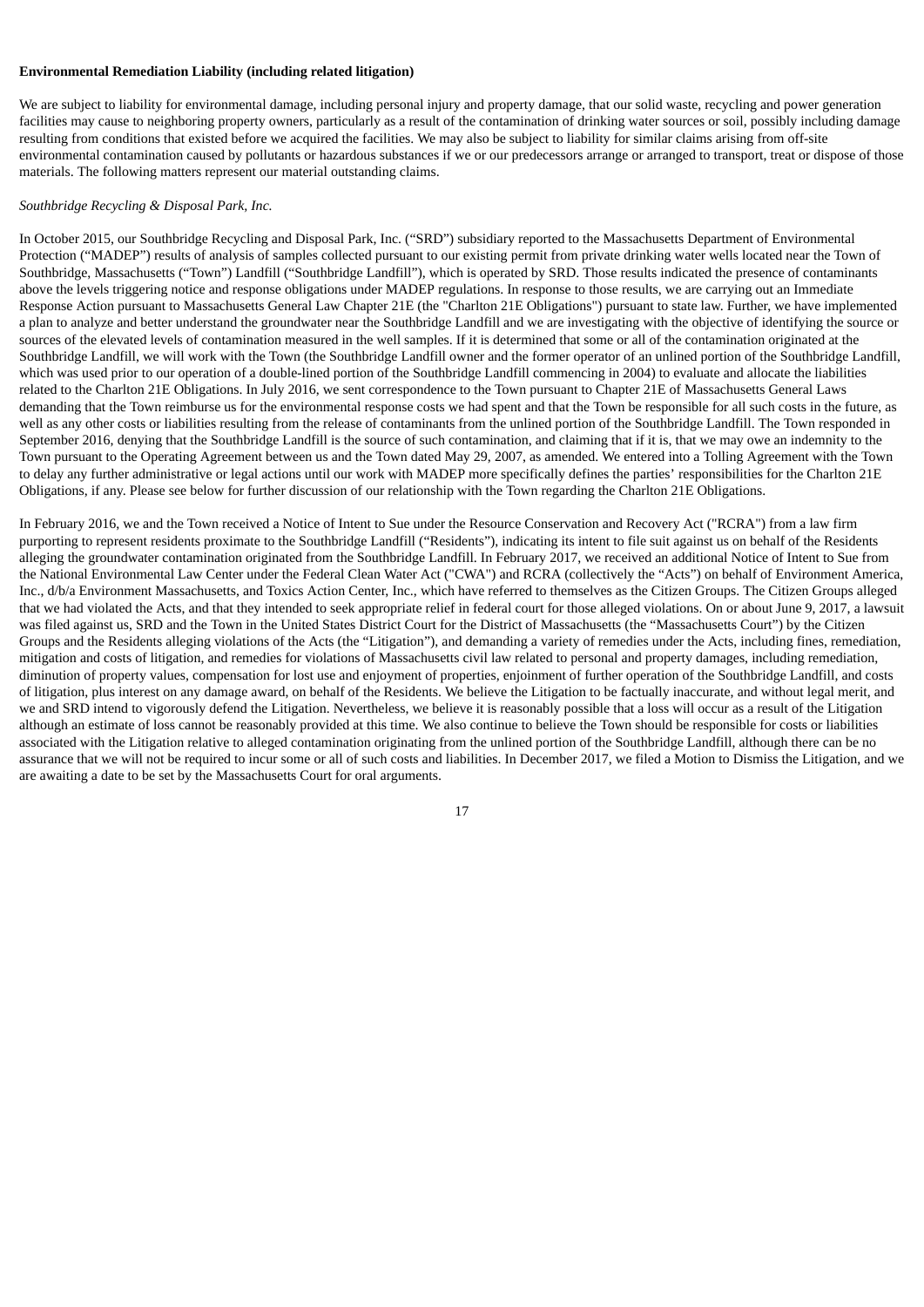**Environmental Remediation Liability (including related litigation)**

We are subject to liability for environmental damage, including personal injury and property damage, that our solid waste, recycling and power generation facilities may cause to neighboring property owners, particularly as a result of the contamination of drinking water sources or soil, possibly including damage resulting from conditions that existed before we acquired the facilities. We may also be subject to liability for similar claims arising from off-site environmental contamination caused by pollutants or hazardous substances if we or our predecessors arrange or arranged to transport, treat or dispose of those materials. The following matters represent our material outstanding claims.

*Southbridge Recycling & Disposal Park, Inc.*

In October 2015, our Southbridge Recycling and Disposal Park, Inc. ("SRD") subsidiary reported to the Massachusetts Department of Environmental Protection ("MADEP") results of analysis of samples collected pursuant to our existing permit from private drinking water wells located near the Town of Southbridge, Massachusetts ("Town") Landfill ("Southbridge Landfill"), which is operated by SRD. Those results indicated the presence of contaminants above the levels triggering notice and response obligations under MADEP regulations. In response to those results, we are carrying out an Immediate Response Action pursuant to Massachusetts General Law Chapter 21E (the "Charlton 21E Obligations") pursuant to state law. Further, we have implemented a plan to analyze and better understand the groundwater near the Southbridge Landfill and we are investigating with the objective of identifying the source or sources of the elevated levels of contamination measured in the well samples. If it is determined that some or all of the contamination originated at the Southbridge Landfill, we will work with the Town (the Southbridge Landfill owner and the former operator of an unlined portion of the Southbridge Landfill, which was used prior to our operation of a double-lined portion of the Southbridge Landfill commencing in 2004) to evaluate and allocate the liabilities related to the Charlton 21E Obligations. In July 2016, we sent correspondence to the Town pursuant to Chapter 21E of Massachusetts General Laws demanding that the Town reimburse us for the environmental response costs we had spent and that the Town be responsible for all such costs in the future, as well as any other costs or liabilities resulting from the release of contaminants from the unlined portion of the Southbridge Landfill. The Town responded in September 2016, denying that the Southbridge Landfill is the source of such contamination, and claiming that if it is, that we may owe an indemnity to the Town pursuant to the Operating Agreement between us and the Town dated May 29, 2007, as amended. We entered into a Tolling Agreement with the Town to delay any further administrative or legal actions until our work with MADEP more specifically defines the parties' responsibilities for the Charlton 21E Obligations, if any. Please see below for further discussion of our relationship with the Town regarding the Charlton 21E Obligations.

In February 2016, we and the Town received a Notice of Intent to Sue under the Resource Conservation and Recovery Act ("RCRA") from a law firm purporting to represent residents proximate to the Southbridge Landfill ("Residents"), indicating its intent to file suit against us on behalf of the Residents alleging the groundwater contamination originated from the Southbridge Landfill. In February 2017, we received an additional Notice of Intent to Sue from the National Environmental Law Center under the Federal Clean Water Act ("CWA") and RCRA (collectively the "Acts") on behalf of Environment America, Inc., d/b/a Environment Massachusetts, and Toxics Action Center, Inc., which have referred to themselves as the Citizen Groups. The Citizen Groups alleged that we had violated the Acts, and that they intended to seek appropriate relief in federal court for those alleged violations. On or about June 9, 2017, a lawsuit was filed against us, SRD and the Town in the United States District Court for the District of Massachusetts (the "Massachusetts Court") by the Citizen Groups and the Residents alleging violations of the Acts (the "Litigation"), and demanding a variety of remedies under the Acts, including fines, remediation, mitigation and costs of litigation, and remedies for violations of Massachusetts civil law related to personal and property damages, including remediation, diminution of property values, compensation for lost use and enjoyment of properties, enjoinment of further operation of the Southbridge Landfill, and costs of litigation, plus interest on any damage award, on behalf of the Residents. We believe the Litigation to be factually inaccurate, and without legal merit, and we and SRD intend to vigorously defend the Litigation. Nevertheless, we believe it is reasonably possible that a loss will occur as a result of the Litigation although an estimate of loss cannot be reasonably provided at this time. We also continue to believe the Town should be responsible for costs or liabilities associated with the Litigation relative to alleged contamination originating from the unlined portion of the Southbridge Landfill, although there can be no assurance that we will not be required to incur some or all of such costs and liabilities. In December 2017, we filed a Motion to Dismiss the Litigation, and we are awaiting a date to be set by the Massachusetts Court for oral arguments.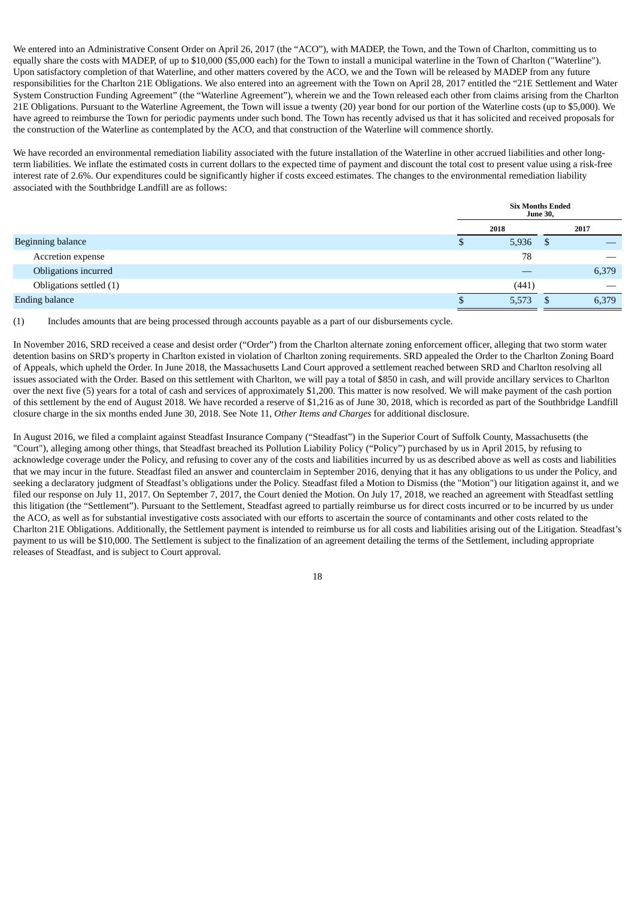We entered into an Administrative Consent Order on April 26, 2017 (the "ACO"), with MADEP, the Town, and the Town of Charlton, committing us to equally share the costs with MADEP, of up to $10,000 ($5,000 each) for the Town to install a municipal waterline in the Town of Charlton ("Waterline"). Upon satisfactory completion of that Waterline, and other matters covered by the ACO, we and the Town will be released by MADEP from any future responsibilities for the Charlton 21E Obligations. We also entered into an agreement with the Town on April 28, 2017 entitled the "21E Settlement and Water System Construction Funding Agreement" (the "Waterline Agreement"), wherein we and the Town released each other from claims arising from the Charlton 21E Obligations. Pursuant to the Waterline Agreement, the Town will issue a twenty (20) year bond for our portion of the Waterline costs (up to $5,000). We have agreed to reimburse the Town for periodic payments under such bond. The Town has recently advised us that it has solicited and received proposals for the construction of the Waterline as contemplated by the ACO, and that construction of the Waterline will commence shortly.

We have recorded an environmental remediation liability associated with the future installation of the Waterline in other accrued liabilities and other long-term liabilities. We inflate the estimated costs in current dollars to the expected time of payment and discount the total cost to present value using a risk-free interest rate of 2.6%. Our expenditures could be significantly higher if costs exceed estimates. The changes to the environmental remediation liability associated with the Southbridge Landfill are as follows:

| | Six Months Ended June 30, | |
|---|---|---|
| | 2018 | 2017 |
| Beginning balance | $ 5,936 | $ — |
| Accretion expense | 78 | — |
| Obligations incurred | — | 6,379 |
| Obligations settled (1) | (441) | — |
| Ending balance | $ 5,573 | $ 6,379 |

(1) Includes amounts that are being processed through accounts payable as a part of our disbursements cycle.

In November 2016, SRD received a cease and desist order ("Order") from the Charlton alternate zoning enforcement officer, alleging that two storm water detention basins on SRD's property in Charlton existed in violation of Charlton zoning requirements. SRD appealed the Order to the Charlton Zoning Board of Appeals, which upheld the Order. In June 2018, the Massachusetts Land Court approved a settlement reached between SRD and Charlton resolving all issues associated with the Order. Based on this settlement with Charlton, we will pay a total of $850 in cash, and will provide ancillary services to Charlton over the next five (5) years for a total of cash and services of approximately $1,200. This matter is now resolved. We will make payment of the cash portion of this settlement by the end of August 2018. We have recorded a reserve of $1,216 as of June 30, 2018, which is recorded as part of the Southbridge Landfill closure charge in the six months ended June 30, 2018. See Note 11, *Other Items and Charges* for additional disclosure.

In August 2016, we filed a complaint against Steadfast Insurance Company ("Steadfast") in the Superior Court of Suffolk County, Massachusetts (the "Court"), alleging among other things, that Steadfast breached its Pollution Liability Policy ("Policy") purchased by us in April 2015, by refusing to acknowledge coverage under the Policy, and refusing to cover any of the costs and liabilities incurred by us as described above as well as costs and liabilities that we may incur in the future. Steadfast filed an answer and counterclaim in September 2016, denying that it has any obligations to us under the Policy, and seeking a declaratory judgment of Steadfast's obligations under the Policy. Steadfast filed a Motion to Dismiss (the "Motion") our litigation against it, and we filed our response on July 11, 2017. On September 7, 2017, the Court denied the Motion. On July 17, 2018, we reached an agreement with Steadfast settling this litigation (the "Settlement"). Pursuant to the Settlement, Steadfast agreed to partially reimburse us for direct costs incurred or to be incurred by us under the ACO, as well as for substantial investigative costs associated with our efforts to ascertain the source of contaminants and other costs related to the Charlton 21E Obligations. Additionally, the Settlement payment is intended to reimburse us for all costs and liabilities arising out of the Litigation. Steadfast's payment to us will be $10,000. The Settlement is subject to the finalization of an agreement detailing the terms of the Settlement, including appropriate releases of Steadfast, and is subject to Court approval.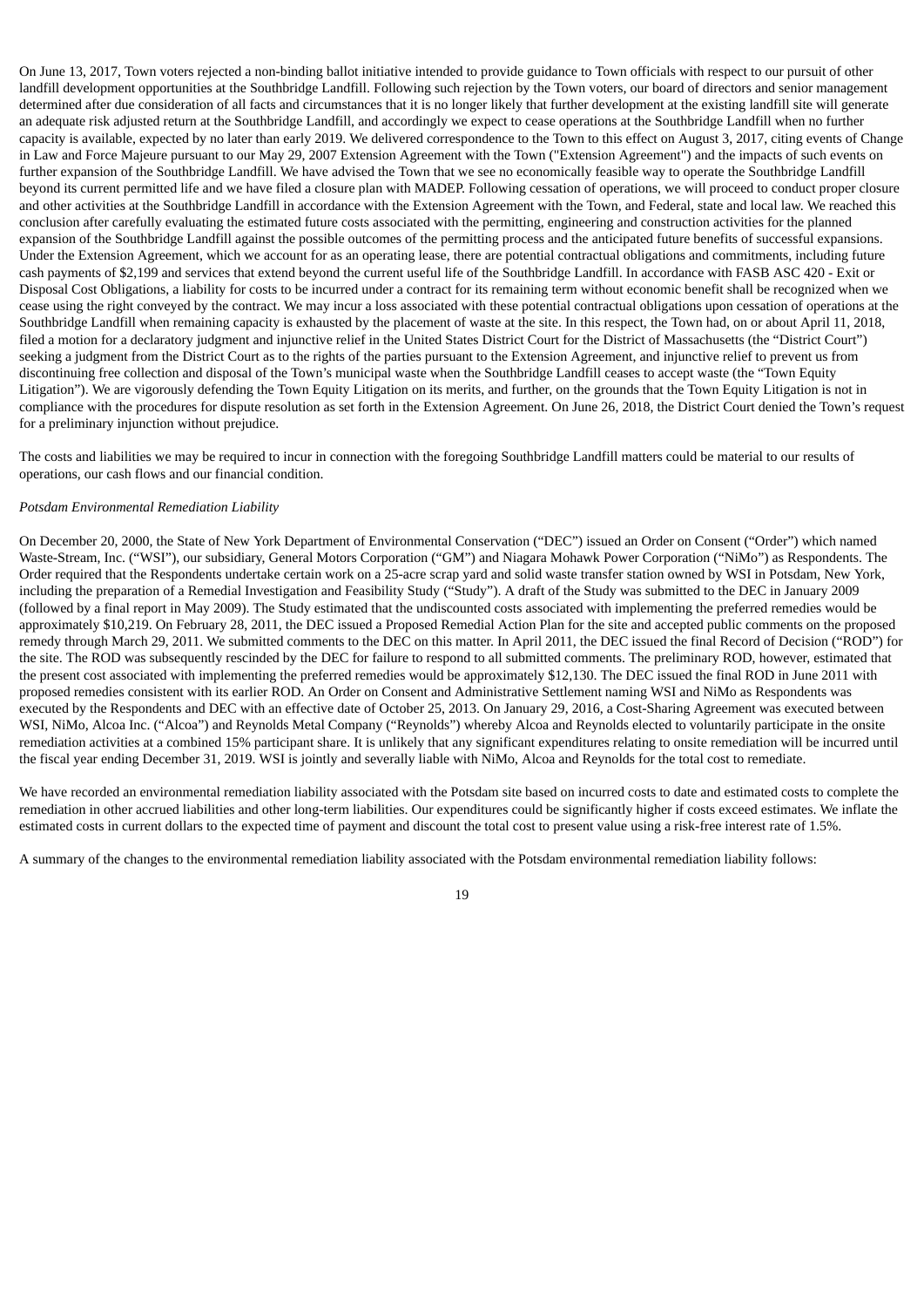On June 13, 2017, Town voters rejected a non-binding ballot initiative intended to provide guidance to Town officials with respect to our pursuit of other landfill development opportunities at the Southbridge Landfill. Following such rejection by the Town voters, our board of directors and senior management determined after due consideration of all facts and circumstances that it is no longer likely that further development at the existing landfill site will generate an adequate risk adjusted return at the Southbridge Landfill, and accordingly we expect to cease operations at the Southbridge Landfill when no further capacity is available, expected by no later than early 2019. We delivered correspondence to the Town to this effect on August 3, 2017, citing events of Change in Law and Force Majeure pursuant to our May 29, 2007 Extension Agreement with the Town ("Extension Agreement") and the impacts of such events on further expansion of the Southbridge Landfill. We have advised the Town that we see no economically feasible way to operate the Southbridge Landfill beyond its current permitted life and we have filed a closure plan with MADEP. Following cessation of operations, we will proceed to conduct proper closure and other activities at the Southbridge Landfill in accordance with the Extension Agreement with the Town, and Federal, state and local law. We reached this conclusion after carefully evaluating the estimated future costs associated with the permitting, engineering and construction activities for the planned expansion of the Southbridge Landfill against the possible outcomes of the permitting process and the anticipated future benefits of successful expansions. Under the Extension Agreement, which we account for as an operating lease, there are potential contractual obligations and commitments, including future cash payments of $2,199 and services that extend beyond the current useful life of the Southbridge Landfill. In accordance with FASB ASC 420 - Exit or Disposal Cost Obligations, a liability for costs to be incurred under a contract for its remaining term without economic benefit shall be recognized when we cease using the right conveyed by the contract. We may incur a loss associated with these potential contractual obligations upon cessation of operations at the Southbridge Landfill when remaining capacity is exhausted by the placement of waste at the site. In this respect, the Town had, on or about April 11, 2018, filed a motion for a declaratory judgment and injunctive relief in the United States District Court for the District of Massachusetts (the "District Court") seeking a judgment from the District Court as to the rights of the parties pursuant to the Extension Agreement, and injunctive relief to prevent us from discontinuing free collection and disposal of the Town's municipal waste when the Southbridge Landfill ceases to accept waste (the "Town Equity Litigation"). We are vigorously defending the Town Equity Litigation on its merits, and further, on the grounds that the Town Equity Litigation is not in compliance with the procedures for dispute resolution as set forth in the Extension Agreement. On June 26, 2018, the District Court denied the Town's request for a preliminary injunction without prejudice.

The costs and liabilities we may be required to incur in connection with the foregoing Southbridge Landfill matters could be material to our results of operations, our cash flows and our financial condition.

*Potsdam Environmental Remediation Liability*

On December 20, 2000, the State of New York Department of Environmental Conservation ("DEC") issued an Order on Consent ("Order") which named Waste-Stream, Inc. ("WSI"), our subsidiary, General Motors Corporation ("GM") and Niagara Mohawk Power Corporation ("NiMo") as Respondents. The Order required that the Respondents undertake certain work on a 25-acre scrap yard and solid waste transfer station owned by WSI in Potsdam, New York, including the preparation of a Remedial Investigation and Feasibility Study ("Study"). A draft of the Study was submitted to the DEC in January 2009 (followed by a final report in May 2009). The Study estimated that the undiscounted costs associated with implementing the preferred remedies would be approximately $10,219. On February 28, 2011, the DEC issued a Proposed Remedial Action Plan for the site and accepted public comments on the proposed remedy through March 29, 2011. We submitted comments to the DEC on this matter. In April 2011, the DEC issued the final Record of Decision ("ROD") for the site. The ROD was subsequently rescinded by the DEC for failure to respond to all submitted comments. The preliminary ROD, however, estimated that the present cost associated with implementing the preferred remedies would be approximately $12,130. The DEC issued the final ROD in June 2011 with proposed remedies consistent with its earlier ROD. An Order on Consent and Administrative Settlement naming WSI and NiMo as Respondents was executed by the Respondents and DEC with an effective date of October 25, 2013. On January 29, 2016, a Cost-Sharing Agreement was executed between WSI, NiMo, Alcoa Inc. ("Alcoa") and Reynolds Metal Company ("Reynolds") whereby Alcoa and Reynolds elected to voluntarily participate in the onsite remediation activities at a combined 15% participant share. It is unlikely that any significant expenditures relating to onsite remediation will be incurred until the fiscal year ending December 31, 2019. WSI is jointly and severally liable with NiMo, Alcoa and Reynolds for the total cost to remediate.

We have recorded an environmental remediation liability associated with the Potsdam site based on incurred costs to date and estimated costs to complete the remediation in other accrued liabilities and other long-term liabilities. Our expenditures could be significantly higher if costs exceed estimates. We inflate the estimated costs in current dollars to the expected time of payment and discount the total cost to present value using a risk-free interest rate of 1.5%.

A summary of the changes to the environmental remediation liability associated with the Potsdam environmental remediation liability follows: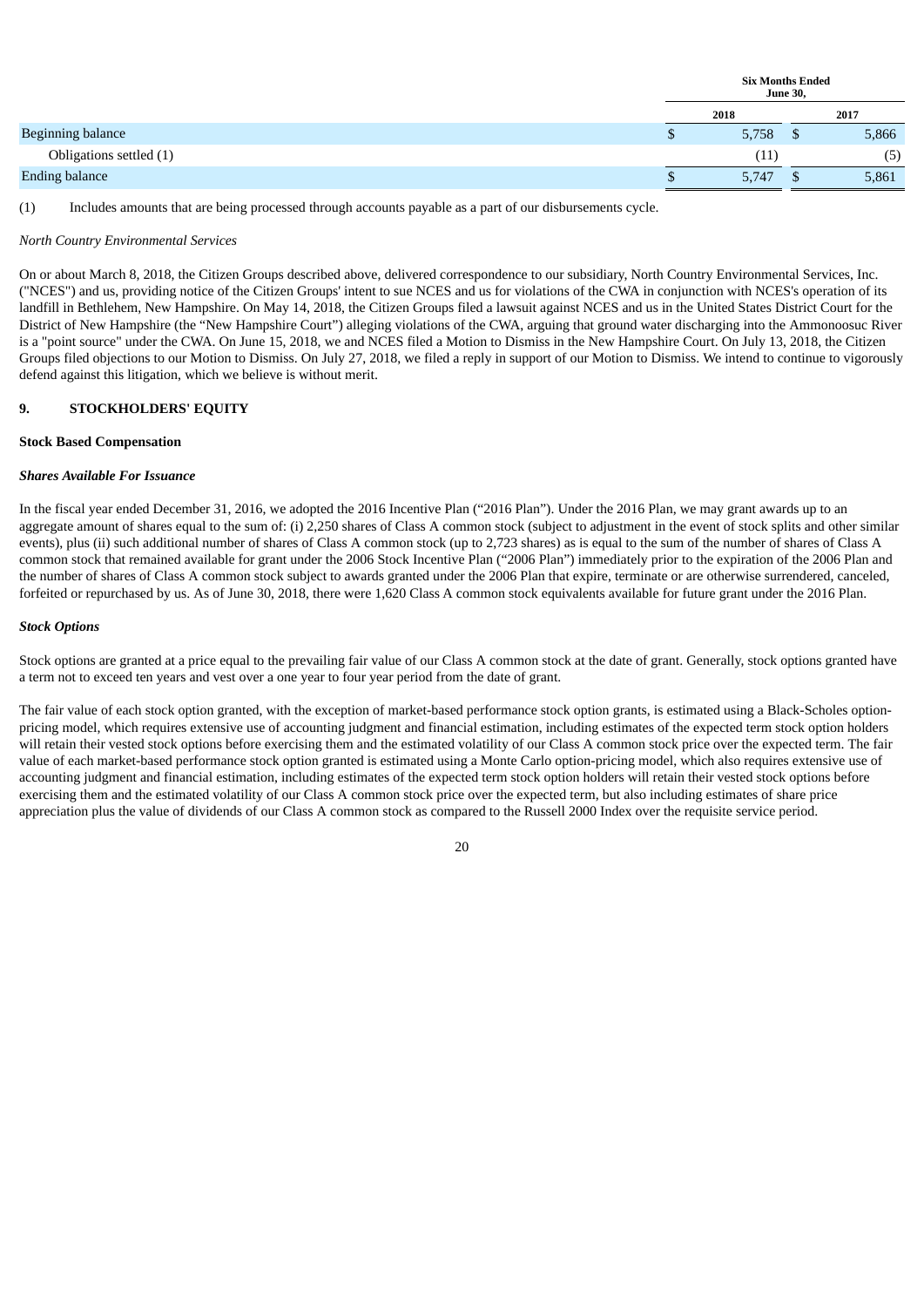| | Six Months Ended June 30, | |
|---|---|---|
| | 2018 | 2017 |
| Beginning balance | $ 5,758 | $ 5,866 |
| Obligations settled (1) | (11) | (5) |
| Ending balance | $ 5,747 | $ 5,861 |

(1) Includes amounts that are being processed through accounts payable as a part of our disbursements cycle.

*North Country Environmental Services*

On or about March 8, 2018, the Citizen Groups described above, delivered correspondence to our subsidiary, North Country Environmental Services, Inc. ("NCES") and us, providing notice of the Citizen Groups' intent to sue NCES and us for violations of the CWA in conjunction with NCES's operation of its landfill in Bethlehem, New Hampshire. On May 14, 2018, the Citizen Groups filed a lawsuit against NCES and us in the United States District Court for the District of New Hampshire (the "New Hampshire Court") alleging violations of the CWA, arguing that ground water discharging into the Ammonoosuc River is a "point source" under the CWA. On June 15, 2018, we and NCES filed a Motion to Dismiss in the New Hampshire Court. On July 13, 2018, the Citizen Groups filed objections to our Motion to Dismiss. On July 27, 2018, we filed a reply in support of our Motion to Dismiss. We intend to continue to vigorously defend against this litigation, which we believe is without merit.

## 9. STOCKHOLDERS' EQUITY

**Stock Based Compensation**

***Shares Available For Issuance***

In the fiscal year ended December 31, 2016, we adopted the 2016 Incentive Plan ("2016 Plan"). Under the 2016 Plan, we may grant awards up to an aggregate amount of shares equal to the sum of: (i) 2,250 shares of Class A common stock (subject to adjustment in the event of stock splits and other similar events), plus (ii) such additional number of shares of Class A common stock (up to 2,723 shares) as is equal to the sum of the number of shares of Class A common stock that remained available for grant under the 2006 Stock Incentive Plan ("2006 Plan") immediately prior to the expiration of the 2006 Plan and the number of shares of Class A common stock subject to awards granted under the 2006 Plan that expire, terminate or are otherwise surrendered, canceled, forfeited or repurchased by us. As of June 30, 2018, there were 1,620 Class A common stock equivalents available for future grant under the 2016 Plan.

***Stock Options***

Stock options are granted at a price equal to the prevailing fair value of our Class A common stock at the date of grant. Generally, stock options granted have a term not to exceed ten years and vest over a one year to four year period from the date of grant.

The fair value of each stock option granted, with the exception of market-based performance stock option grants, is estimated using a Black-Scholes option-pricing model, which requires extensive use of accounting judgment and financial estimation, including estimates of the expected term stock option holders will retain their vested stock options before exercising them and the estimated volatility of our Class A common stock price over the expected term. The fair value of each market-based performance stock option granted is estimated using a Monte Carlo option-pricing model, which also requires extensive use of accounting judgment and financial estimation, including estimates of the expected term stock option holders will retain their vested stock options before exercising them and the estimated volatility of our Class A common stock price over the expected term, but also including estimates of share price appreciation plus the value of dividends of our Class A common stock as compared to the Russell 2000 Index over the requisite service period.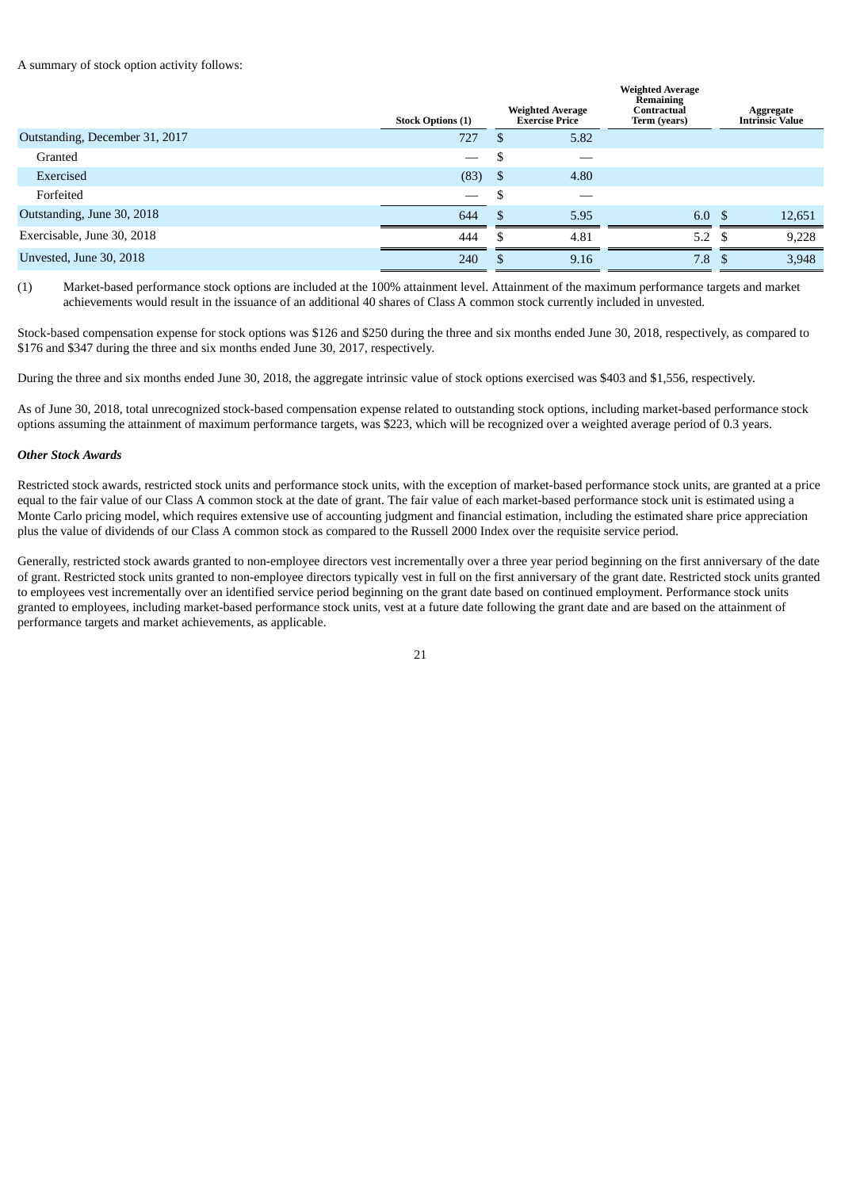A summary of stock option activity follows:

| | Stock Options (1) | Weighted Average Exercise Price | Weighted Average Remaining Contractual Term (years) | Aggregate Intrinsic Value |
|---|---|---|---|---|
| Outstanding, December 31, 2017 | 727 | $ 5.82 | | |
| Granted | — | $ — | | |
| Exercised | (83) | $ 4.80 | | |
| Forfeited | — | $ — | | |
| Outstanding, June 30, 2018 | 644 | $ 5.95 | 6.0 | $ 12,651 |
| Exercisable, June 30, 2018 | 444 | $ 4.81 | 5.2 | $ 9,228 |
| Unvested, June 30, 2018 | 240 | $ 9.16 | 7.8 | $ 3,948 |

(1) Market-based performance stock options are included at the 100% attainment level. Attainment of the maximum performance targets and market achievements would result in the issuance of an additional 40 shares of Class A common stock currently included in unvested.

Stock-based compensation expense for stock options was $126 and $250 during the three and six months ended June 30, 2018, respectively, as compared to $176 and $347 during the three and six months ended June 30, 2017, respectively.

During the three and six months ended June 30, 2018, the aggregate intrinsic value of stock options exercised was $403 and $1,556, respectively.

As of June 30, 2018, total unrecognized stock-based compensation expense related to outstanding stock options, including market-based performance stock options assuming the attainment of maximum performance targets, was $223, which will be recognized over a weighted average period of 0.3 years.

***Other Stock Awards***

Restricted stock awards, restricted stock units and performance stock units, with the exception of market-based performance stock units, are granted at a price equal to the fair value of our Class A common stock at the date of grant. The fair value of each market-based performance stock unit is estimated using a Monte Carlo pricing model, which requires extensive use of accounting judgment and financial estimation, including the estimated share price appreciation plus the value of dividends of our Class A common stock as compared to the Russell 2000 Index over the requisite service period.

Generally, restricted stock awards granted to non-employee directors vest incrementally over a three year period beginning on the first anniversary of the date of grant. Restricted stock units granted to non-employee directors typically vest in full on the first anniversary of the grant date. Restricted stock units granted to employees vest incrementally over an identified service period beginning on the grant date based on continued employment. Performance stock units granted to employees, including market-based performance stock units, vest at a future date following the grant date and are based on the attainment of performance targets and market achievements, as applicable.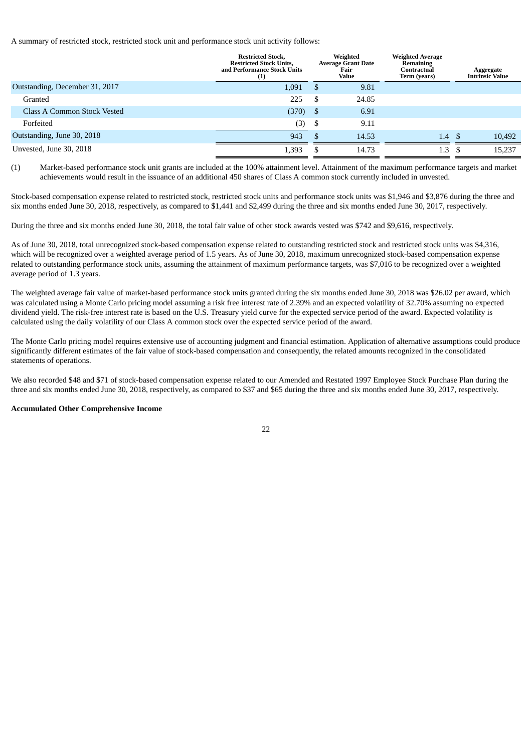A summary of restricted stock, restricted stock unit and performance stock unit activity follows:

| | Restricted Stock, Restricted Stock Units, and Performance Stock Units (1) | Weighted Average Grant Date Fair Value | Weighted Average Remaining Contractual Term (years) | Aggregate Intrinsic Value |
|---|---|---|---|---|
| Outstanding, December 31, 2017 | 1,091 | $ 9.81 | | |
| Granted | 225 | $ 24.85 | | |
| Class A Common Stock Vested | (370) | $ 6.91 | | |
| Forfeited | (3) | $ 9.11 | | |
| Outstanding, June 30, 2018 | 943 | $ 14.53 | 1.4 | $ 10,492 |
| Unvested, June 30, 2018 | 1,393 | $ 14.73 | 1.3 | $ 15,237 |

(1) Market-based performance stock unit grants are included at the 100% attainment level. Attainment of the maximum performance targets and market achievements would result in the issuance of an additional 450 shares of Class A common stock currently included in unvested.

Stock-based compensation expense related to restricted stock, restricted stock units and performance stock units was $1,946 and $3,876 during the three and six months ended June 30, 2018, respectively, as compared to $1,441 and $2,499 during the three and six months ended June 30, 2017, respectively.

During the three and six months ended June 30, 2018, the total fair value of other stock awards vested was $742 and $9,616, respectively.

As of June 30, 2018, total unrecognized stock-based compensation expense related to outstanding restricted stock and restricted stock units was $4,316, which will be recognized over a weighted average period of 1.5 years. As of June 30, 2018, maximum unrecognized stock-based compensation expense related to outstanding performance stock units, assuming the attainment of maximum performance targets, was $7,016 to be recognized over a weighted average period of 1.3 years.

The weighted average fair value of market-based performance stock units granted during the six months ended June 30, 2018 was $26.02 per award, which was calculated using a Monte Carlo pricing model assuming a risk free interest rate of 2.39% and an expected volatility of 32.70% assuming no expected dividend yield. The risk-free interest rate is based on the U.S. Treasury yield curve for the expected service period of the award. Expected volatility is calculated using the daily volatility of our Class A common stock over the expected service period of the award.

The Monte Carlo pricing model requires extensive use of accounting judgment and financial estimation. Application of alternative assumptions could produce significantly different estimates of the fair value of stock-based compensation and consequently, the related amounts recognized in the consolidated statements of operations.

We also recorded $48 and $71 of stock-based compensation expense related to our Amended and Restated 1997 Employee Stock Purchase Plan during the three and six months ended June 30, 2018, respectively, as compared to $37 and $65 during the three and six months ended June 30, 2017, respectively.

**Accumulated Other Comprehensive Income**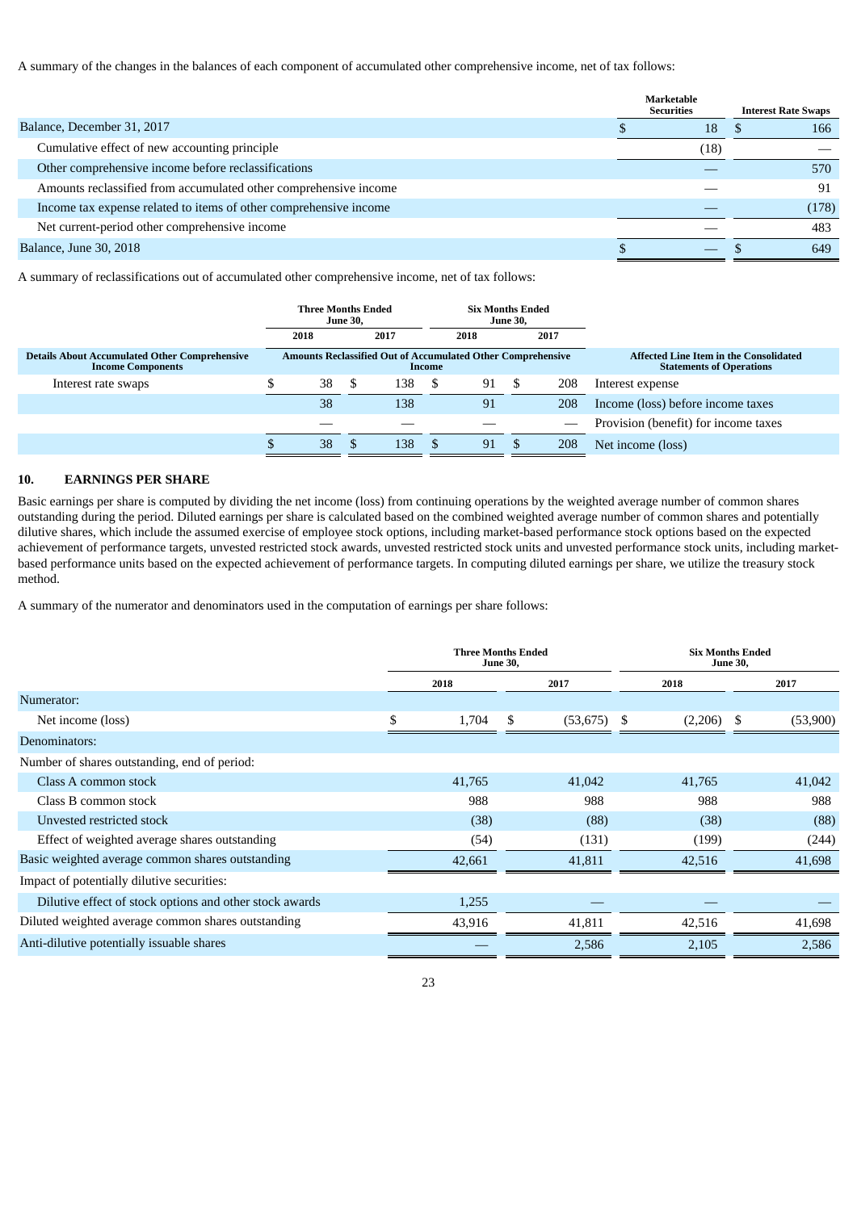A summary of the changes in the balances of each component of accumulated other comprehensive income, net of tax follows:

| | Marketable Securities | Interest Rate Swaps |
|---|---|---|
| Balance, December 31, 2017 | $ 18 | $ 166 |
| Cumulative effect of new accounting principle | (18) | — |
| Other comprehensive income before reclassifications | — | 570 |
| Amounts reclassified from accumulated other comprehensive income | — | 91 |
| Income tax expense related to items of other comprehensive income | — | (178) |
| Net current-period other comprehensive income | — | 483 |
| Balance, June 30, 2018 | $ — | $ 649 |

A summary of reclassifications out of accumulated other comprehensive income, net of tax follows:

| | Three Months Ended June 30, | | Six Months Ended June 30, | | |
|---|---|---|---|---|---|
| | 2018 | 2017 | 2018 | 2017 | |
| **Details About Accumulated Other Comprehensive Income Components** | **Amounts Reclassified Out of Accumulated Other Comprehensive Income** | | | | **Affected Line Item in the Consolidated Statements of Operations** |
| Interest rate swaps | $ 38 | $ 138 | $ 91 | $ 208 | Interest expense |
| | 38 | 138 | 91 | 208 | Income (loss) before income taxes |
| | — | — | — | — | Provision (benefit) for income taxes |
| | $ 38 | $ 138 | $ 91 | $ 208 | Net income (loss) |

## 10. EARNINGS PER SHARE

Basic earnings per share is computed by dividing the net income (loss) from continuing operations by the weighted average number of common shares outstanding during the period. Diluted earnings per share is calculated based on the combined weighted average number of common shares and potentially dilutive shares, which include the assumed exercise of employee stock options, including market-based performance stock options based on the expected achievement of performance targets, unvested restricted stock awards, unvested restricted stock units and unvested performance stock units, including market-based performance units based on the expected achievement of performance targets. In computing diluted earnings per share, we utilize the treasury stock method.

A summary of the numerator and denominators used in the computation of earnings per share follows:

| | Three Months Ended June 30, | | Six Months Ended June 30, | |
|---|---|---|---|---|
| | 2018 | 2017 | 2018 | 2017 |
| Numerator: | | | | |
| Net income (loss) | $ 1,704 | $ (53,675) | $ (2,206) | $ (53,900) |
| Denominators: | | | | |
| Number of shares outstanding, end of period: | | | | |
| Class A common stock | 41,765 | 41,042 | 41,765 | 41,042 |
| Class B common stock | 988 | 988 | 988 | 988 |
| Unvested restricted stock | (38) | (88) | (38) | (88) |
| Effect of weighted average shares outstanding | (54) | (131) | (199) | (244) |
| Basic weighted average common shares outstanding | 42,661 | 41,811 | 42,516 | 41,698 |
| Impact of potentially dilutive securities: | | | | |
| Dilutive effect of stock options and other stock awards | 1,255 | — | — | — |
| Diluted weighted average common shares outstanding | 43,916 | 41,811 | 42,516 | 41,698 |
| Anti-dilutive potentially issuable shares | — | 2,586 | 2,105 | 2,586 |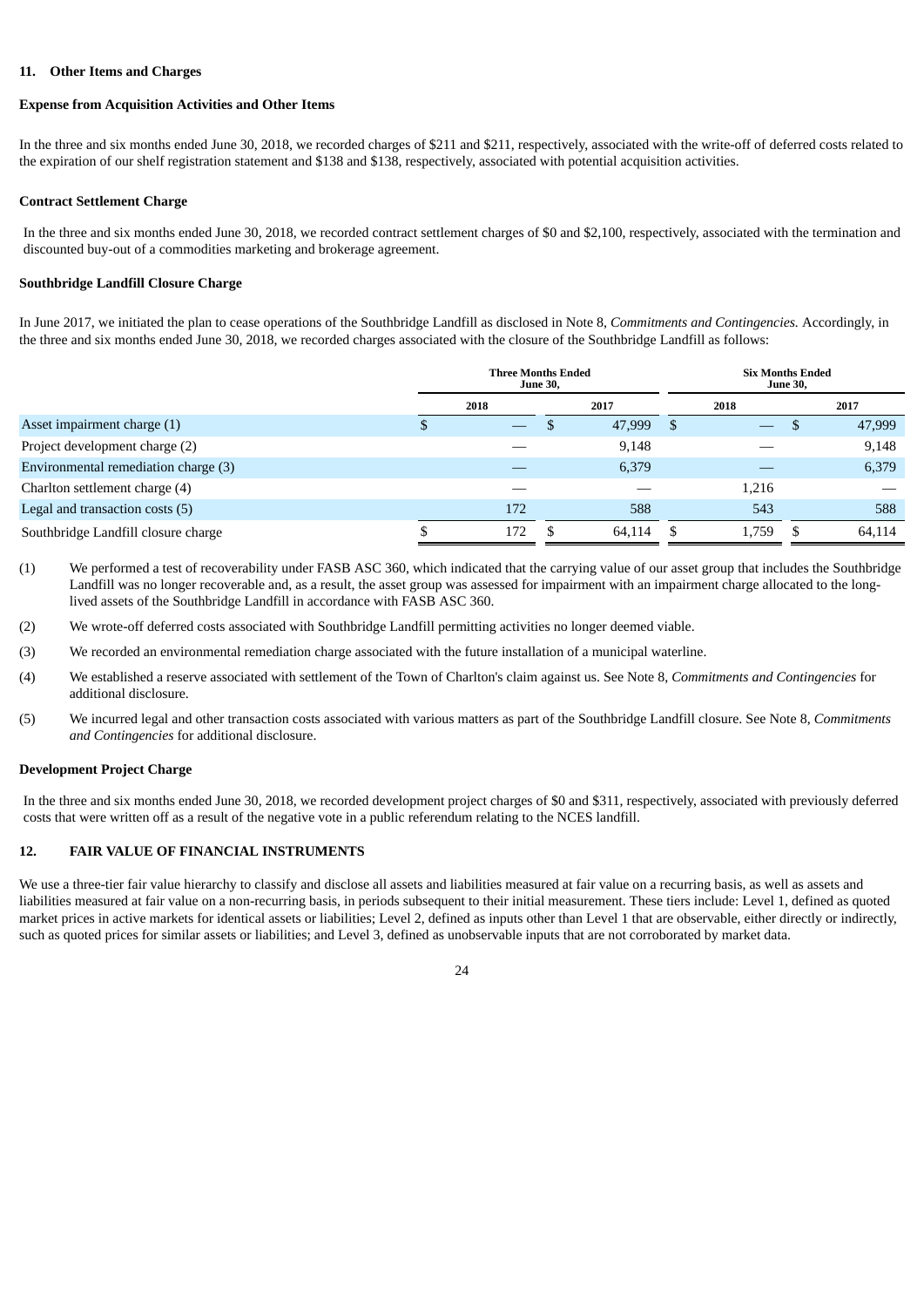### 11. Other Items and Charges

**Expense from Acquisition Activities and Other Items**

In the three and six months ended June 30, 2018, we recorded charges of $211 and $211, respectively, associated with the write-off of deferred costs related to the expiration of our shelf registration statement and $138 and $138, respectively, associated with potential acquisition activities.

**Contract Settlement Charge**

In the three and six months ended June 30, 2018, we recorded contract settlement charges of $0 and $2,100, respectively, associated with the termination and discounted buy-out of a commodities marketing and brokerage agreement.

**Southbridge Landfill Closure Charge**

In June 2017, we initiated the plan to cease operations of the Southbridge Landfill as disclosed in Note 8, *Commitments and Contingencies.* Accordingly, in the three and six months ended June 30, 2018, we recorded charges associated with the closure of the Southbridge Landfill as follows:

| | Three Months Ended June 30, | | Six Months Ended June 30, | |
|---|---|---|---|---|
| | 2018 | 2017 | 2018 | 2017 |
| Asset impairment charge (1) | $ — | $ 47,999 | $ — | $ 47,999 |
| Project development charge (2) | — | 9,148 | — | 9,148 |
| Environmental remediation charge (3) | — | 6,379 | — | 6,379 |
| Charlton settlement charge (4) | — | — | 1,216 | — |
| Legal and transaction costs (5) | 172 | 588 | 543 | 588 |
| Southbridge Landfill closure charge | $ 172 | $ 64,114 | $ 1,759 | $ 64,114 |

(1) We performed a test of recoverability under FASB ASC 360, which indicated that the carrying value of our asset group that includes the Southbridge Landfill was no longer recoverable and, as a result, the asset group was assessed for impairment with an impairment charge allocated to the long-lived assets of the Southbridge Landfill in accordance with FASB ASC 360.

(2) We wrote-off deferred costs associated with Southbridge Landfill permitting activities no longer deemed viable.

(3) We recorded an environmental remediation charge associated with the future installation of a municipal waterline.

(4) We established a reserve associated with settlement of the Town of Charlton's claim against us. See Note 8, *Commitments and Contingencies* for additional disclosure.

(5) We incurred legal and other transaction costs associated with various matters as part of the Southbridge Landfill closure. See Note 8, *Commitments and Contingencies* for additional disclosure.

**Development Project Charge**

In the three and six months ended June 30, 2018, we recorded development project charges of $0 and $311, respectively, associated with previously deferred costs that were written off as a result of the negative vote in a public referendum relating to the NCES landfill.

### 12. FAIR VALUE OF FINANCIAL INSTRUMENTS

We use a three-tier fair value hierarchy to classify and disclose all assets and liabilities measured at fair value on a recurring basis, as well as assets and liabilities measured at fair value on a non-recurring basis, in periods subsequent to their initial measurement. These tiers include: Level 1, defined as quoted market prices in active markets for identical assets or liabilities; Level 2, defined as inputs other than Level 1 that are observable, either directly or indirectly, such as quoted prices for similar assets or liabilities; and Level 3, defined as unobservable inputs that are not corroborated by market data.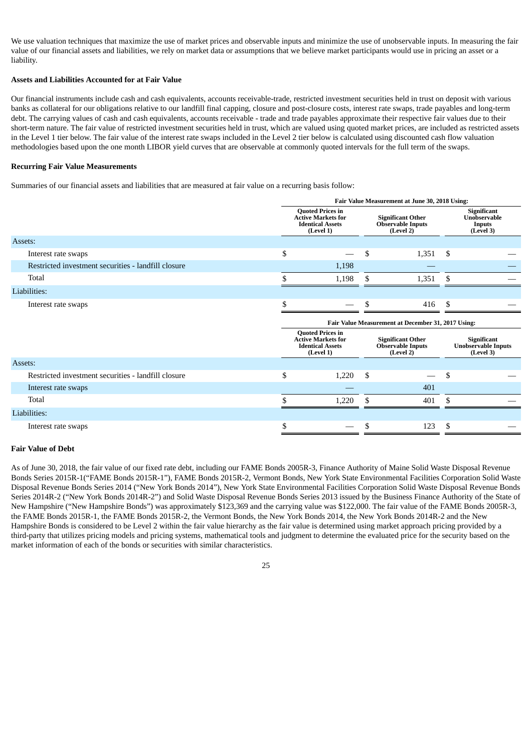We use valuation techniques that maximize the use of market prices and observable inputs and minimize the use of unobservable inputs. In measuring the fair value of our financial assets and liabilities, we rely on market data or assumptions that we believe market participants would use in pricing an asset or a liability.

**Assets and Liabilities Accounted for at Fair Value**

Our financial instruments include cash and cash equivalents, accounts receivable-trade, restricted investment securities held in trust on deposit with various banks as collateral for our obligations relative to our landfill final capping, closure and post-closure costs, interest rate swaps, trade payables and long-term debt. The carrying values of cash and cash equivalents, accounts receivable - trade and trade payables approximate their respective fair values due to their short-term nature. The fair value of restricted investment securities held in trust, which are valued using quoted market prices, are included as restricted assets in the Level 1 tier below. The fair value of the interest rate swaps included in the Level 2 tier below is calculated using discounted cash flow valuation methodologies based upon the one month LIBOR yield curves that are observable at commonly quoted intervals for the full term of the swaps.

**Recurring Fair Value Measurements**

Summaries of our financial assets and liabilities that are measured at fair value on a recurring basis follow:

| | Fair Value Measurement at June 30, 2018 Using: | | |
|---|---|---|---|
| | Quoted Prices in Active Markets for Identical Assets (Level 1) | Significant Other Observable Inputs (Level 2) | Significant Unobservable Inputs (Level 3) |
| Assets: | | | |
| Interest rate swaps | $ — | $ 1,351 | $ — |
| Restricted investment securities - landfill closure | 1,198 | — | — |
| Total | $ 1,198 | $ 1,351 | $ — |
| Liabilities: | | | |
| Interest rate swaps | $ — | $ 416 | $ — |

| | Fair Value Measurement at December 31, 2017 Using: | | |
|---|---|---|---|
| | Quoted Prices in Active Markets for Identical Assets (Level 1) | Significant Other Observable Inputs (Level 2) | Significant Unobservable Inputs (Level 3) |
| Assets: | | | |
| Restricted investment securities - landfill closure | $ 1,220 | $ — | $ — |
| Interest rate swaps | — | 401 | |
| Total | $ 1,220 | $ 401 | $ — |
| Liabilities: | | | |
| Interest rate swaps | $ — | $ 123 | $ — |

**Fair Value of Debt**

As of June 30, 2018, the fair value of our fixed rate debt, including our FAME Bonds 2005R-3, Finance Authority of Maine Solid Waste Disposal Revenue Bonds Series 2015R-1("FAME Bonds 2015R-1"), FAME Bonds 2015R-2, Vermont Bonds, New York State Environmental Facilities Corporation Solid Waste Disposal Revenue Bonds Series 2014 ("New York Bonds 2014"), New York State Environmental Facilities Corporation Solid Waste Disposal Revenue Bonds Series 2014R-2 ("New York Bonds 2014R-2") and Solid Waste Disposal Revenue Bonds Series 2013 issued by the Business Finance Authority of the State of New Hampshire ("New Hampshire Bonds") was approximately $123,369 and the carrying value was $122,000. The fair value of the FAME Bonds 2005R-3, the FAME Bonds 2015R-1, the FAME Bonds 2015R-2, the Vermont Bonds, the New York Bonds 2014, the New York Bonds 2014R-2 and the New Hampshire Bonds is considered to be Level 2 within the fair value hierarchy as the fair value is determined using market approach pricing provided by a third-party that utilizes pricing models and pricing systems, mathematical tools and judgment to determine the evaluated price for the security based on the market information of each of the bonds or securities with similar characteristics.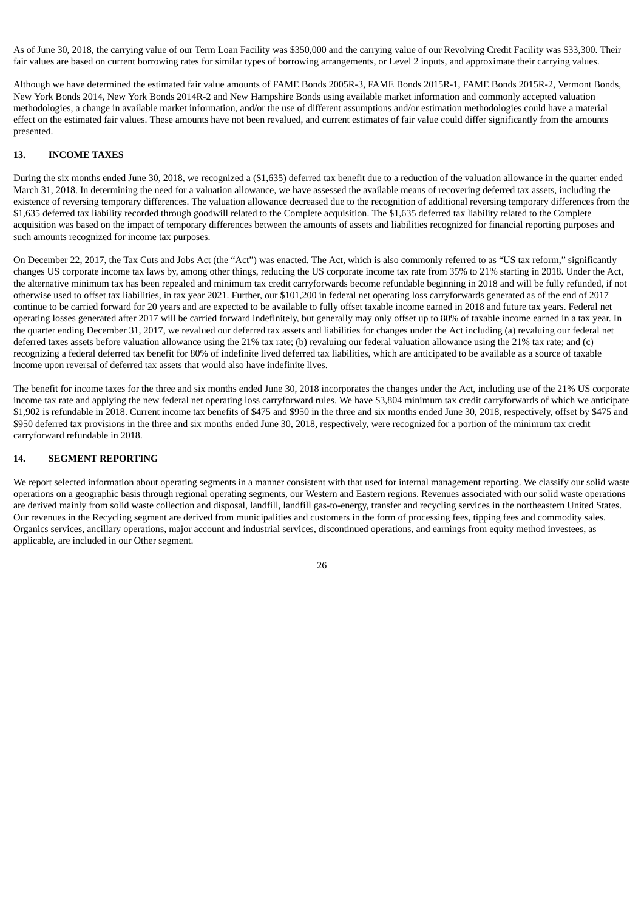As of June 30, 2018, the carrying value of our Term Loan Facility was $350,000 and the carrying value of our Revolving Credit Facility was $33,300. Their fair values are based on current borrowing rates for similar types of borrowing arrangements, or Level 2 inputs, and approximate their carrying values.

Although we have determined the estimated fair value amounts of FAME Bonds 2005R-3, FAME Bonds 2015R-1, FAME Bonds 2015R-2, Vermont Bonds, New York Bonds 2014, New York Bonds 2014R-2 and New Hampshire Bonds using available market information and commonly accepted valuation methodologies, a change in available market information, and/or the use of different assumptions and/or estimation methodologies could have a material effect on the estimated fair values. These amounts have not been revalued, and current estimates of fair value could differ significantly from the amounts presented.

## 13. INCOME TAXES

During the six months ended June 30, 2018, we recognized a ($1,635) deferred tax benefit due to a reduction of the valuation allowance in the quarter ended March 31, 2018. In determining the need for a valuation allowance, we have assessed the available means of recovering deferred tax assets, including the existence of reversing temporary differences. The valuation allowance decreased due to the recognition of additional reversing temporary differences from the $1,635 deferred tax liability recorded through goodwill related to the Complete acquisition. The $1,635 deferred tax liability related to the Complete acquisition was based on the impact of temporary differences between the amounts of assets and liabilities recognized for financial reporting purposes and such amounts recognized for income tax purposes.

On December 22, 2017, the Tax Cuts and Jobs Act (the "Act") was enacted. The Act, which is also commonly referred to as "US tax reform," significantly changes US corporate income tax laws by, among other things, reducing the US corporate income tax rate from 35% to 21% starting in 2018. Under the Act, the alternative minimum tax has been repealed and minimum tax credit carryforwards become refundable beginning in 2018 and will be fully refunded, if not otherwise used to offset tax liabilities, in tax year 2021. Further, our $101,200 in federal net operating loss carryforwards generated as of the end of 2017 continue to be carried forward for 20 years and are expected to be available to fully offset taxable income earned in 2018 and future tax years. Federal net operating losses generated after 2017 will be carried forward indefinitely, but generally may only offset up to 80% of taxable income earned in a tax year. In the quarter ending December 31, 2017, we revalued our deferred tax assets and liabilities for changes under the Act including (a) revaluing our federal net deferred taxes assets before valuation allowance using the 21% tax rate; (b) revaluing our federal valuation allowance using the 21% tax rate; and (c) recognizing a federal deferred tax benefit for 80% of indefinite lived deferred tax liabilities, which are anticipated to be available as a source of taxable income upon reversal of deferred tax assets that would also have indefinite lives.

The benefit for income taxes for the three and six months ended June 30, 2018 incorporates the changes under the Act, including use of the 21% US corporate income tax rate and applying the new federal net operating loss carryforward rules. We have $3,804 minimum tax credit carryforwards of which we anticipate $1,902 is refundable in 2018. Current income tax benefits of $475 and $950 in the three and six months ended June 30, 2018, respectively, offset by $475 and $950 deferred tax provisions in the three and six months ended June 30, 2018, respectively, were recognized for a portion of the minimum tax credit carryforward refundable in 2018.

## 14. SEGMENT REPORTING

We report selected information about operating segments in a manner consistent with that used for internal management reporting. We classify our solid waste operations on a geographic basis through regional operating segments, our Western and Eastern regions. Revenues associated with our solid waste operations are derived mainly from solid waste collection and disposal, landfill, landfill gas-to-energy, transfer and recycling services in the northeastern United States. Our revenues in the Recycling segment are derived from municipalities and customers in the form of processing fees, tipping fees and commodity sales. Organics services, ancillary operations, major account and industrial services, discontinued operations, and earnings from equity method investees, as applicable, are included in our Other segment.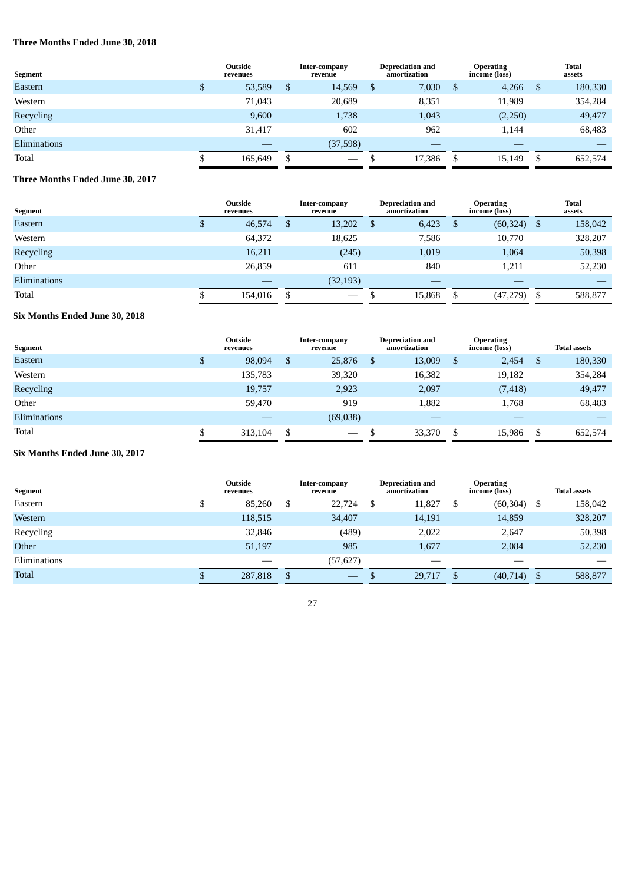**Three Months Ended June 30, 2018**

| Segment | Outside revenues | Inter-company revenue | Depreciation and amortization | Operating income (loss) | Total assets |
|---|---|---|---|---|---|
| Eastern | $ 53,589 | $ 14,569 | $ 7,030 | $ 4,266 | $ 180,330 |
| Western | 71,043 | 20,689 | 8,351 | 11,989 | 354,284 |
| Recycling | 9,600 | 1,738 | 1,043 | (2,250) | 49,477 |
| Other | 31,417 | 602 | 962 | 1,144 | 68,483 |
| Eliminations | — | (37,598) | — | — | — |
| Total | $ 165,649 | $ — | $ 17,386 | $ 15,149 | $ 652,574 |

**Three Months Ended June 30, 2017**

| Segment | Outside revenues | Inter-company revenue | Depreciation and amortization | Operating income (loss) | Total assets |
|---|---|---|---|---|---|
| Eastern | $ 46,574 | $ 13,202 | $ 6,423 | $ (60,324) | $ 158,042 |
| Western | 64,372 | 18,625 | 7,586 | 10,770 | 328,207 |
| Recycling | 16,211 | (245) | 1,019 | 1,064 | 50,398 |
| Other | 26,859 | 611 | 840 | 1,211 | 52,230 |
| Eliminations | — | (32,193) | — | — | — |
| Total | $ 154,016 | $ — | $ 15,868 | $ (47,279) | $ 588,877 |

**Six Months Ended June 30, 2018**

| Segment | Outside revenues | Inter-company revenue | Depreciation and amortization | Operating income (loss) | Total assets |
|---|---|---|---|---|---|
| Eastern | $ 98,094 | $ 25,876 | $ 13,009 | $ 2,454 | $ 180,330 |
| Western | 135,783 | 39,320 | 16,382 | 19,182 | 354,284 |
| Recycling | 19,757 | 2,923 | 2,097 | (7,418) | 49,477 |
| Other | 59,470 | 919 | 1,882 | 1,768 | 68,483 |
| Eliminations | — | (69,038) | — | — | — |
| Total | $ 313,104 | $ — | $ 33,370 | $ 15,986 | $ 652,574 |

**Six Months Ended June 30, 2017**

| Segment | Outside revenues | Inter-company revenue | Depreciation and amortization | Operating income (loss) | Total assets |
|---|---|---|---|---|---|
| Eastern | $ 85,260 | $ 22,724 | $ 11,827 | $ (60,304) | $ 158,042 |
| Western | 118,515 | 34,407 | 14,191 | 14,859 | 328,207 |
| Recycling | 32,846 | (489) | 2,022 | 2,647 | 50,398 |
| Other | 51,197 | 985 | 1,677 | 2,084 | 52,230 |
| Eliminations | — | (57,627) | — | — | — |
| Total | $ 287,818 | $ — | $ 29,717 | $ (40,714) | $ 588,877 |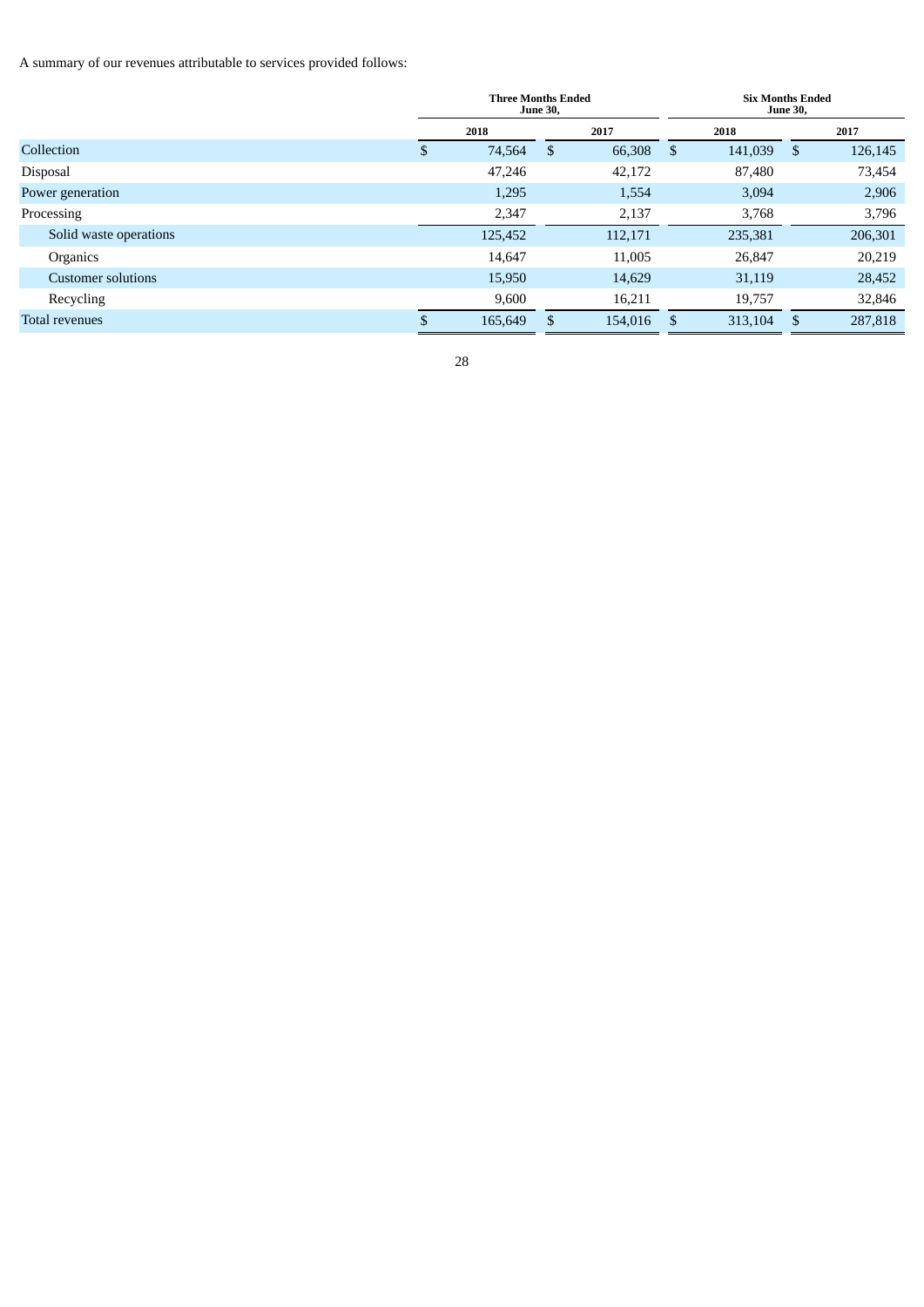A summary of our revenues attributable to services provided follows:

| | Three Months Ended June 30, | | Six Months Ended June 30, | |
|---|---|---|---|---|
| | 2018 | 2017 | 2018 | 2017 |
| Collection | $ 74,564 | $ 66,308 | $ 141,039 | $ 126,145 |
| Disposal | 47,246 | 42,172 | 87,480 | 73,454 |
| Power generation | 1,295 | 1,554 | 3,094 | 2,906 |
| Processing | 2,347 | 2,137 | 3,768 | 3,796 |
| Solid waste operations | 125,452 | 112,171 | 235,381 | 206,301 |
| Organics | 14,647 | 11,005 | 26,847 | 20,219 |
| Customer solutions | 15,950 | 14,629 | 31,119 | 28,452 |
| Recycling | 9,600 | 16,211 | 19,757 | 32,846 |
| Total revenues | $ 165,649 | $ 154,016 | $ 313,104 | $ 287,818 |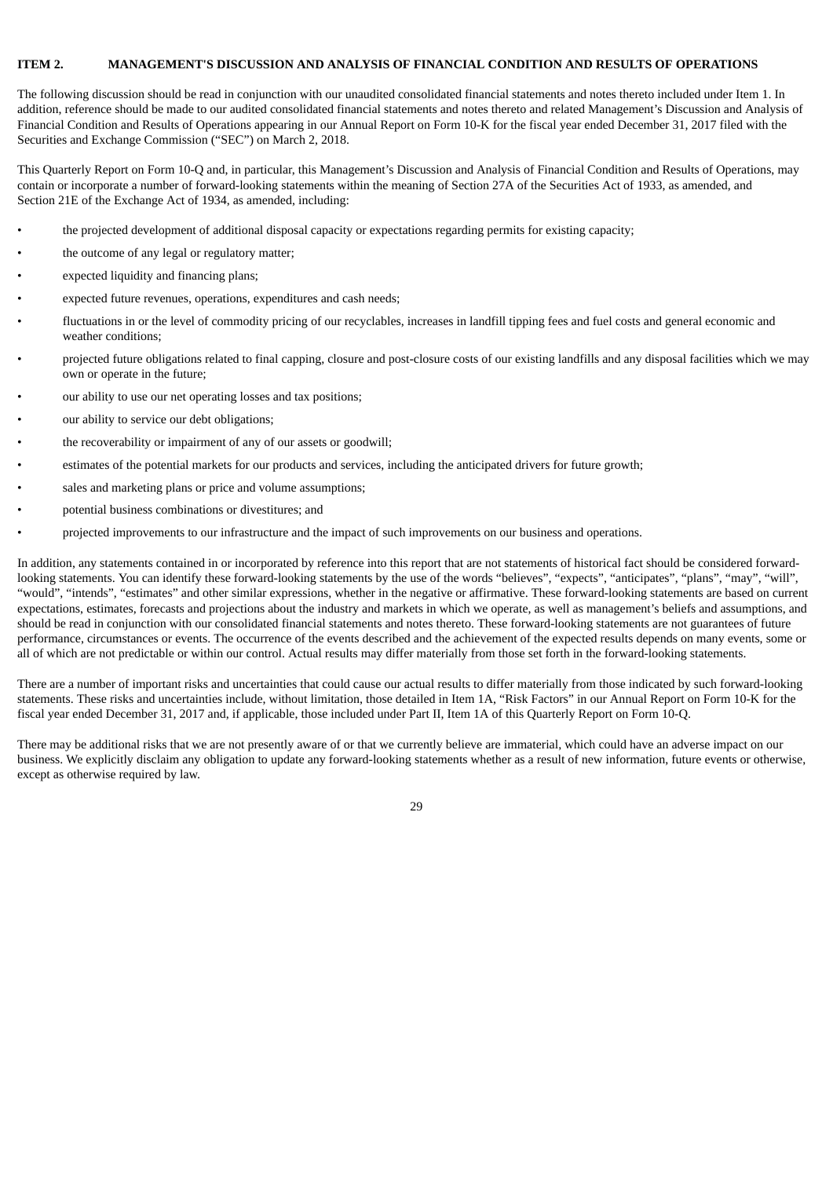## ITEM 2. MANAGEMENT'S DISCUSSION AND ANALYSIS OF FINANCIAL CONDITION AND RESULTS OF OPERATIONS

The following discussion should be read in conjunction with our unaudited consolidated financial statements and notes thereto included under Item 1. In addition, reference should be made to our audited consolidated financial statements and notes thereto and related Management's Discussion and Analysis of Financial Condition and Results of Operations appearing in our Annual Report on Form 10-K for the fiscal year ended December 31, 2017 filed with the Securities and Exchange Commission ("SEC") on March 2, 2018.

This Quarterly Report on Form 10-Q and, in particular, this Management's Discussion and Analysis of Financial Condition and Results of Operations, may contain or incorporate a number of forward-looking statements within the meaning of Section 27A of the Securities Act of 1933, as amended, and Section 21E of the Exchange Act of 1934, as amended, including:

- the projected development of additional disposal capacity or expectations regarding permits for existing capacity;
- the outcome of any legal or regulatory matter;
- expected liquidity and financing plans;
- expected future revenues, operations, expenditures and cash needs;
- fluctuations in or the level of commodity pricing of our recyclables, increases in landfill tipping fees and fuel costs and general economic and weather conditions;
- projected future obligations related to final capping, closure and post-closure costs of our existing landfills and any disposal facilities which we may own or operate in the future;
- our ability to use our net operating losses and tax positions;
- our ability to service our debt obligations;
- the recoverability or impairment of any of our assets or goodwill;
- estimates of the potential markets for our products and services, including the anticipated drivers for future growth;
- sales and marketing plans or price and volume assumptions;
- potential business combinations or divestitures; and
- projected improvements to our infrastructure and the impact of such improvements on our business and operations.

In addition, any statements contained in or incorporated by reference into this report that are not statements of historical fact should be considered forward-looking statements. You can identify these forward-looking statements by the use of the words "believes", "expects", "anticipates", "plans", "may", "will", "would", "intends", "estimates" and other similar expressions, whether in the negative or affirmative. These forward-looking statements are based on current expectations, estimates, forecasts and projections about the industry and markets in which we operate, as well as management's beliefs and assumptions, and should be read in conjunction with our consolidated financial statements and notes thereto. These forward-looking statements are not guarantees of future performance, circumstances or events. The occurrence of the events described and the achievement of the expected results depends on many events, some or all of which are not predictable or within our control. Actual results may differ materially from those set forth in the forward-looking statements.

There are a number of important risks and uncertainties that could cause our actual results to differ materially from those indicated by such forward-looking statements. These risks and uncertainties include, without limitation, those detailed in Item 1A, "Risk Factors" in our Annual Report on Form 10-K for the fiscal year ended December 31, 2017 and, if applicable, those included under Part II, Item 1A of this Quarterly Report on Form 10-Q.

There may be additional risks that we are not presently aware of or that we currently believe are immaterial, which could have an adverse impact on our business. We explicitly disclaim any obligation to update any forward-looking statements whether as a result of new information, future events or otherwise, except as otherwise required by law.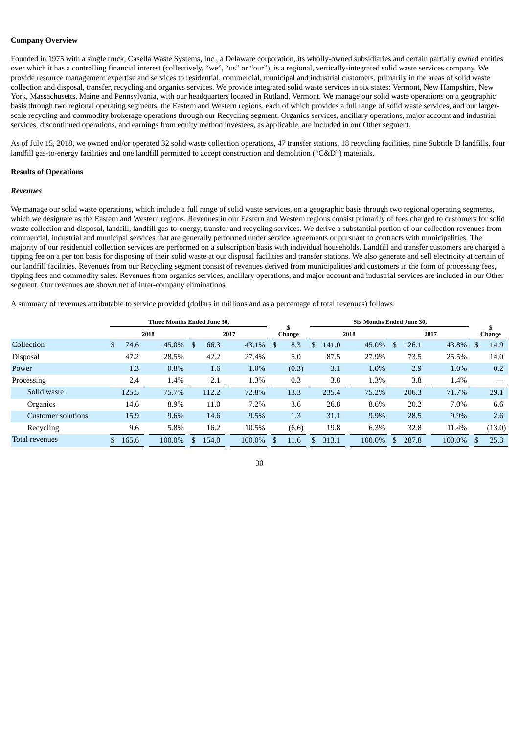**Company Overview**

Founded in 1975 with a single truck, Casella Waste Systems, Inc., a Delaware corporation, its wholly-owned subsidiaries and certain partially owned entities over which it has a controlling financial interest (collectively, "we", "us" or "our"), is a regional, vertically-integrated solid waste services company. We provide resource management expertise and services to residential, commercial, municipal and industrial customers, primarily in the areas of solid waste collection and disposal, transfer, recycling and organics services. We provide integrated solid waste services in six states: Vermont, New Hampshire, New York, Massachusetts, Maine and Pennsylvania, with our headquarters located in Rutland, Vermont. We manage our solid waste operations on a geographic basis through two regional operating segments, the Eastern and Western regions, each of which provides a full range of solid waste services, and our larger-scale recycling and commodity brokerage operations through our Recycling segment. Organics services, ancillary operations, major account and industrial services, discontinued operations, and earnings from equity method investees, as applicable, are included in our Other segment.

As of July 15, 2018, we owned and/or operated 32 solid waste collection operations, 47 transfer stations, 18 recycling facilities, nine Subtitle D landfills, four landfill gas-to-energy facilities and one landfill permitted to accept construction and demolition ("C&D") materials.

**Results of Operations**

***Revenues***

We manage our solid waste operations, which include a full range of solid waste services, on a geographic basis through two regional operating segments, which we designate as the Eastern and Western regions. Revenues in our Eastern and Western regions consist primarily of fees charged to customers for solid waste collection and disposal, landfill, landfill gas-to-energy, transfer and recycling services. We derive a substantial portion of our collection revenues from commercial, industrial and municipal services that are generally performed under service agreements or pursuant to contracts with municipalities. The majority of our residential collection services are performed on a subscription basis with individual households. Landfill and transfer customers are charged a tipping fee on a per ton basis for disposing of their solid waste at our disposal facilities and transfer stations. We also generate and sell electricity at certain of our landfill facilities. Revenues from our Recycling segment consist of revenues derived from municipalities and customers in the form of processing fees, tipping fees and commodity sales. Revenues from organics services, ancillary operations, and major account and industrial services are included in our Other segment. Our revenues are shown net of inter-company eliminations.

A summary of revenues attributable to service provided (dollars in millions and as a percentage of total revenues) follows:

| | Three Months Ended June 30, | | | | $ Change | Six Months Ended June 30, | | | | $ Change |
|---|---|---|---|---|---|---|---|---|---|---|
| | 2018 | | 2017 | | | 2018 | | 2017 | | |
| Collection | $ 74.6 | 45.0% | $ 66.3 | 43.1% | $ 8.3 | $ 141.0 | 45.0% | $ 126.1 | 43.8% | $ 14.9 |
| Disposal | 47.2 | 28.5% | 42.2 | 27.4% | 5.0 | 87.5 | 27.9% | 73.5 | 25.5% | 14.0 |
| Power | 1.3 | 0.8% | 1.6 | 1.0% | (0.3) | 3.1 | 1.0% | 2.9 | 1.0% | 0.2 |
| Processing | 2.4 | 1.4% | 2.1 | 1.3% | 0.3 | 3.8 | 1.3% | 3.8 | 1.4% | — |
| Solid waste | 125.5 | 75.7% | 112.2 | 72.8% | 13.3 | 235.4 | 75.2% | 206.3 | 71.7% | 29.1 |
| Organics | 14.6 | 8.9% | 11.0 | 7.2% | 3.6 | 26.8 | 8.6% | 20.2 | 7.0% | 6.6 |
| Customer solutions | 15.9 | 9.6% | 14.6 | 9.5% | 1.3 | 31.1 | 9.9% | 28.5 | 9.9% | 2.6 |
| Recycling | 9.6 | 5.8% | 16.2 | 10.5% | (6.6) | 19.8 | 6.3% | 32.8 | 11.4% | (13.0) |
| Total revenues | $ 165.6 | 100.0% | $ 154.0 | 100.0% | $ 11.6 | $ 313.1 | 100.0% | $ 287.8 | 100.0% | $ 25.3 |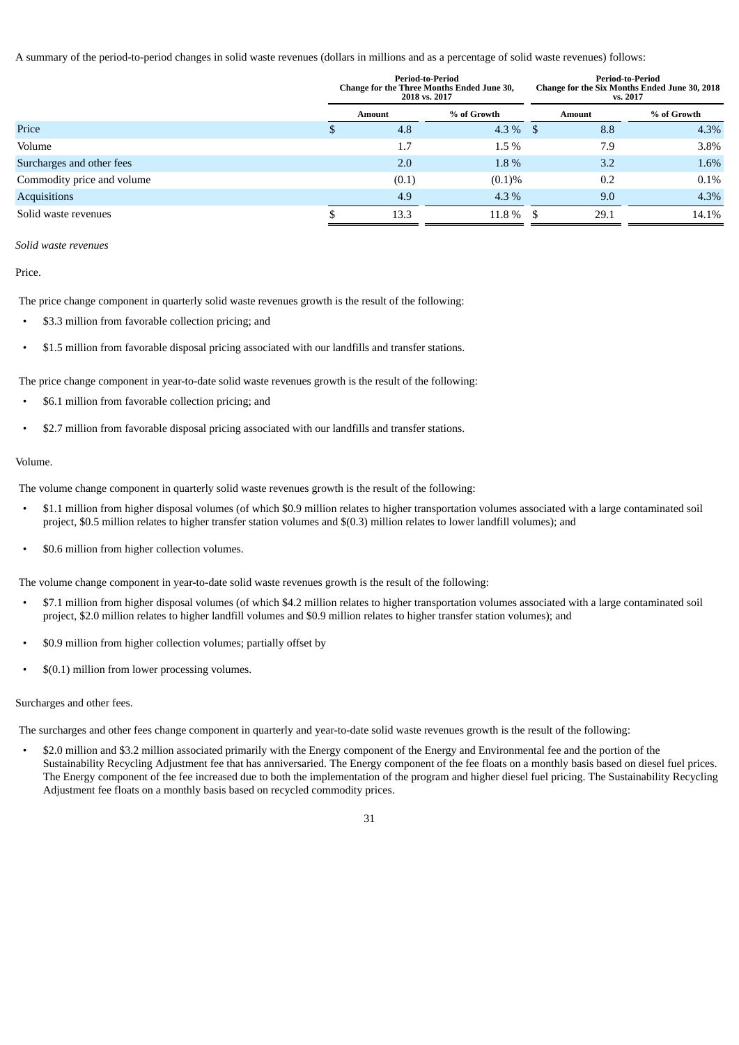A summary of the period-to-period changes in solid waste revenues (dollars in millions and as a percentage of solid waste revenues) follows:

| | Period-to-Period Change for the Three Months Ended June 30, 2018 vs. 2017 | | Period-to-Period Change for the Six Months Ended June 30, 2018 vs. 2017 | |
|---|---|---|---|---|
| | Amount | % of Growth | Amount | % of Growth |
| Price | $ 4.8 | 4.3 % | $ 8.8 | 4.3% |
| Volume | 1.7 | 1.5 % | 7.9 | 3.8% |
| Surcharges and other fees | 2.0 | 1.8 % | 3.2 | 1.6% |
| Commodity price and volume | (0.1) | (0.1)% | 0.2 | 0.1% |
| Acquisitions | 4.9 | 4.3 % | 9.0 | 4.3% |
| Solid waste revenues | $ 13.3 | 11.8 % | $ 29.1 | 14.1% |

*Solid waste revenues*

Price.

The price change component in quarterly solid waste revenues growth is the result of the following:

- $3.3 million from favorable collection pricing; and
- $1.5 million from favorable disposal pricing associated with our landfills and transfer stations.

The price change component in year-to-date solid waste revenues growth is the result of the following:

- $6.1 million from favorable collection pricing; and
- $2.7 million from favorable disposal pricing associated with our landfills and transfer stations.

Volume.

The volume change component in quarterly solid waste revenues growth is the result of the following:

- $1.1 million from higher disposal volumes (of which $0.9 million relates to higher transportation volumes associated with a large contaminated soil project, $0.5 million relates to higher transfer station volumes and $(0.3) million relates to lower landfill volumes); and
- $0.6 million from higher collection volumes.

The volume change component in year-to-date solid waste revenues growth is the result of the following:

- $7.1 million from higher disposal volumes (of which $4.2 million relates to higher transportation volumes associated with a large contaminated soil project, $2.0 million relates to higher landfill volumes and $0.9 million relates to higher transfer station volumes); and
- $0.9 million from higher collection volumes; partially offset by
- $(0.1) million from lower processing volumes.

Surcharges and other fees.

The surcharges and other fees change component in quarterly and year-to-date solid waste revenues growth is the result of the following:

- $2.0 million and $3.2 million associated primarily with the Energy component of the Energy and Environmental fee and the portion of the Sustainability Recycling Adjustment fee that has anniversaried. The Energy component of the fee floats on a monthly basis based on diesel fuel prices. The Energy component of the fee increased due to both the implementation of the program and higher diesel fuel pricing. The Sustainability Recycling Adjustment fee floats on a monthly basis based on recycled commodity prices.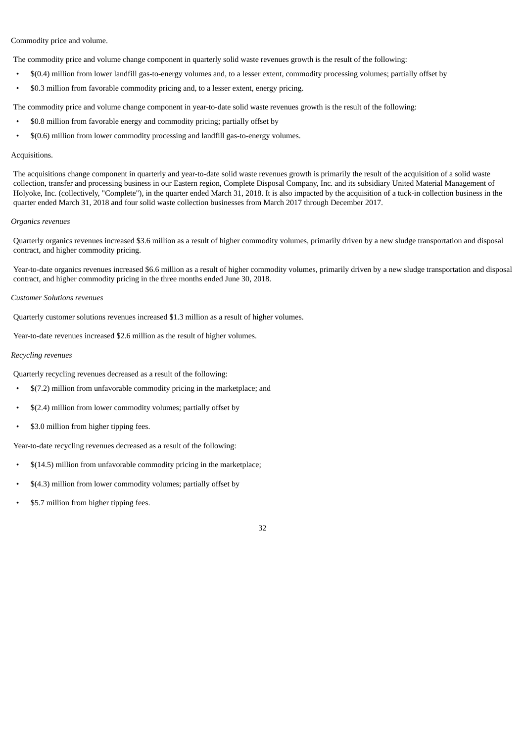Commodity price and volume.

The commodity price and volume change component in quarterly solid waste revenues growth is the result of the following:

- $(0.4) million from lower landfill gas-to-energy volumes and, to a lesser extent, commodity processing volumes; partially offset by
- $0.3 million from favorable commodity pricing and, to a lesser extent, energy pricing.

The commodity price and volume change component in year-to-date solid waste revenues growth is the result of the following:

- $0.8 million from favorable energy and commodity pricing; partially offset by
- $(0.6) million from lower commodity processing and landfill gas-to-energy volumes.

Acquisitions.

The acquisitions change component in quarterly and year-to-date solid waste revenues growth is primarily the result of the acquisition of a solid waste collection, transfer and processing business in our Eastern region, Complete Disposal Company, Inc. and its subsidiary United Material Management of Holyoke, Inc. (collectively, "Complete"), in the quarter ended March 31, 2018. It is also impacted by the acquisition of a tuck-in collection business in the quarter ended March 31, 2018 and four solid waste collection businesses from March 2017 through December 2017.

*Organics revenues*

Quarterly organics revenues increased $3.6 million as a result of higher commodity volumes, primarily driven by a new sludge transportation and disposal contract, and higher commodity pricing.

Year-to-date organics revenues increased $6.6 million as a result of higher commodity volumes, primarily driven by a new sludge transportation and disposal contract, and higher commodity pricing in the three months ended June 30, 2018.

*Customer Solutions revenues*

Quarterly customer solutions revenues increased $1.3 million as a result of higher volumes.

Year-to-date revenues increased $2.6 million as the result of higher volumes.

*Recycling revenues*

Quarterly recycling revenues decreased as a result of the following:

- $(7.2) million from unfavorable commodity pricing in the marketplace; and
- $(2.4) million from lower commodity volumes; partially offset by
- $3.0 million from higher tipping fees.

Year-to-date recycling revenues decreased as a result of the following:

- $(14.5) million from unfavorable commodity pricing in the marketplace;
- $(4.3) million from lower commodity volumes; partially offset by
- $5.7 million from higher tipping fees.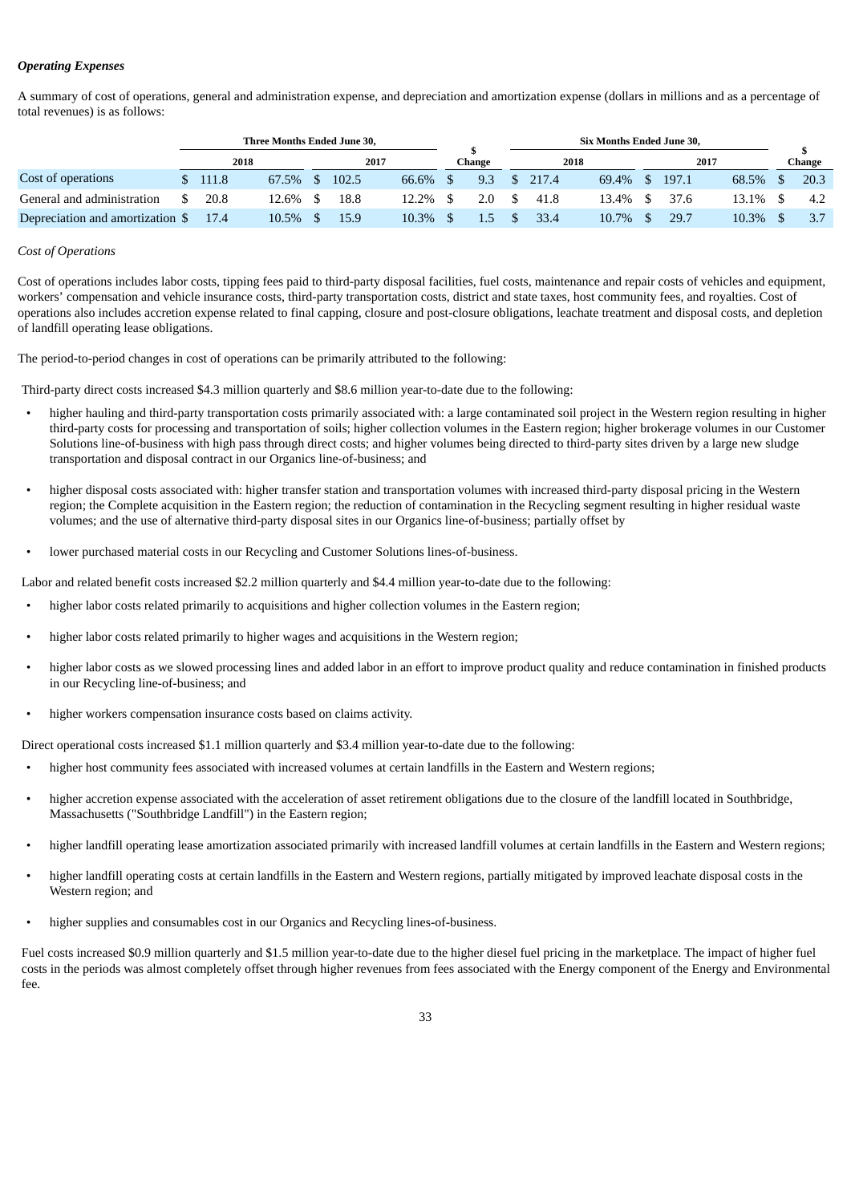### *Operating Expenses*

A summary of cost of operations, general and administration expense, and depreciation and amortization expense (dollars in millions and as a percentage of total revenues) is as follows:

| | Three Months Ended June 30, | | | | $ Change | Six Months Ended June 30, | | | | $ Change |
|---|---|---|---|---|---|---|---|---|---|---|
| | 2018 | | 2017 | | | 2018 | | 2017 | | |
| Cost of operations | $ 111.8 | 67.5% | $ 102.5 | 66.6% | $ 9.3 | $ 217.4 | 69.4% | $ 197.1 | 68.5% | $ 20.3 |
| General and administration | $ 20.8 | 12.6% | $ 18.8 | 12.2% | $ 2.0 | $ 41.8 | 13.4% | $ 37.6 | 13.1% | $ 4.2 |
| Depreciation and amortization | $ 17.4 | 10.5% | $ 15.9 | 10.3% | $ 1.5 | $ 33.4 | 10.7% | $ 29.7 | 10.3% | $ 3.7 |

*Cost of Operations*

Cost of operations includes labor costs, tipping fees paid to third-party disposal facilities, fuel costs, maintenance and repair costs of vehicles and equipment, workers' compensation and vehicle insurance costs, third-party transportation costs, district and state taxes, host community fees, and royalties. Cost of operations also includes accretion expense related to final capping, closure and post-closure obligations, leachate treatment and disposal costs, and depletion of landfill operating lease obligations.

The period-to-period changes in cost of operations can be primarily attributed to the following:

Third-party direct costs increased $4.3 million quarterly and $8.6 million year-to-date due to the following:

- higher hauling and third-party transportation costs primarily associated with: a large contaminated soil project in the Western region resulting in higher third-party costs for processing and transportation of soils; higher collection volumes in the Eastern region; higher brokerage volumes in our Customer Solutions line-of-business with high pass through direct costs; and higher volumes being directed to third-party sites driven by a large new sludge transportation and disposal contract in our Organics line-of-business; and
- higher disposal costs associated with: higher transfer station and transportation volumes with increased third-party disposal pricing in the Western region; the Complete acquisition in the Eastern region; the reduction of contamination in the Recycling segment resulting in higher residual waste volumes; and the use of alternative third-party disposal sites in our Organics line-of-business; partially offset by
- lower purchased material costs in our Recycling and Customer Solutions lines-of-business.

Labor and related benefit costs increased $2.2 million quarterly and $4.4 million year-to-date due to the following:

- higher labor costs related primarily to acquisitions and higher collection volumes in the Eastern region;
- higher labor costs related primarily to higher wages and acquisitions in the Western region;
- higher labor costs as we slowed processing lines and added labor in an effort to improve product quality and reduce contamination in finished products in our Recycling line-of-business; and
- higher workers compensation insurance costs based on claims activity.

Direct operational costs increased $1.1 million quarterly and $3.4 million year-to-date due to the following:

- higher host community fees associated with increased volumes at certain landfills in the Eastern and Western regions;
- higher accretion expense associated with the acceleration of asset retirement obligations due to the closure of the landfill located in Southbridge, Massachusetts ("Southbridge Landfill") in the Eastern region;
- higher landfill operating lease amortization associated primarily with increased landfill volumes at certain landfills in the Eastern and Western regions;
- higher landfill operating costs at certain landfills in the Eastern and Western regions, partially mitigated by improved leachate disposal costs in the Western region; and
- higher supplies and consumables cost in our Organics and Recycling lines-of-business.

Fuel costs increased $0.9 million quarterly and $1.5 million year-to-date due to the higher diesel fuel pricing in the marketplace. The impact of higher fuel costs in the periods was almost completely offset through higher revenues from fees associated with the Energy component of the Energy and Environmental fee.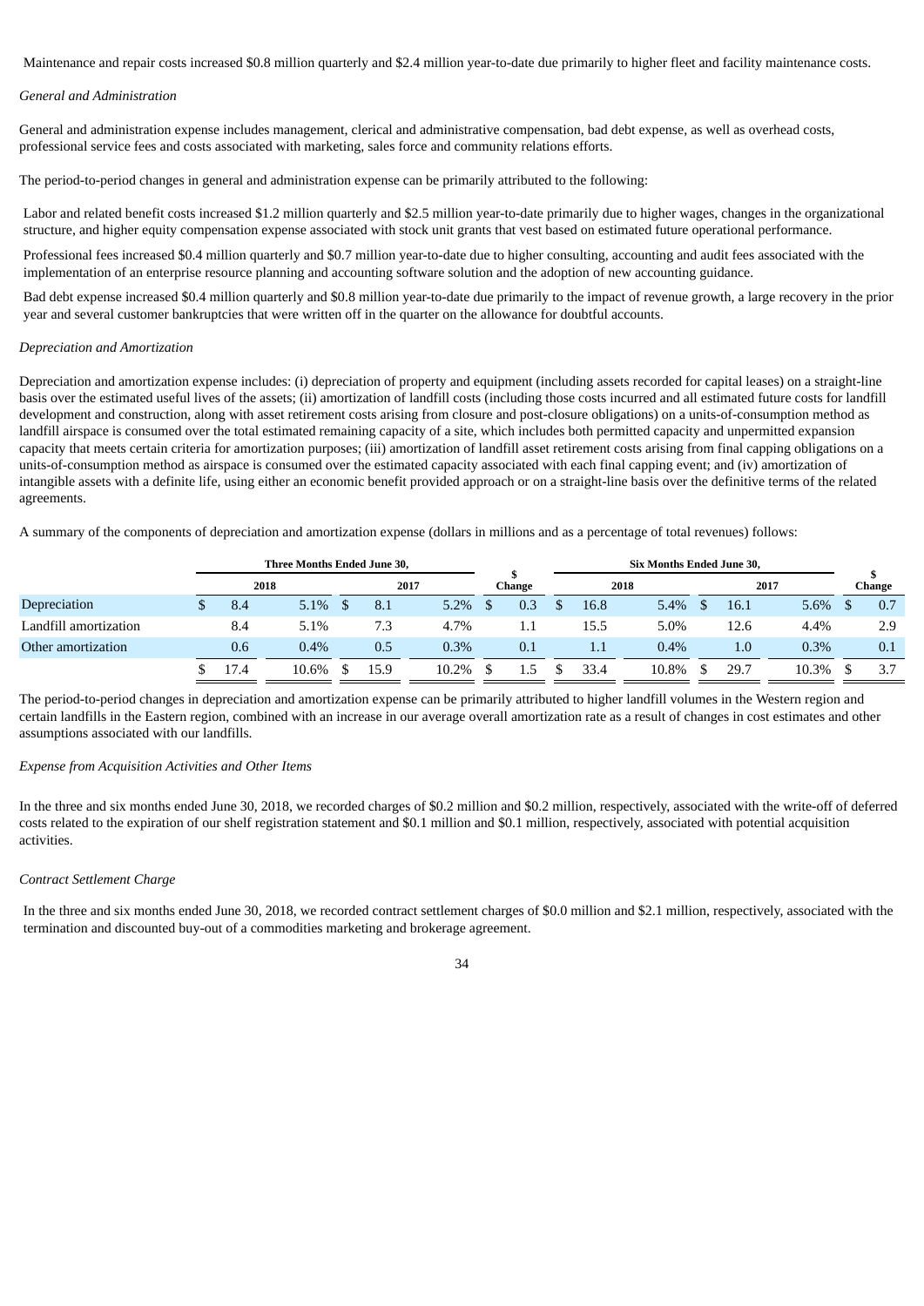Maintenance and repair costs increased \$0.8 million quarterly and \$2.4 million year-to-date due primarily to higher fleet and facility maintenance costs.

*General and Administration*

General and administration expense includes management, clerical and administrative compensation, bad debt expense, as well as overhead costs, professional service fees and costs associated with marketing, sales force and community relations efforts.

The period-to-period changes in general and administration expense can be primarily attributed to the following:

Labor and related benefit costs increased \$1.2 million quarterly and \$2.5 million year-to-date primarily due to higher wages, changes in the organizational structure, and higher equity compensation expense associated with stock unit grants that vest based on estimated future operational performance.

Professional fees increased \$0.4 million quarterly and \$0.7 million year-to-date due to higher consulting, accounting and audit fees associated with the implementation of an enterprise resource planning and accounting software solution and the adoption of new accounting guidance.

Bad debt expense increased \$0.4 million quarterly and \$0.8 million year-to-date due primarily to the impact of revenue growth, a large recovery in the prior year and several customer bankruptcies that were written off in the quarter on the allowance for doubtful accounts.

*Depreciation and Amortization*

Depreciation and amortization expense includes: (i) depreciation of property and equipment (including assets recorded for capital leases) on a straight-line basis over the estimated useful lives of the assets; (ii) amortization of landfill costs (including those costs incurred and all estimated future costs for landfill development and construction, along with asset retirement costs arising from closure and post-closure obligations) on a units-of-consumption method as landfill airspace is consumed over the total estimated remaining capacity of a site, which includes both permitted capacity and unpermitted expansion capacity that meets certain criteria for amortization purposes; (iii) amortization of landfill asset retirement costs arising from final capping obligations on a units-of-consumption method as airspace is consumed over the estimated capacity associated with each final capping event; and (iv) amortization of intangible assets with a definite life, using either an economic benefit provided approach or on a straight-line basis over the definitive terms of the related agreements.

A summary of the components of depreciation and amortization expense (dollars in millions and as a percentage of total revenues) follows:

| | Three Months Ended June 30, | | | | \$ Change | Six Months Ended June 30, | | | | \$ Change |
|---|---|---|---|---|---|---|---|---|---|---|
| | 2018 | | 2017 | | | 2018 | | 2017 | | |
| Depreciation | \$ 8.4 | 5.1% | \$ 8.1 | 5.2% | \$ 0.3 | \$ 16.8 | 5.4% | \$ 16.1 | 5.6% | \$ 0.7 |
| Landfill amortization | 8.4 | 5.1% | 7.3 | 4.7% | 1.1 | 15.5 | 5.0% | 12.6 | 4.4% | 2.9 |
| Other amortization | 0.6 | 0.4% | 0.5 | 0.3% | 0.1 | 1.1 | 0.4% | 1.0 | 0.3% | 0.1 |
| | \$ 17.4 | 10.6% | \$ 15.9 | 10.2% | \$ 1.5 | \$ 33.4 | 10.8% | \$ 29.7 | 10.3% | \$ 3.7 |

The period-to-period changes in depreciation and amortization expense can be primarily attributed to higher landfill volumes in the Western region and certain landfills in the Eastern region, combined with an increase in our average overall amortization rate as a result of changes in cost estimates and other assumptions associated with our landfills.

*Expense from Acquisition Activities and Other Items*

In the three and six months ended June 30, 2018, we recorded charges of \$0.2 million and \$0.2 million, respectively, associated with the write-off of deferred costs related to the expiration of our shelf registration statement and \$0.1 million and \$0.1 million, respectively, associated with potential acquisition activities.

*Contract Settlement Charge*

In the three and six months ended June 30, 2018, we recorded contract settlement charges of \$0.0 million and \$2.1 million, respectively, associated with the termination and discounted buy-out of a commodities marketing and brokerage agreement.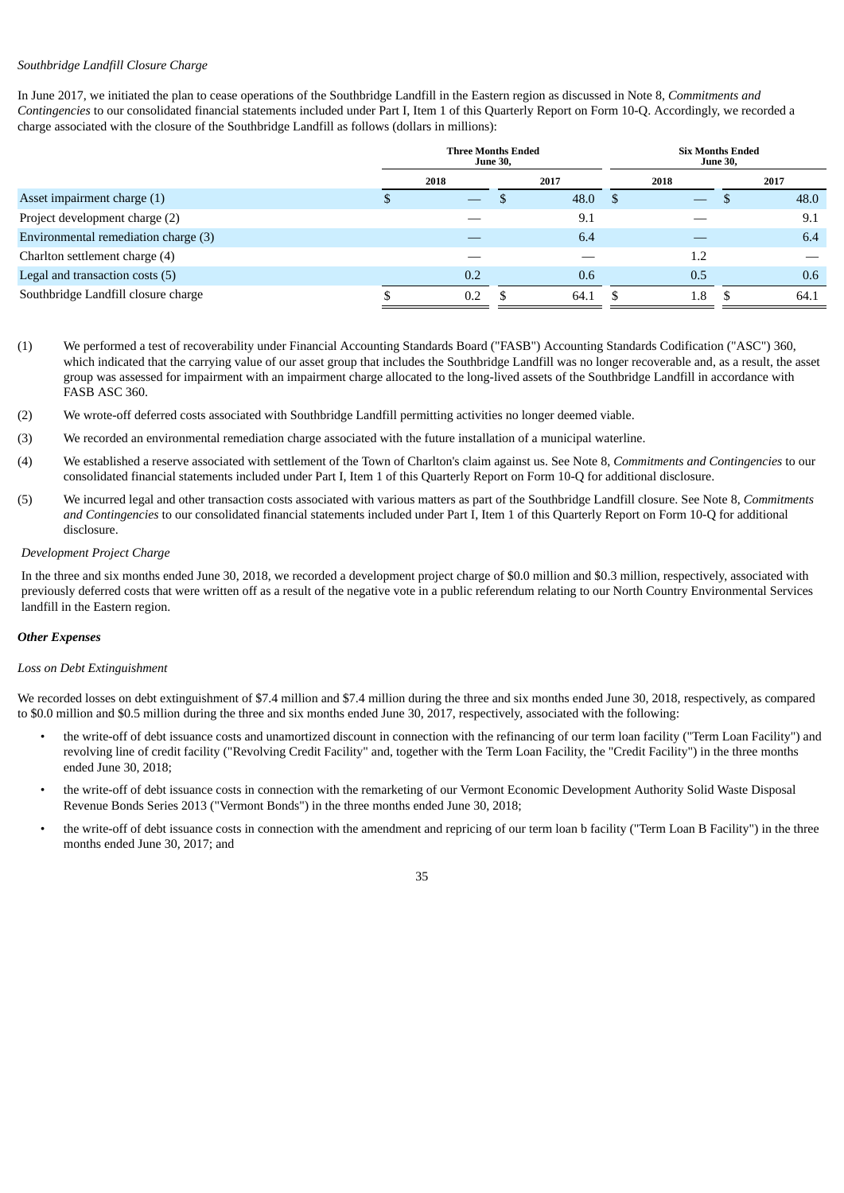*Southbridge Landfill Closure Charge*

In June 2017, we initiated the plan to cease operations of the Southbridge Landfill in the Eastern region as discussed in Note 8, *Commitments and Contingencies* to our consolidated financial statements included under Part I, Item 1 of this Quarterly Report on Form 10-Q. Accordingly, we recorded a charge associated with the closure of the Southbridge Landfill as follows (dollars in millions):

| | Three Months Ended June 30, | | Six Months Ended June 30, | |
|---|---|---|---|---|
| | 2018 | 2017 | 2018 | 2017 |
| Asset impairment charge (1) | $ — | $ 48.0 | $ — | $ 48.0 |
| Project development charge (2) | — | 9.1 | — | 9.1 |
| Environmental remediation charge (3) | — | 6.4 | — | 6.4 |
| Charlton settlement charge (4) | — | — | 1.2 | — |
| Legal and transaction costs (5) | 0.2 | 0.6 | 0.5 | 0.6 |
| Southbridge Landfill closure charge | $ 0.2 | $ 64.1 | $ 1.8 | $ 64.1 |

(1) We performed a test of recoverability under Financial Accounting Standards Board ("FASB") Accounting Standards Codification ("ASC") 360, which indicated that the carrying value of our asset group that includes the Southbridge Landfill was no longer recoverable and, as a result, the asset group was assessed for impairment with an impairment charge allocated to the long-lived assets of the Southbridge Landfill in accordance with FASB ASC 360.

(2) We wrote-off deferred costs associated with Southbridge Landfill permitting activities no longer deemed viable.

(3) We recorded an environmental remediation charge associated with the future installation of a municipal waterline.

(4) We established a reserve associated with settlement of the Town of Charlton's claim against us. See Note 8, *Commitments and Contingencies* to our consolidated financial statements included under Part I, Item 1 of this Quarterly Report on Form 10-Q for additional disclosure.

(5) We incurred legal and other transaction costs associated with various matters as part of the Southbridge Landfill closure. See Note 8, *Commitments and Contingencies* to our consolidated financial statements included under Part I, Item 1 of this Quarterly Report on Form 10-Q for additional disclosure.

*Development Project Charge*

In the three and six months ended June 30, 2018, we recorded a development project charge of $0.0 million and $0.3 million, respectively, associated with previously deferred costs that were written off as a result of the negative vote in a public referendum relating to our North Country Environmental Services landfill in the Eastern region.

***Other Expenses***

*Loss on Debt Extinguishment*

We recorded losses on debt extinguishment of $7.4 million and $7.4 million during the three and six months ended June 30, 2018, respectively, as compared to $0.0 million and $0.5 million during the three and six months ended June 30, 2017, respectively, associated with the following:

- the write-off of debt issuance costs and unamortized discount in connection with the refinancing of our term loan facility ("Term Loan Facility") and revolving line of credit facility ("Revolving Credit Facility" and, together with the Term Loan Facility, the "Credit Facility") in the three months ended June 30, 2018;
- the write-off of debt issuance costs in connection with the remarketing of our Vermont Economic Development Authority Solid Waste Disposal Revenue Bonds Series 2013 ("Vermont Bonds") in the three months ended June 30, 2018;
- the write-off of debt issuance costs in connection with the amendment and repricing of our term loan b facility ("Term Loan B Facility") in the three months ended June 30, 2017; and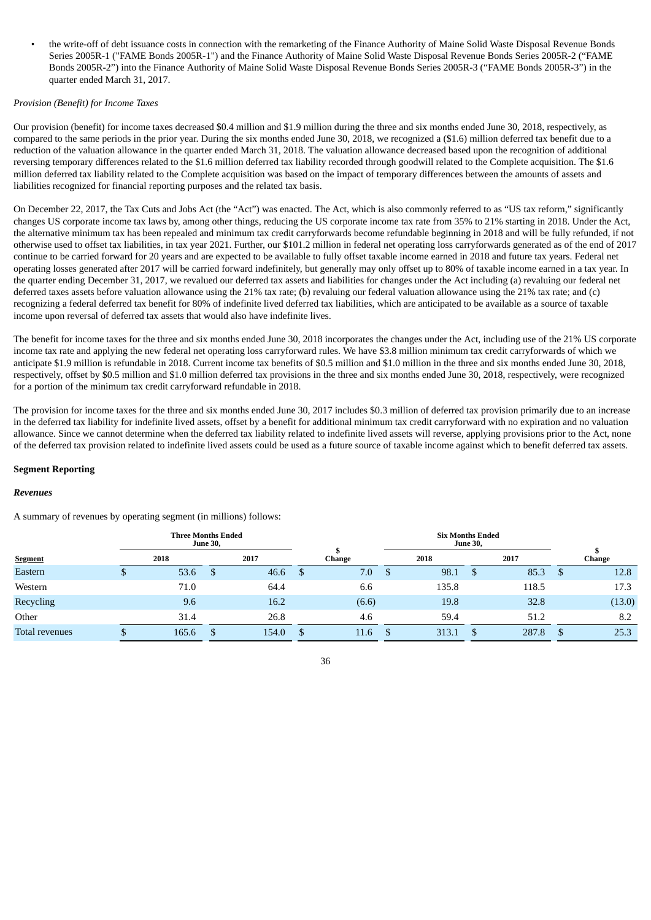- the write-off of debt issuance costs in connection with the remarketing of the Finance Authority of Maine Solid Waste Disposal Revenue Bonds Series 2005R-1 ("FAME Bonds 2005R-1") and the Finance Authority of Maine Solid Waste Disposal Revenue Bonds Series 2005R-2 ("FAME Bonds 2005R-2") into the Finance Authority of Maine Solid Waste Disposal Revenue Bonds Series 2005R-3 ("FAME Bonds 2005R-3") in the quarter ended March 31, 2017.

*Provision (Benefit) for Income Taxes*

Our provision (benefit) for income taxes decreased $0.4 million and $1.9 million during the three and six months ended June 30, 2018, respectively, as compared to the same periods in the prior year. During the six months ended June 30, 2018, we recognized a ($1.6) million deferred tax benefit due to a reduction of the valuation allowance in the quarter ended March 31, 2018. The valuation allowance decreased based upon the recognition of additional reversing temporary differences related to the $1.6 million deferred tax liability recorded through goodwill related to the Complete acquisition. The $1.6 million deferred tax liability related to the Complete acquisition was based on the impact of temporary differences between the amounts of assets and liabilities recognized for financial reporting purposes and the related tax basis.

On December 22, 2017, the Tax Cuts and Jobs Act (the "Act") was enacted. The Act, which is also commonly referred to as "US tax reform," significantly changes US corporate income tax laws by, among other things, reducing the US corporate income tax rate from 35% to 21% starting in 2018. Under the Act, the alternative minimum tax has been repealed and minimum tax credit carryforwards become refundable beginning in 2018 and will be fully refunded, if not otherwise used to offset tax liabilities, in tax year 2021. Further, our $101.2 million in federal net operating loss carryforwards generated as of the end of 2017 continue to be carried forward for 20 years and are expected to be available to fully offset taxable income earned in 2018 and future tax years. Federal net operating losses generated after 2017 will be carried forward indefinitely, but generally may only offset up to 80% of taxable income earned in a tax year. In the quarter ending December 31, 2017, we revalued our deferred tax assets and liabilities for changes under the Act including (a) revaluing our federal net deferred taxes assets before valuation allowance using the 21% tax rate; (b) revaluing our federal valuation allowance using the 21% tax rate; and (c) recognizing a federal deferred tax benefit for 80% of indefinite lived deferred tax liabilities, which are anticipated to be available as a source of taxable income upon reversal of deferred tax assets that would also have indefinite lives.

The benefit for income taxes for the three and six months ended June 30, 2018 incorporates the changes under the Act, including use of the 21% US corporate income tax rate and applying the new federal net operating loss carryforward rules. We have $3.8 million minimum tax credit carryforwards of which we anticipate $1.9 million is refundable in 2018. Current income tax benefits of $0.5 million and $1.0 million in the three and six months ended June 30, 2018, respectively, offset by $0.5 million and $1.0 million deferred tax provisions in the three and six months ended June 30, 2018, respectively, were recognized for a portion of the minimum tax credit carryforward refundable in 2018.

The provision for income taxes for the three and six months ended June 30, 2017 includes $0.3 million of deferred tax provision primarily due to an increase in the deferred tax liability for indefinite lived assets, offset by a benefit for additional minimum tax credit carryforward with no expiration and no valuation allowance. Since we cannot determine when the deferred tax liability related to indefinite lived assets will reverse, applying provisions prior to the Act, none of the deferred tax provision related to indefinite lived assets could be used as a future source of taxable income against which to benefit deferred tax assets.

**Segment Reporting**

***Revenues***

A summary of revenues by operating segment (in millions) follows:

| | Three Months Ended June 30, | | | Six Months Ended June 30, | | |
|---|---|---|---|---|---|---|
| **Segment** | **2018** | **2017** | **$ Change** | **2018** | **2017** | **$ Change** |
| Eastern | $ 53.6 | $ 46.6 | $ 7.0 | $ 98.1 | $ 85.3 | $ 12.8 |
| Western | 71.0 | 64.4 | 6.6 | 135.8 | 118.5 | 17.3 |
| Recycling | 9.6 | 16.2 | (6.6) | 19.8 | 32.8 | (13.0) |
| Other | 31.4 | 26.8 | 4.6 | 59.4 | 51.2 | 8.2 |
| Total revenues | $ 165.6 | $ 154.0 | $ 11.6 | $ 313.1 | $ 287.8 | $ 25.3 |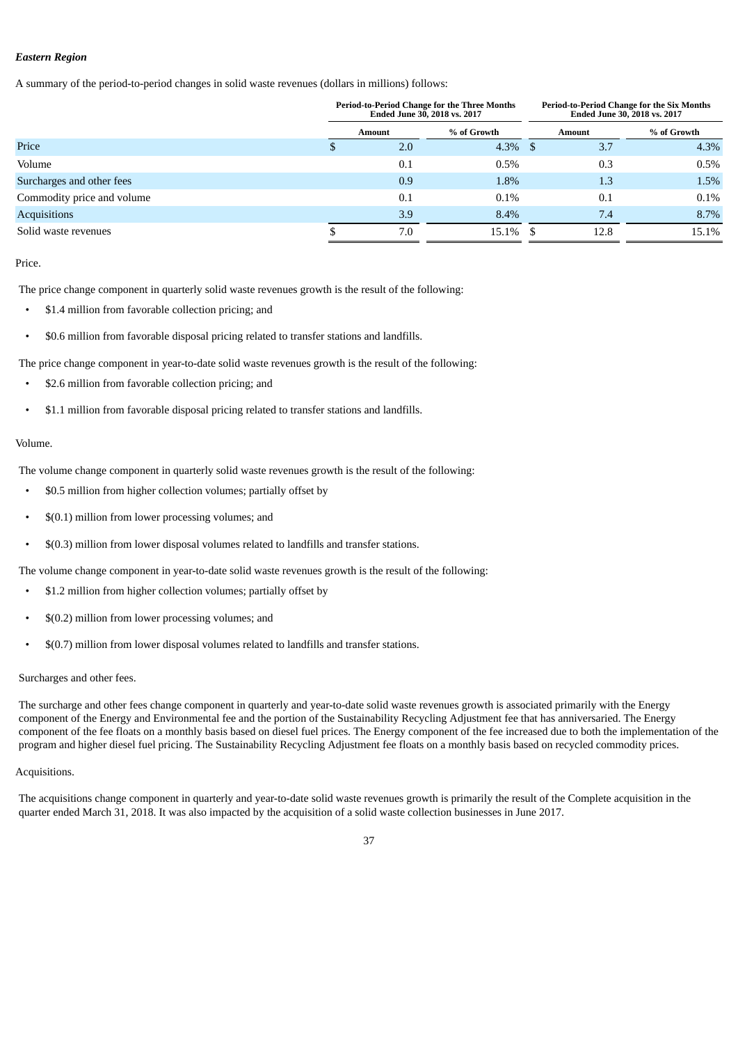***Eastern Region***

A summary of the period-to-period changes in solid waste revenues (dollars in millions) follows:

| | Period-to-Period Change for the Three Months Ended June 30, 2018 vs. 2017 | | Period-to-Period Change for the Six Months Ended June 30, 2018 vs. 2017 | |
|---|---|---|---|---|
| | Amount | % of Growth | Amount | % of Growth |
| Price | $ 2.0 | 4.3% | $ 3.7 | 4.3% |
| Volume | 0.1 | 0.5% | 0.3 | 0.5% |
| Surcharges and other fees | 0.9 | 1.8% | 1.3 | 1.5% |
| Commodity price and volume | 0.1 | 0.1% | 0.1 | 0.1% |
| Acquisitions | 3.9 | 8.4% | 7.4 | 8.7% |
| Solid waste revenues | $ 7.0 | 15.1% | $ 12.8 | 15.1% |

Price.

The price change component in quarterly solid waste revenues growth is the result of the following:

- $1.4 million from favorable collection pricing; and
- $0.6 million from favorable disposal pricing related to transfer stations and landfills.

The price change component in year-to-date solid waste revenues growth is the result of the following:

- $2.6 million from favorable collection pricing; and
- $1.1 million from favorable disposal pricing related to transfer stations and landfills.

Volume.

The volume change component in quarterly solid waste revenues growth is the result of the following:

- $0.5 million from higher collection volumes; partially offset by
- $(0.1) million from lower processing volumes; and
- $(0.3) million from lower disposal volumes related to landfills and transfer stations.

The volume change component in year-to-date solid waste revenues growth is the result of the following:

- $1.2 million from higher collection volumes; partially offset by
- $(0.2) million from lower processing volumes; and
- $(0.7) million from lower disposal volumes related to landfills and transfer stations.

Surcharges and other fees.

The surcharge and other fees change component in quarterly and year-to-date solid waste revenues growth is associated primarily with the Energy component of the Energy and Environmental fee and the portion of the Sustainability Recycling Adjustment fee that has anniversaried. The Energy component of the fee floats on a monthly basis based on diesel fuel prices. The Energy component of the fee increased due to both the implementation of the program and higher diesel fuel pricing. The Sustainability Recycling Adjustment fee floats on a monthly basis based on recycled commodity prices.

Acquisitions.

The acquisitions change component in quarterly and year-to-date solid waste revenues growth is primarily the result of the Complete acquisition in the quarter ended March 31, 2018. It was also impacted by the acquisition of a solid waste collection businesses in June 2017.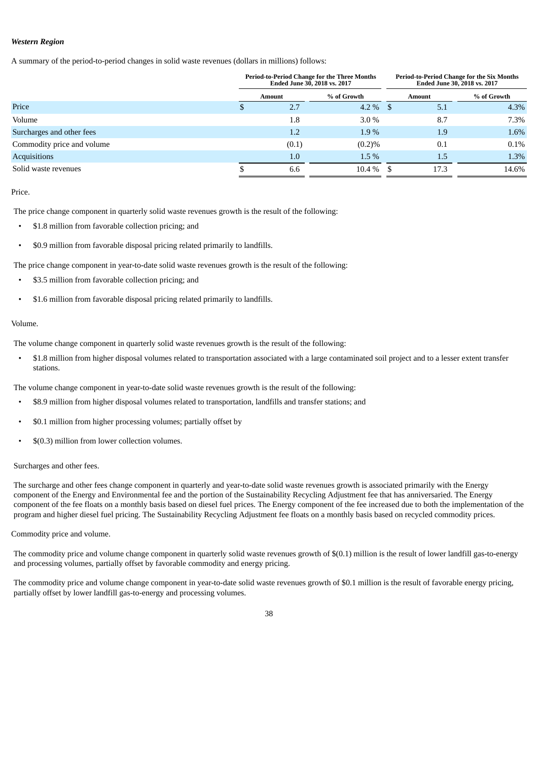***Western Region***

A summary of the period-to-period changes in solid waste revenues (dollars in millions) follows:

| | Period-to-Period Change for the Three Months Ended June 30, 2018 vs. 2017 | | Period-to-Period Change for the Six Months Ended June 30, 2018 vs. 2017 | |
|---|---|---|---|---|
| | **Amount** | **% of Growth** | **Amount** | **% of Growth** |
| Price | $ 2.7 | 4.2 % | $ 5.1 | 4.3% |
| Volume | 1.8 | 3.0 % | 8.7 | 7.3% |
| Surcharges and other fees | 1.2 | 1.9 % | 1.9 | 1.6% |
| Commodity price and volume | (0.1) | (0.2)% | 0.1 | 0.1% |
| Acquisitions | 1.0 | 1.5 % | 1.5 | 1.3% |
| Solid waste revenues | $ 6.6 | 10.4 % | $ 17.3 | 14.6% |

Price.

The price change component in quarterly solid waste revenues growth is the result of the following:

- $1.8 million from favorable collection pricing; and
- $0.9 million from favorable disposal pricing related primarily to landfills.

The price change component in year-to-date solid waste revenues growth is the result of the following:

- $3.5 million from favorable collection pricing; and
- $1.6 million from favorable disposal pricing related primarily to landfills.

Volume.

The volume change component in quarterly solid waste revenues growth is the result of the following:

- $1.8 million from higher disposal volumes related to transportation associated with a large contaminated soil project and to a lesser extent transfer stations.

The volume change component in year-to-date solid waste revenues growth is the result of the following:

- $8.9 million from higher disposal volumes related to transportation, landfills and transfer stations; and
- $0.1 million from higher processing volumes; partially offset by
- $(0.3) million from lower collection volumes.

Surcharges and other fees.

The surcharge and other fees change component in quarterly and year-to-date solid waste revenues growth is associated primarily with the Energy component of the Energy and Environmental fee and the portion of the Sustainability Recycling Adjustment fee that has anniversaried. The Energy component of the fee floats on a monthly basis based on diesel fuel prices. The Energy component of the fee increased due to both the implementation of the program and higher diesel fuel pricing. The Sustainability Recycling Adjustment fee floats on a monthly basis based on recycled commodity prices.

Commodity price and volume.

The commodity price and volume change component in quarterly solid waste revenues growth of $(0.1) million is the result of lower landfill gas-to-energy and processing volumes, partially offset by favorable commodity and energy pricing.

The commodity price and volume change component in year-to-date solid waste revenues growth of $0.1 million is the result of favorable energy pricing, partially offset by lower landfill gas-to-energy and processing volumes.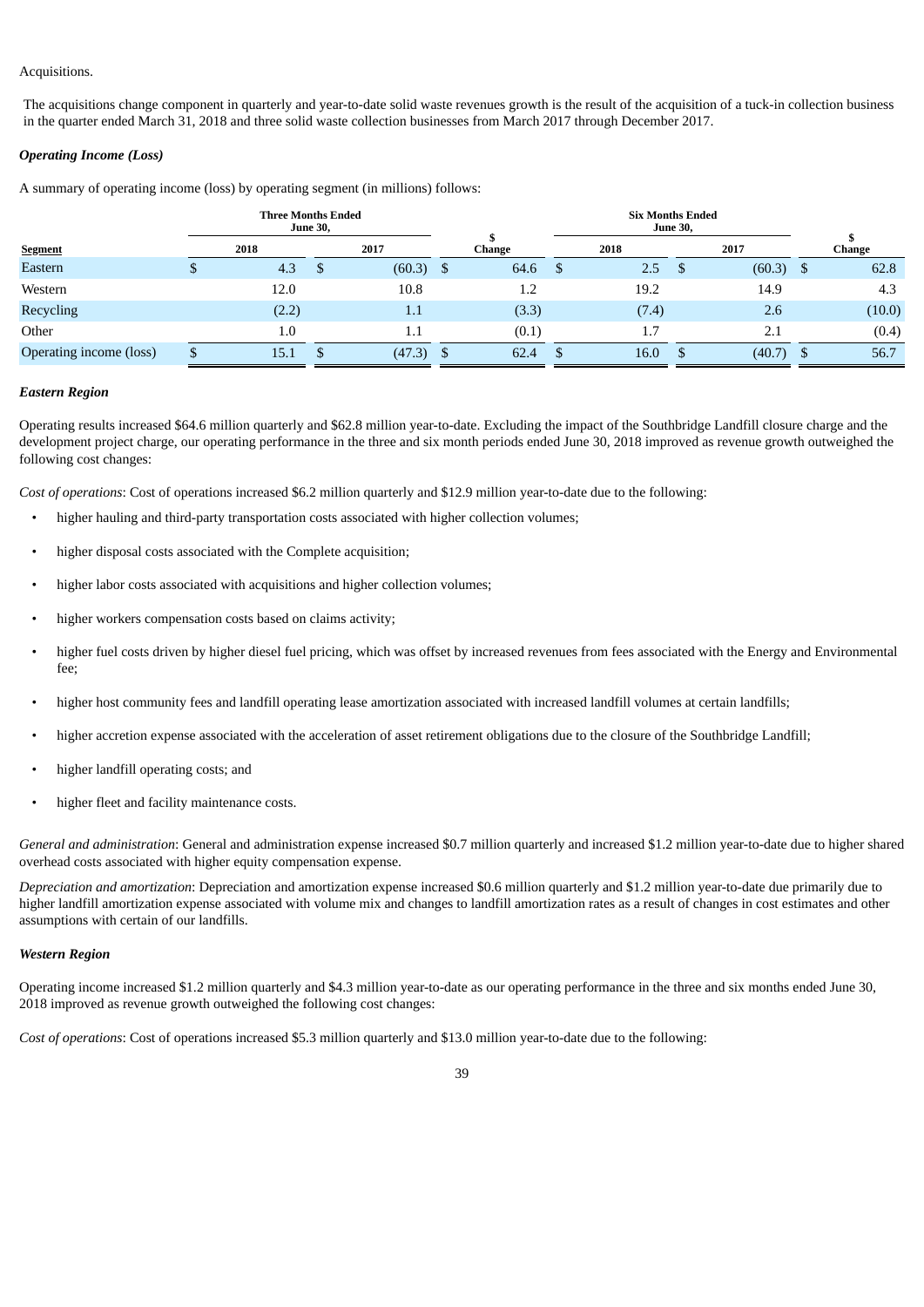Acquisitions.

The acquisitions change component in quarterly and year-to-date solid waste revenues growth is the result of the acquisition of a tuck-in collection business in the quarter ended March 31, 2018 and three solid waste collection businesses from March 2017 through December 2017.

***Operating Income (Loss)***

A summary of operating income (loss) by operating segment (in millions) follows:

| | Three Months Ended June 30, | | | Six Months Ended June 30, | | |
|---|---|---|---|---|---|---|
| Segment | 2018 | 2017 | $ Change | 2018 | 2017 | $ Change |
| Eastern | $ 4.3 | $ (60.3) | $ 64.6 | $ 2.5 | $ (60.3) | $ 62.8 |
| Western | 12.0 | 10.8 | 1.2 | 19.2 | 14.9 | 4.3 |
| Recycling | (2.2) | 1.1 | (3.3) | (7.4) | 2.6 | (10.0) |
| Other | 1.0 | 1.1 | (0.1) | 1.7 | 2.1 | (0.4) |
| Operating income (loss) | $ 15.1 | $ (47.3) | $ 62.4 | $ 16.0 | $ (40.7) | $ 56.7 |

***Eastern Region***

Operating results increased $64.6 million quarterly and $62.8 million year-to-date. Excluding the impact of the Southbridge Landfill closure charge and the development project charge, our operating performance in the three and six month periods ended June 30, 2018 improved as revenue growth outweighed the following cost changes:

*Cost of operations*: Cost of operations increased $6.2 million quarterly and $12.9 million year-to-date due to the following:

- higher hauling and third-party transportation costs associated with higher collection volumes;
- higher disposal costs associated with the Complete acquisition;
- higher labor costs associated with acquisitions and higher collection volumes;
- higher workers compensation costs based on claims activity;
- higher fuel costs driven by higher diesel fuel pricing, which was offset by increased revenues from fees associated with the Energy and Environmental fee;
- higher host community fees and landfill operating lease amortization associated with increased landfill volumes at certain landfills;
- higher accretion expense associated with the acceleration of asset retirement obligations due to the closure of the Southbridge Landfill;
- higher landfill operating costs; and
- higher fleet and facility maintenance costs.

*General and administration*: General and administration expense increased $0.7 million quarterly and increased $1.2 million year-to-date due to higher shared overhead costs associated with higher equity compensation expense.

*Depreciation and amortization*: Depreciation and amortization expense increased $0.6 million quarterly and $1.2 million year-to-date due primarily due to higher landfill amortization expense associated with volume mix and changes to landfill amortization rates as a result of changes in cost estimates and other assumptions with certain of our landfills.

***Western Region***

Operating income increased $1.2 million quarterly and $4.3 million year-to-date as our operating performance in the three and six months ended June 30, 2018 improved as revenue growth outweighed the following cost changes:

*Cost of operations*: Cost of operations increased $5.3 million quarterly and $13.0 million year-to-date due to the following: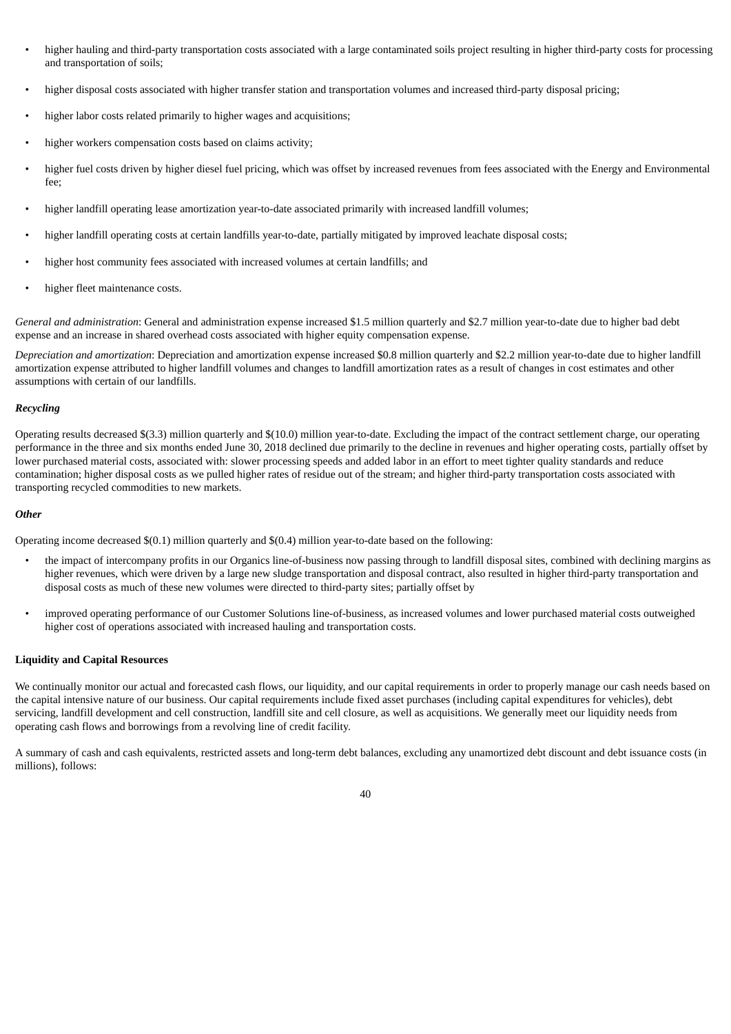- higher hauling and third-party transportation costs associated with a large contaminated soils project resulting in higher third-party costs for processing and transportation of soils;
- higher disposal costs associated with higher transfer station and transportation volumes and increased third-party disposal pricing;
- higher labor costs related primarily to higher wages and acquisitions;
- higher workers compensation costs based on claims activity;
- higher fuel costs driven by higher diesel fuel pricing, which was offset by increased revenues from fees associated with the Energy and Environmental fee;
- higher landfill operating lease amortization year-to-date associated primarily with increased landfill volumes;
- higher landfill operating costs at certain landfills year-to-date, partially mitigated by improved leachate disposal costs;
- higher host community fees associated with increased volumes at certain landfills; and
- higher fleet maintenance costs.

*General and administration*: General and administration expense increased $1.5 million quarterly and $2.7 million year-to-date due to higher bad debt expense and an increase in shared overhead costs associated with higher equity compensation expense.

*Depreciation and amortization*: Depreciation and amortization expense increased $0.8 million quarterly and $2.2 million year-to-date due to higher landfill amortization expense attributed to higher landfill volumes and changes to landfill amortization rates as a result of changes in cost estimates and other assumptions with certain of our landfills.

***Recycling***

Operating results decreased $(3.3) million quarterly and $(10.0) million year-to-date. Excluding the impact of the contract settlement charge, our operating performance in the three and six months ended June 30, 2018 declined due primarily to the decline in revenues and higher operating costs, partially offset by lower purchased material costs, associated with: slower processing speeds and added labor in an effort to meet tighter quality standards and reduce contamination; higher disposal costs as we pulled higher rates of residue out of the stream; and higher third-party transportation costs associated with transporting recycled commodities to new markets.

***Other***

Operating income decreased $(0.1) million quarterly and $(0.4) million year-to-date based on the following:

- the impact of intercompany profits in our Organics line-of-business now passing through to landfill disposal sites, combined with declining margins as higher revenues, which were driven by a large new sludge transportation and disposal contract, also resulted in higher third-party transportation and disposal costs as much of these new volumes were directed to third-party sites; partially offset by
- improved operating performance of our Customer Solutions line-of-business, as increased volumes and lower purchased material costs outweighed higher cost of operations associated with increased hauling and transportation costs.

**Liquidity and Capital Resources**

We continually monitor our actual and forecasted cash flows, our liquidity, and our capital requirements in order to properly manage our cash needs based on the capital intensive nature of our business. Our capital requirements include fixed asset purchases (including capital expenditures for vehicles), debt servicing, landfill development and cell construction, landfill site and cell closure, as well as acquisitions. We generally meet our liquidity needs from operating cash flows and borrowings from a revolving line of credit facility.

A summary of cash and cash equivalents, restricted assets and long-term debt balances, excluding any unamortized debt discount and debt issuance costs (in millions), follows: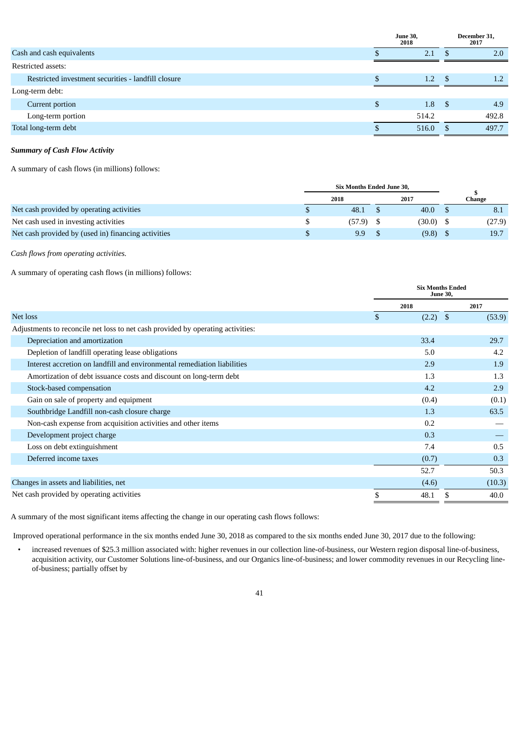|  | June 30, 2018 | December 31, 2017 |
| --- | --- | --- |
| Cash and cash equivalents | $ 2.1 | $ 2.0 |
| Restricted assets: |  |  |
| Restricted investment securities - landfill closure | $ 1.2 | $ 1.2 |
| Long-term debt: |  |  |
| Current portion | $ 1.8 | $ 4.9 |
| Long-term portion | 514.2 | 492.8 |
| Total long-term debt | $ 516.0 | $ 497.7 |

***Summary of Cash Flow Activity***

A summary of cash flows (in millions) follows:

|  | Six Months Ended June 30, |  |  |
| --- | --- | --- | --- |
|  | 2018 | 2017 | $ Change |
| Net cash provided by operating activities | $ 48.1 | $ 40.0 | $ 8.1 |
| Net cash used in investing activities | $ (57.9) | $ (30.0) | $ (27.9) |
| Net cash provided by (used in) financing activities | $ 9.9 | $ (9.8) | $ 19.7 |

*Cash flows from operating activities.*

A summary of operating cash flows (in millions) follows:

|  | Six Months Ended June 30, |  |
| --- | --- | --- |
|  | 2018 | 2017 |
| Net loss | $ (2.2) | $ (53.9) |
| Adjustments to reconcile net loss to net cash provided by operating activities: |  |  |
| Depreciation and amortization | 33.4 | 29.7 |
| Depletion of landfill operating lease obligations | 5.0 | 4.2 |
| Interest accretion on landfill and environmental remediation liabilities | 2.9 | 1.9 |
| Amortization of debt issuance costs and discount on long-term debt | 1.3 | 1.3 |
| Stock-based compensation | 4.2 | 2.9 |
| Gain on sale of property and equipment | (0.4) | (0.1) |
| Southbridge Landfill non-cash closure charge | 1.3 | 63.5 |
| Non-cash expense from acquisition activities and other items | 0.2 | — |
| Development project charge | 0.3 | — |
| Loss on debt extinguishment | 7.4 | 0.5 |
| Deferred income taxes | (0.7) | 0.3 |
|  | 52.7 | 50.3 |
| Changes in assets and liabilities, net | (4.6) | (10.3) |
| Net cash provided by operating activities | $ 48.1 | $ 40.0 |

A summary of the most significant items affecting the change in our operating cash flows follows:

Improved operational performance in the six months ended June 30, 2018 as compared to the six months ended June 30, 2017 due to the following:

- increased revenues of $25.3 million associated with: higher revenues in our collection line-of-business, our Western region disposal line-of-business, acquisition activity, our Customer Solutions line-of-business, and our Organics line-of-business; and lower commodity revenues in our Recycling line-of-business; partially offset by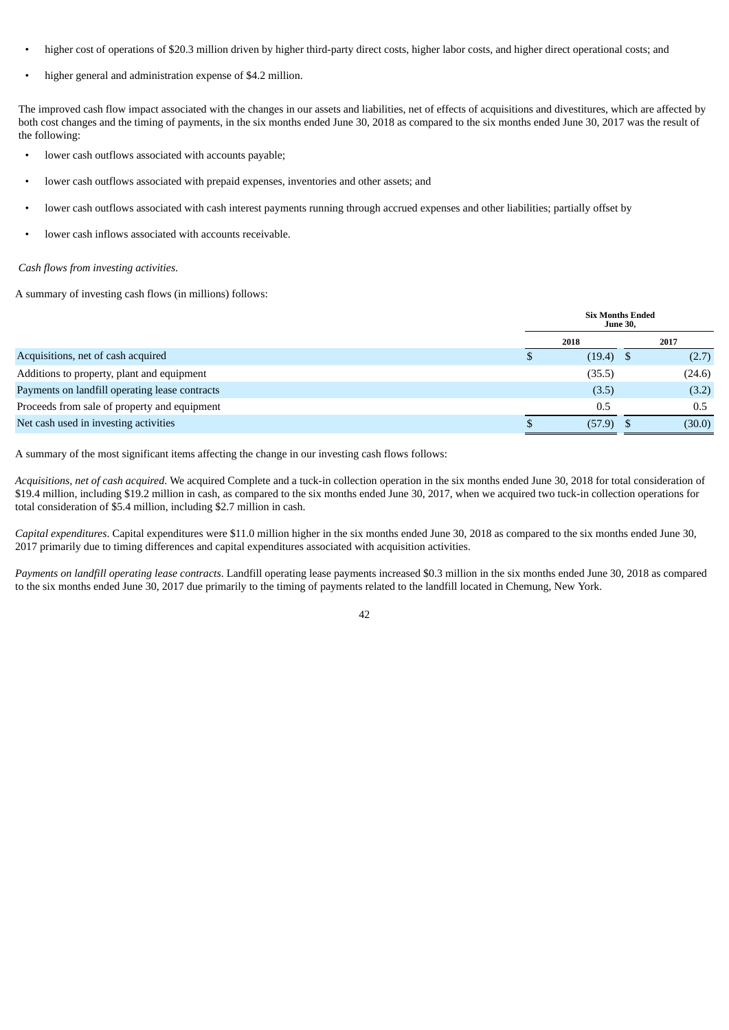- higher cost of operations of $20.3 million driven by higher third-party direct costs, higher labor costs, and higher direct operational costs; and
- higher general and administration expense of $4.2 million.

The improved cash flow impact associated with the changes in our assets and liabilities, net of effects of acquisitions and divestitures, which are affected by both cost changes and the timing of payments, in the six months ended June 30, 2018 as compared to the six months ended June 30, 2017 was the result of the following:

- lower cash outflows associated with accounts payable;
- lower cash outflows associated with prepaid expenses, inventories and other assets; and
- lower cash outflows associated with cash interest payments running through accrued expenses and other liabilities; partially offset by
- lower cash inflows associated with accounts receivable.

*Cash flows from investing activities.*

A summary of investing cash flows (in millions) follows:

| | Six Months Ended June 30, | |
|---|---|---|
| | 2018 | 2017 |
| Acquisitions, net of cash acquired | $ (19.4) | $ (2.7) |
| Additions to property, plant and equipment | (35.5) | (24.6) |
| Payments on landfill operating lease contracts | (3.5) | (3.2) |
| Proceeds from sale of property and equipment | 0.5 | 0.5 |
| Net cash used in investing activities | $ (57.9) | $ (30.0) |

A summary of the most significant items affecting the change in our investing cash flows follows:

*Acquisitions, net of cash acquired*. We acquired Complete and a tuck-in collection operation in the six months ended June 30, 2018 for total consideration of $19.4 million, including $19.2 million in cash, as compared to the six months ended June 30, 2017, when we acquired two tuck-in collection operations for total consideration of $5.4 million, including $2.7 million in cash.

*Capital expenditures*. Capital expenditures were $11.0 million higher in the six months ended June 30, 2018 as compared to the six months ended June 30, 2017 primarily due to timing differences and capital expenditures associated with acquisition activities.

*Payments on landfill operating lease contracts*. Landfill operating lease payments increased $0.3 million in the six months ended June 30, 2018 as compared to the six months ended June 30, 2017 due primarily to the timing of payments related to the landfill located in Chemung, New York.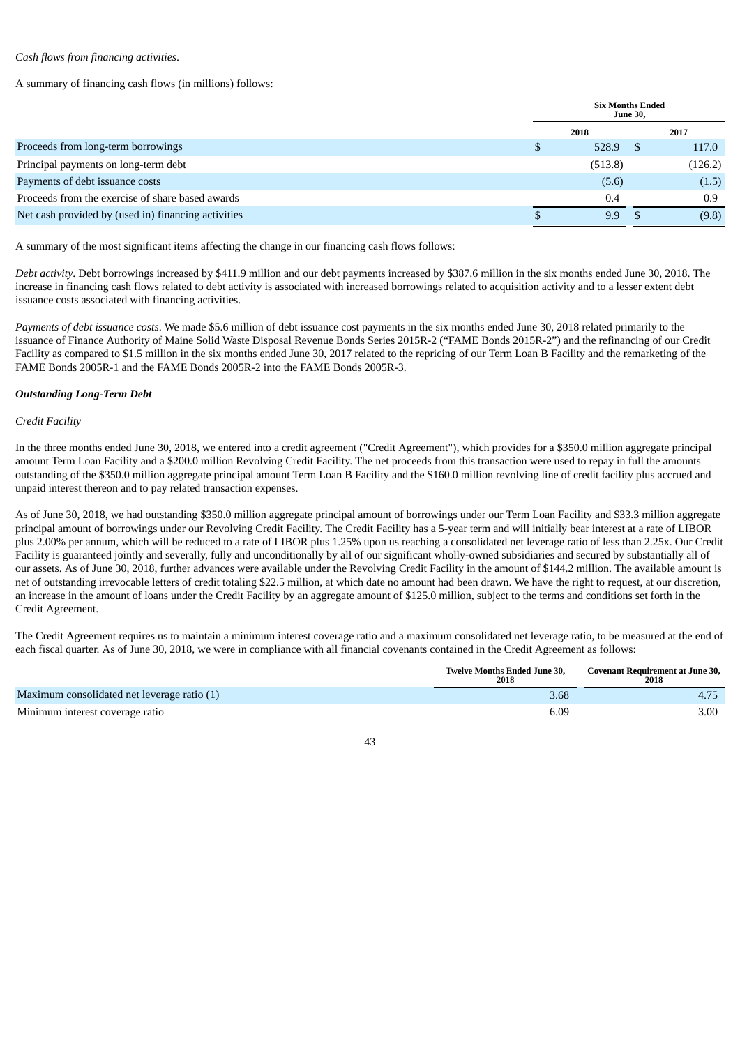*Cash flows from financing activities*.

A summary of financing cash flows (in millions) follows:

| | Six Months Ended June 30, | |
|---|---|---|
| | 2018 | 2017 |
| Proceeds from long-term borrowings | $ 528.9 | $ 117.0 |
| Principal payments on long-term debt | (513.8) | (126.2) |
| Payments of debt issuance costs | (5.6) | (1.5) |
| Proceeds from the exercise of share based awards | 0.4 | 0.9 |
| Net cash provided by (used in) financing activities | $ 9.9 | $ (9.8) |

A summary of the most significant items affecting the change in our financing cash flows follows:

*Debt activity*. Debt borrowings increased by $411.9 million and our debt payments increased by $387.6 million in the six months ended June 30, 2018. The increase in financing cash flows related to debt activity is associated with increased borrowings related to acquisition activity and to a lesser extent debt issuance costs associated with financing activities.

*Payments of debt issuance costs*. We made $5.6 million of debt issuance cost payments in the six months ended June 30, 2018 related primarily to the issuance of Finance Authority of Maine Solid Waste Disposal Revenue Bonds Series 2015R-2 ("FAME Bonds 2015R-2") and the refinancing of our Credit Facility as compared to $1.5 million in the six months ended June 30, 2017 related to the repricing of our Term Loan B Facility and the remarketing of the FAME Bonds 2005R-1 and the FAME Bonds 2005R-2 into the FAME Bonds 2005R-3.

***Outstanding Long-Term Debt***

*Credit Facility*

In the three months ended June 30, 2018, we entered into a credit agreement ("Credit Agreement"), which provides for a $350.0 million aggregate principal amount Term Loan Facility and a $200.0 million Revolving Credit Facility. The net proceeds from this transaction were used to repay in full the amounts outstanding of the $350.0 million aggregate principal amount Term Loan B Facility and the $160.0 million revolving line of credit facility plus accrued and unpaid interest thereon and to pay related transaction expenses.

As of June 30, 2018, we had outstanding $350.0 million aggregate principal amount of borrowings under our Term Loan Facility and $33.3 million aggregate principal amount of borrowings under our Revolving Credit Facility. The Credit Facility has a 5-year term and will initially bear interest at a rate of LIBOR plus 2.00% per annum, which will be reduced to a rate of LIBOR plus 1.25% upon us reaching a consolidated net leverage ratio of less than 2.25x. Our Credit Facility is guaranteed jointly and severally, fully and unconditionally by all of our significant wholly-owned subsidiaries and secured by substantially all of our assets. As of June 30, 2018, further advances were available under the Revolving Credit Facility in the amount of $144.2 million. The available amount is net of outstanding irrevocable letters of credit totaling $22.5 million, at which date no amount had been drawn. We have the right to request, at our discretion, an increase in the amount of loans under the Credit Facility by an aggregate amount of $125.0 million, subject to the terms and conditions set forth in the Credit Agreement.

The Credit Agreement requires us to maintain a minimum interest coverage ratio and a maximum consolidated net leverage ratio, to be measured at the end of each fiscal quarter. As of June 30, 2018, we were in compliance with all financial covenants contained in the Credit Agreement as follows:

| | Twelve Months Ended June 30, 2018 | Covenant Requirement at June 30, 2018 |
|---|---|---|
| Maximum consolidated net leverage ratio (1) | 3.68 | 4.75 |
| Minimum interest coverage ratio | 6.09 | 3.00 |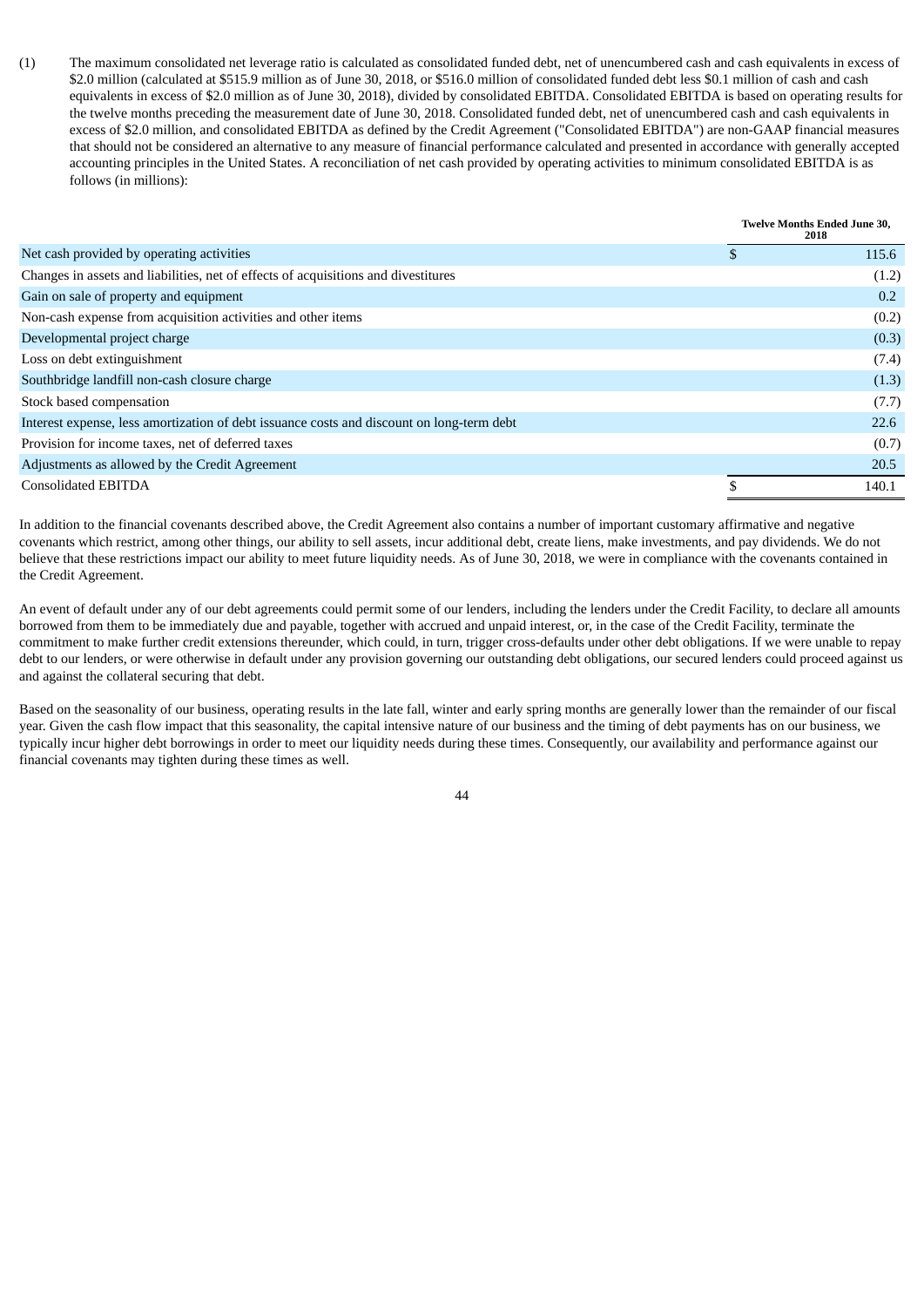(1) The maximum consolidated net leverage ratio is calculated as consolidated funded debt, net of unencumbered cash and cash equivalents in excess of \$2.0 million (calculated at \$515.9 million as of June 30, 2018, or \$516.0 million of consolidated funded debt less \$0.1 million of cash and cash equivalents in excess of \$2.0 million as of June 30, 2018), divided by consolidated EBITDA. Consolidated EBITDA is based on operating results for the twelve months preceding the measurement date of June 30, 2018. Consolidated funded debt, net of unencumbered cash and cash equivalents in excess of \$2.0 million, and consolidated EBITDA as defined by the Credit Agreement ("Consolidated EBITDA") are non-GAAP financial measures that should not be considered an alternative to any measure of financial performance calculated and presented in accordance with generally accepted accounting principles in the United States. A reconciliation of net cash provided by operating activities to minimum consolidated EBITDA is as follows (in millions):

| | Twelve Months Ended June 30, 2018 |
|---|---|
| Net cash provided by operating activities | $ 115.6 |
| Changes in assets and liabilities, net of effects of acquisitions and divestitures | (1.2) |
| Gain on sale of property and equipment | 0.2 |
| Non-cash expense from acquisition activities and other items | (0.2) |
| Developmental project charge | (0.3) |
| Loss on debt extinguishment | (7.4) |
| Southbridge landfill non-cash closure charge | (1.3) |
| Stock based compensation | (7.7) |
| Interest expense, less amortization of debt issuance costs and discount on long-term debt | 22.6 |
| Provision for income taxes, net of deferred taxes | (0.7) |
| Adjustments as allowed by the Credit Agreement | 20.5 |
| Consolidated EBITDA | $ 140.1 |

In addition to the financial covenants described above, the Credit Agreement also contains a number of important customary affirmative and negative covenants which restrict, among other things, our ability to sell assets, incur additional debt, create liens, make investments, and pay dividends. We do not believe that these restrictions impact our ability to meet future liquidity needs. As of June 30, 2018, we were in compliance with the covenants contained in the Credit Agreement.

An event of default under any of our debt agreements could permit some of our lenders, including the lenders under the Credit Facility, to declare all amounts borrowed from them to be immediately due and payable, together with accrued and unpaid interest, or, in the case of the Credit Facility, terminate the commitment to make further credit extensions thereunder, which could, in turn, trigger cross-defaults under other debt obligations. If we were unable to repay debt to our lenders, or were otherwise in default under any provision governing our outstanding debt obligations, our secured lenders could proceed against us and against the collateral securing that debt.

Based on the seasonality of our business, operating results in the late fall, winter and early spring months are generally lower than the remainder of our fiscal year. Given the cash flow impact that this seasonality, the capital intensive nature of our business and the timing of debt payments has on our business, we typically incur higher debt borrowings in order to meet our liquidity needs during these times. Consequently, our availability and performance against our financial covenants may tighten during these times as well.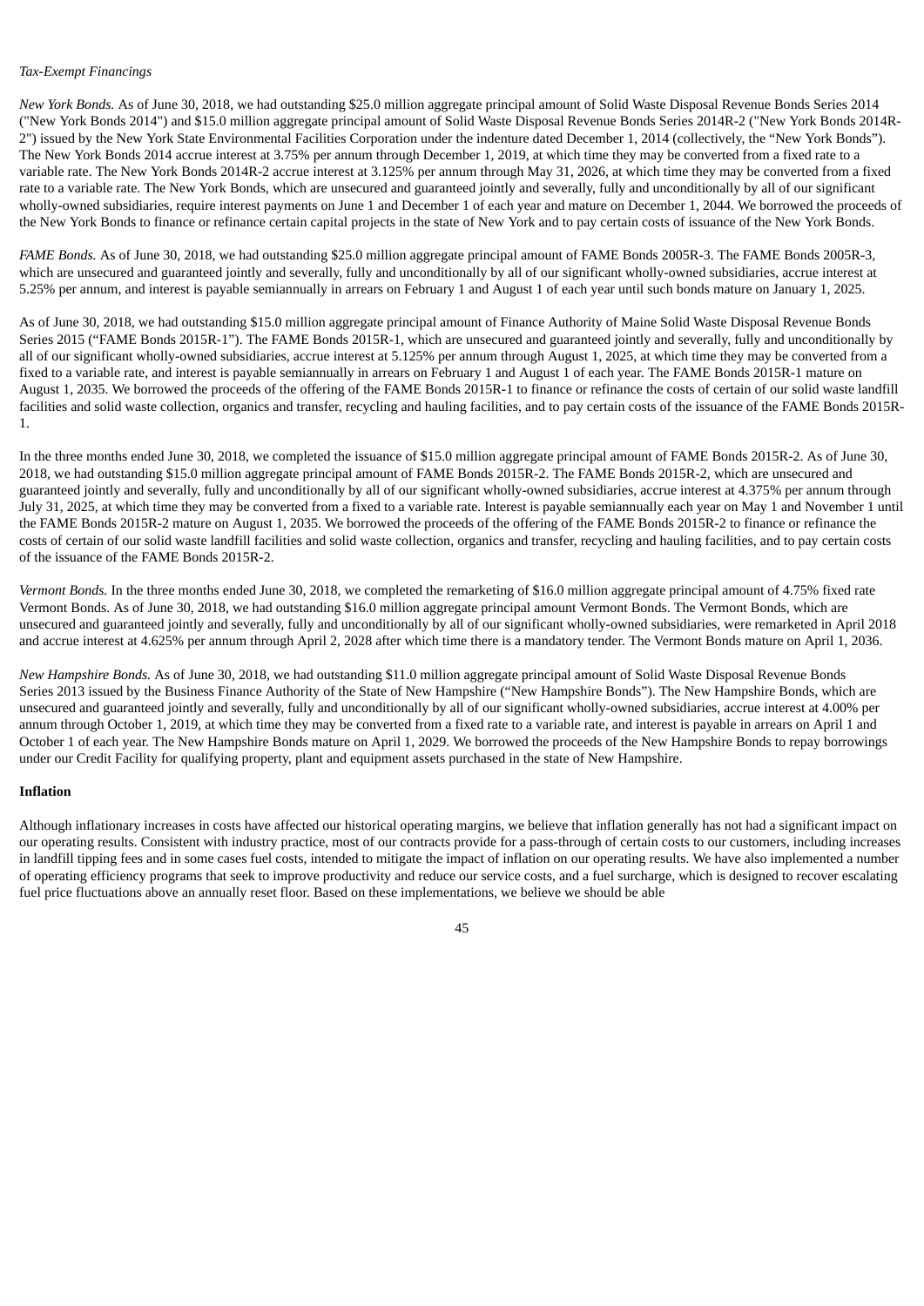*Tax-Exempt Financings*

*New York Bonds.* As of June 30, 2018, we had outstanding $25.0 million aggregate principal amount of Solid Waste Disposal Revenue Bonds Series 2014 ("New York Bonds 2014") and $15.0 million aggregate principal amount of Solid Waste Disposal Revenue Bonds Series 2014R-2 ("New York Bonds 2014R-2") issued by the New York State Environmental Facilities Corporation under the indenture dated December 1, 2014 (collectively, the "New York Bonds"). The New York Bonds 2014 accrue interest at 3.75% per annum through December 1, 2019, at which time they may be converted from a fixed rate to a variable rate. The New York Bonds 2014R-2 accrue interest at 3.125% per annum through May 31, 2026, at which time they may be converted from a fixed rate to a variable rate. The New York Bonds, which are unsecured and guaranteed jointly and severally, fully and unconditionally by all of our significant wholly-owned subsidiaries, require interest payments on June 1 and December 1 of each year and mature on December 1, 2044. We borrowed the proceeds of the New York Bonds to finance or refinance certain capital projects in the state of New York and to pay certain costs of issuance of the New York Bonds.

*FAME Bonds.* As of June 30, 2018, we had outstanding $25.0 million aggregate principal amount of FAME Bonds 2005R-3. The FAME Bonds 2005R-3, which are unsecured and guaranteed jointly and severally, fully and unconditionally by all of our significant wholly-owned subsidiaries, accrue interest at 5.25% per annum, and interest is payable semiannually in arrears on February 1 and August 1 of each year until such bonds mature on January 1, 2025.

As of June 30, 2018, we had outstanding $15.0 million aggregate principal amount of Finance Authority of Maine Solid Waste Disposal Revenue Bonds Series 2015 ("FAME Bonds 2015R-1"). The FAME Bonds 2015R-1, which are unsecured and guaranteed jointly and severally, fully and unconditionally by all of our significant wholly-owned subsidiaries, accrue interest at 5.125% per annum through August 1, 2025, at which time they may be converted from a fixed to a variable rate, and interest is payable semiannually in arrears on February 1 and August 1 of each year. The FAME Bonds 2015R-1 mature on August 1, 2035. We borrowed the proceeds of the offering of the FAME Bonds 2015R-1 to finance or refinance the costs of certain of our solid waste landfill facilities and solid waste collection, organics and transfer, recycling and hauling facilities, and to pay certain costs of the issuance of the FAME Bonds 2015R-1.

In the three months ended June 30, 2018, we completed the issuance of $15.0 million aggregate principal amount of FAME Bonds 2015R-2. As of June 30, 2018, we had outstanding $15.0 million aggregate principal amount of FAME Bonds 2015R-2. The FAME Bonds 2015R-2, which are unsecured and guaranteed jointly and severally, fully and unconditionally by all of our significant wholly-owned subsidiaries, accrue interest at 4.375% per annum through July 31, 2025, at which time they may be converted from a fixed to a variable rate. Interest is payable semiannually each year on May 1 and November 1 until the FAME Bonds 2015R-2 mature on August 1, 2035. We borrowed the proceeds of the offering of the FAME Bonds 2015R-2 to finance or refinance the costs of certain of our solid waste landfill facilities and solid waste collection, organics and transfer, recycling and hauling facilities, and to pay certain costs of the issuance of the FAME Bonds 2015R-2.

*Vermont Bonds.* In the three months ended June 30, 2018, we completed the remarketing of $16.0 million aggregate principal amount of 4.75% fixed rate Vermont Bonds. As of June 30, 2018, we had outstanding $16.0 million aggregate principal amount Vermont Bonds. The Vermont Bonds, which are unsecured and guaranteed jointly and severally, fully and unconditionally by all of our significant wholly-owned subsidiaries, were remarketed in April 2018 and accrue interest at 4.625% per annum through April 2, 2028 after which time there is a mandatory tender. The Vermont Bonds mature on April 1, 2036.

*New Hampshire Bonds.* As of June 30, 2018, we had outstanding $11.0 million aggregate principal amount of Solid Waste Disposal Revenue Bonds Series 2013 issued by the Business Finance Authority of the State of New Hampshire ("New Hampshire Bonds"). The New Hampshire Bonds, which are unsecured and guaranteed jointly and severally, fully and unconditionally by all of our significant wholly-owned subsidiaries, accrue interest at 4.00% per annum through October 1, 2019, at which time they may be converted from a fixed rate to a variable rate, and interest is payable in arrears on April 1 and October 1 of each year. The New Hampshire Bonds mature on April 1, 2029. We borrowed the proceeds of the New Hampshire Bonds to repay borrowings under our Credit Facility for qualifying property, plant and equipment assets purchased in the state of New Hampshire.

**Inflation**

Although inflationary increases in costs have affected our historical operating margins, we believe that inflation generally has not had a significant impact on our operating results. Consistent with industry practice, most of our contracts provide for a pass-through of certain costs to our customers, including increases in landfill tipping fees and in some cases fuel costs, intended to mitigate the impact of inflation on our operating results. We have also implemented a number of operating efficiency programs that seek to improve productivity and reduce our service costs, and a fuel surcharge, which is designed to recover escalating fuel price fluctuations above an annually reset floor. Based on these implementations, we believe we should be able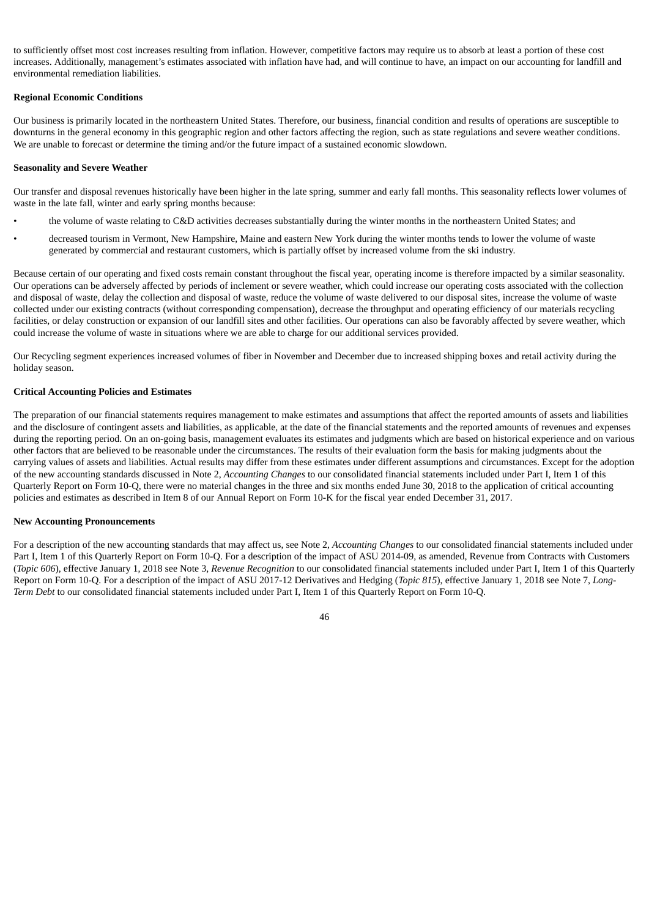to sufficiently offset most cost increases resulting from inflation. However, competitive factors may require us to absorb at least a portion of these cost increases. Additionally, management's estimates associated with inflation have had, and will continue to have, an impact on our accounting for landfill and environmental remediation liabilities.

**Regional Economic Conditions**

Our business is primarily located in the northeastern United States. Therefore, our business, financial condition and results of operations are susceptible to downturns in the general economy in this geographic region and other factors affecting the region, such as state regulations and severe weather conditions. We are unable to forecast or determine the timing and/or the future impact of a sustained economic slowdown.

**Seasonality and Severe Weather**

Our transfer and disposal revenues historically have been higher in the late spring, summer and early fall months. This seasonality reflects lower volumes of waste in the late fall, winter and early spring months because:

- the volume of waste relating to C&D activities decreases substantially during the winter months in the northeastern United States; and
- decreased tourism in Vermont, New Hampshire, Maine and eastern New York during the winter months tends to lower the volume of waste generated by commercial and restaurant customers, which is partially offset by increased volume from the ski industry.

Because certain of our operating and fixed costs remain constant throughout the fiscal year, operating income is therefore impacted by a similar seasonality. Our operations can be adversely affected by periods of inclement or severe weather, which could increase our operating costs associated with the collection and disposal of waste, delay the collection and disposal of waste, reduce the volume of waste delivered to our disposal sites, increase the volume of waste collected under our existing contracts (without corresponding compensation), decrease the throughput and operating efficiency of our materials recycling facilities, or delay construction or expansion of our landfill sites and other facilities. Our operations can also be favorably affected by severe weather, which could increase the volume of waste in situations where we are able to charge for our additional services provided.

Our Recycling segment experiences increased volumes of fiber in November and December due to increased shipping boxes and retail activity during the holiday season.

**Critical Accounting Policies and Estimates**

The preparation of our financial statements requires management to make estimates and assumptions that affect the reported amounts of assets and liabilities and the disclosure of contingent assets and liabilities, as applicable, at the date of the financial statements and the reported amounts of revenues and expenses during the reporting period. On an on-going basis, management evaluates its estimates and judgments which are based on historical experience and on various other factors that are believed to be reasonable under the circumstances. The results of their evaluation form the basis for making judgments about the carrying values of assets and liabilities. Actual results may differ from these estimates under different assumptions and circumstances. Except for the adoption of the new accounting standards discussed in Note 2, *Accounting Changes* to our consolidated financial statements included under Part I, Item 1 of this Quarterly Report on Form 10-Q, there were no material changes in the three and six months ended June 30, 2018 to the application of critical accounting policies and estimates as described in Item 8 of our Annual Report on Form 10-K for the fiscal year ended December 31, 2017.

**New Accounting Pronouncements**

For a description of the new accounting standards that may affect us, see Note 2, *Accounting Changes* to our consolidated financial statements included under Part I, Item 1 of this Quarterly Report on Form 10-Q. For a description of the impact of ASU 2014-09, as amended, Revenue from Contracts with Customers (*Topic 606*), effective January 1, 2018 see Note 3, *Revenue Recognition* to our consolidated financial statements included under Part I, Item 1 of this Quarterly Report on Form 10-Q. For a description of the impact of ASU 2017-12 Derivatives and Hedging (*Topic 815*), effective January 1, 2018 see Note 7, *Long-Term Debt* to our consolidated financial statements included under Part I, Item 1 of this Quarterly Report on Form 10-Q.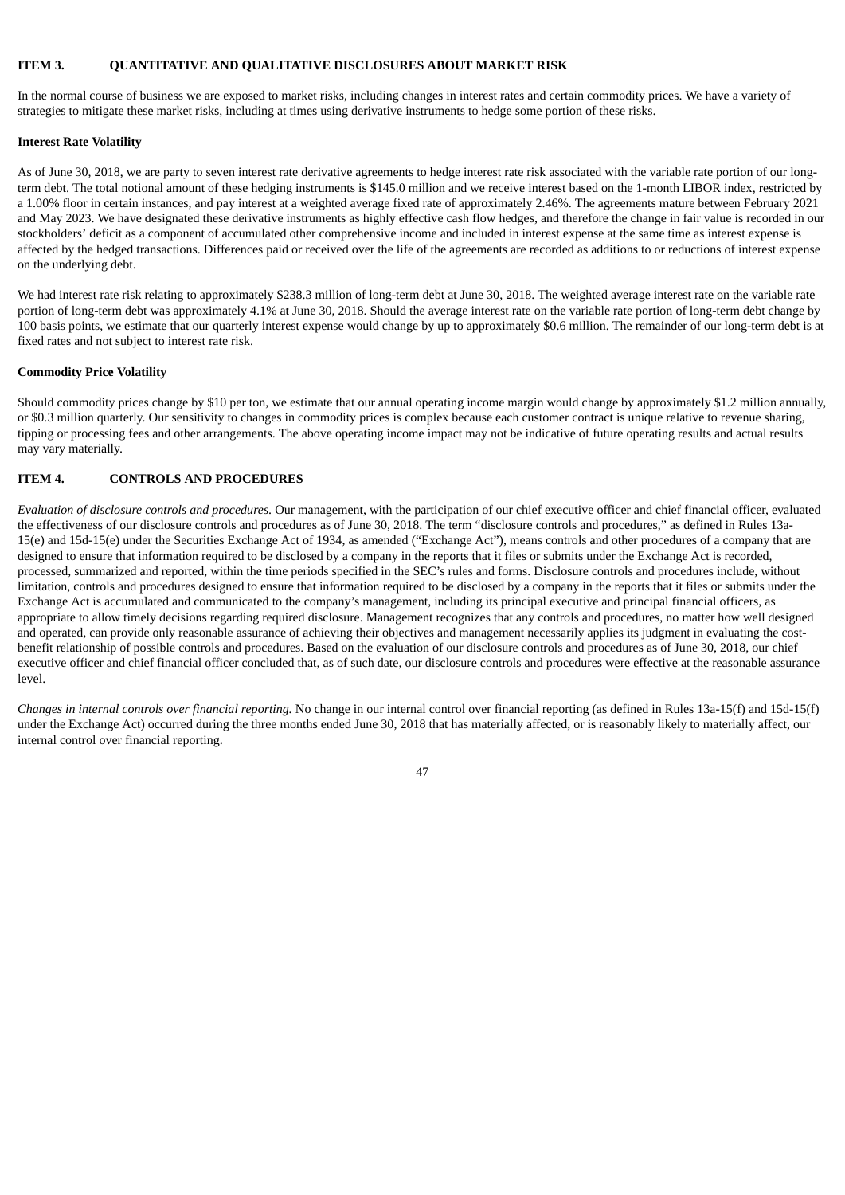## ITEM 3. QUANTITATIVE AND QUALITATIVE DISCLOSURES ABOUT MARKET RISK

In the normal course of business we are exposed to market risks, including changes in interest rates and certain commodity prices. We have a variety of strategies to mitigate these market risks, including at times using derivative instruments to hedge some portion of these risks.

**Interest Rate Volatility**

As of June 30, 2018, we are party to seven interest rate derivative agreements to hedge interest rate risk associated with the variable rate portion of our long-term debt. The total notional amount of these hedging instruments is $145.0 million and we receive interest based on the 1-month LIBOR index, restricted by a 1.00% floor in certain instances, and pay interest at a weighted average fixed rate of approximately 2.46%. The agreements mature between February 2021 and May 2023. We have designated these derivative instruments as highly effective cash flow hedges, and therefore the change in fair value is recorded in our stockholders' deficit as a component of accumulated other comprehensive income and included in interest expense at the same time as interest expense is affected by the hedged transactions. Differences paid or received over the life of the agreements are recorded as additions to or reductions of interest expense on the underlying debt.

We had interest rate risk relating to approximately $238.3 million of long-term debt at June 30, 2018. The weighted average interest rate on the variable rate portion of long-term debt was approximately 4.1% at June 30, 2018. Should the average interest rate on the variable rate portion of long-term debt change by 100 basis points, we estimate that our quarterly interest expense would change by up to approximately $0.6 million. The remainder of our long-term debt is at fixed rates and not subject to interest rate risk.

**Commodity Price Volatility**

Should commodity prices change by $10 per ton, we estimate that our annual operating income margin would change by approximately $1.2 million annually, or $0.3 million quarterly. Our sensitivity to changes in commodity prices is complex because each customer contract is unique relative to revenue sharing, tipping or processing fees and other arrangements. The above operating income impact may not be indicative of future operating results and actual results may vary materially.

## ITEM 4. CONTROLS AND PROCEDURES

*Evaluation of disclosure controls and procedures.* Our management, with the participation of our chief executive officer and chief financial officer, evaluated the effectiveness of our disclosure controls and procedures as of June 30, 2018. The term "disclosure controls and procedures," as defined in Rules 13a-15(e) and 15d-15(e) under the Securities Exchange Act of 1934, as amended ("Exchange Act"), means controls and other procedures of a company that are designed to ensure that information required to be disclosed by a company in the reports that it files or submits under the Exchange Act is recorded, processed, summarized and reported, within the time periods specified in the SEC's rules and forms. Disclosure controls and procedures include, without limitation, controls and procedures designed to ensure that information required to be disclosed by a company in the reports that it files or submits under the Exchange Act is accumulated and communicated to the company's management, including its principal executive and principal financial officers, as appropriate to allow timely decisions regarding required disclosure. Management recognizes that any controls and procedures, no matter how well designed and operated, can provide only reasonable assurance of achieving their objectives and management necessarily applies its judgment in evaluating the cost-benefit relationship of possible controls and procedures. Based on the evaluation of our disclosure controls and procedures as of June 30, 2018, our chief executive officer and chief financial officer concluded that, as of such date, our disclosure controls and procedures were effective at the reasonable assurance level.

*Changes in internal controls over financial reporting.* No change in our internal control over financial reporting (as defined in Rules 13a-15(f) and 15d-15(f) under the Exchange Act) occurred during the three months ended June 30, 2018 that has materially affected, or is reasonably likely to materially affect, our internal control over financial reporting.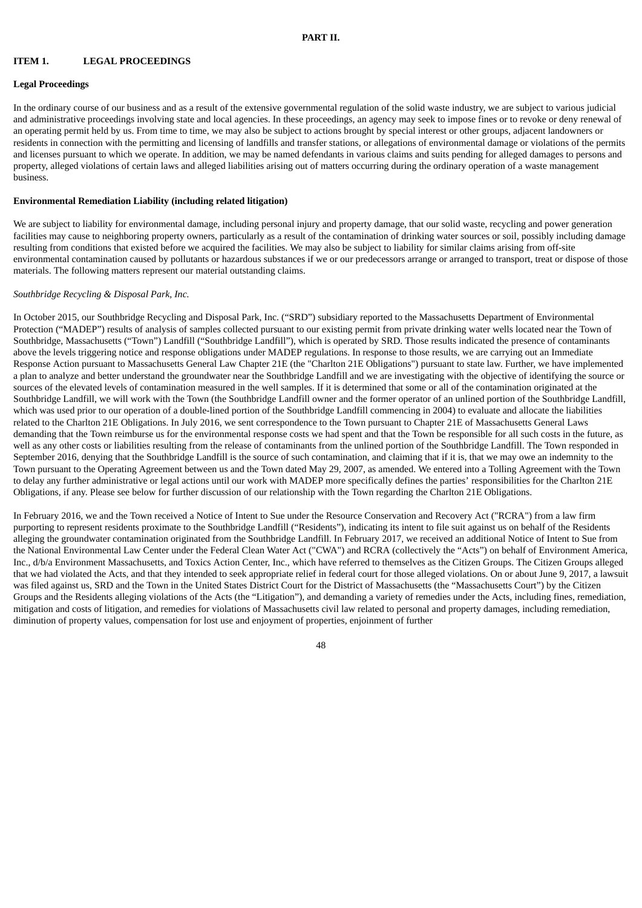**PART II.**

## ITEM 1. LEGAL PROCEEDINGS

### Legal Proceedings

In the ordinary course of our business and as a result of the extensive governmental regulation of the solid waste industry, we are subject to various judicial and administrative proceedings involving state and local agencies. In these proceedings, an agency may seek to impose fines or to revoke or deny renewal of an operating permit held by us. From time to time, we may also be subject to actions brought by special interest or other groups, adjacent landowners or residents in connection with the permitting and licensing of landfills and transfer stations, or allegations of environmental damage or violations of the permits and licenses pursuant to which we operate. In addition, we may be named defendants in various claims and suits pending for alleged damages to persons and property, alleged violations of certain laws and alleged liabilities arising out of matters occurring during the ordinary operation of a waste management business.

### Environmental Remediation Liability (including related litigation)

We are subject to liability for environmental damage, including personal injury and property damage, that our solid waste, recycling and power generation facilities may cause to neighboring property owners, particularly as a result of the contamination of drinking water sources or soil, possibly including damage resulting from conditions that existed before we acquired the facilities. We may also be subject to liability for similar claims arising from off-site environmental contamination caused by pollutants or hazardous substances if we or our predecessors arrange or arranged to transport, treat or dispose of those materials. The following matters represent our material outstanding claims.

*Southbridge Recycling & Disposal Park, Inc.*

In October 2015, our Southbridge Recycling and Disposal Park, Inc. ("SRD") subsidiary reported to the Massachusetts Department of Environmental Protection ("MADEP") results of analysis of samples collected pursuant to our existing permit from private drinking water wells located near the Town of Southbridge, Massachusetts ("Town") Landfill ("Southbridge Landfill"), which is operated by SRD. Those results indicated the presence of contaminants above the levels triggering notice and response obligations under MADEP regulations. In response to those results, we are carrying out an Immediate Response Action pursuant to Massachusetts General Law Chapter 21E (the "Charlton 21E Obligations") pursuant to state law. Further, we have implemented a plan to analyze and better understand the groundwater near the Southbridge Landfill and we are investigating with the objective of identifying the source or sources of the elevated levels of contamination measured in the well samples. If it is determined that some or all of the contamination originated at the Southbridge Landfill, we will work with the Town (the Southbridge Landfill owner and the former operator of an unlined portion of the Southbridge Landfill, which was used prior to our operation of a double-lined portion of the Southbridge Landfill commencing in 2004) to evaluate and allocate the liabilities related to the Charlton 21E Obligations. In July 2016, we sent correspondence to the Town pursuant to Chapter 21E of Massachusetts General Laws demanding that the Town reimburse us for the environmental response costs we had spent and that the Town be responsible for all such costs in the future, as well as any other costs or liabilities resulting from the release of contaminants from the unlined portion of the Southbridge Landfill. The Town responded in September 2016, denying that the Southbridge Landfill is the source of such contamination, and claiming that if it is, that we may owe an indemnity to the Town pursuant to the Operating Agreement between us and the Town dated May 29, 2007, as amended. We entered into a Tolling Agreement with the Town to delay any further administrative or legal actions until our work with MADEP more specifically defines the parties' responsibilities for the Charlton 21E Obligations, if any. Please see below for further discussion of our relationship with the Town regarding the Charlton 21E Obligations.

In February 2016, we and the Town received a Notice of Intent to Sue under the Resource Conservation and Recovery Act ("RCRA") from a law firm purporting to represent residents proximate to the Southbridge Landfill ("Residents"), indicating its intent to file suit against us on behalf of the Residents alleging the groundwater contamination originated from the Southbridge Landfill. In February 2017, we received an additional Notice of Intent to Sue from the National Environmental Law Center under the Federal Clean Water Act ("CWA") and RCRA (collectively the "Acts") on behalf of Environment America, Inc., d/b/a Environment Massachusetts, and Toxics Action Center, Inc., which have referred to themselves as the Citizen Groups. The Citizen Groups alleged that we had violated the Acts, and that they intended to seek appropriate relief in federal court for those alleged violations. On or about June 9, 2017, a lawsuit was filed against us, SRD and the Town in the United States District Court for the District of Massachusetts (the "Massachusetts Court") by the Citizen Groups and the Residents alleging violations of the Acts (the "Litigation"), and demanding a variety of remedies under the Acts, including fines, remediation, mitigation and costs of litigation, and remedies for violations of Massachusetts civil law related to personal and property damages, including remediation, diminution of property values, compensation for lost use and enjoyment of properties, enjoinment of further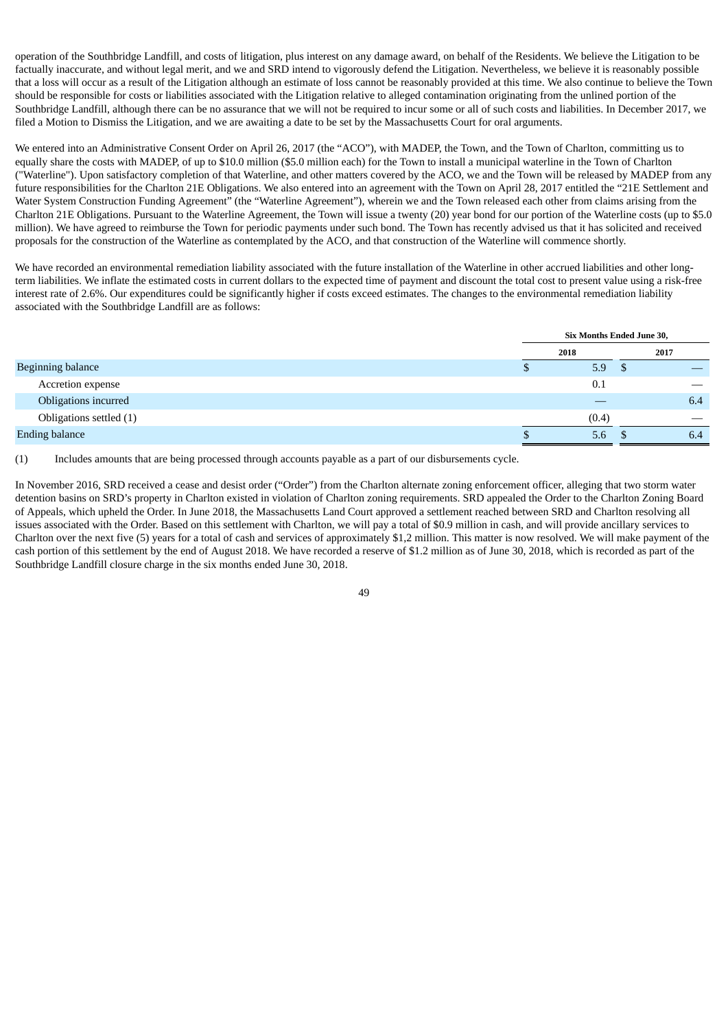operation of the Southbridge Landfill, and costs of litigation, plus interest on any damage award, on behalf of the Residents. We believe the Litigation to be factually inaccurate, and without legal merit, and we and SRD intend to vigorously defend the Litigation. Nevertheless, we believe it is reasonably possible that a loss will occur as a result of the Litigation although an estimate of loss cannot be reasonably provided at this time. We also continue to believe the Town should be responsible for costs or liabilities associated with the Litigation relative to alleged contamination originating from the unlined portion of the Southbridge Landfill, although there can be no assurance that we will not be required to incur some or all of such costs and liabilities. In December 2017, we filed a Motion to Dismiss the Litigation, and we are awaiting a date to be set by the Massachusetts Court for oral arguments.

We entered into an Administrative Consent Order on April 26, 2017 (the “ACO”), with MADEP, the Town, and the Town of Charlton, committing us to equally share the costs with MADEP, of up to $10.0 million ($5.0 million each) for the Town to install a municipal waterline in the Town of Charlton ("Waterline"). Upon satisfactory completion of that Waterline, and other matters covered by the ACO, we and the Town will be released by MADEP from any future responsibilities for the Charlton 21E Obligations. We also entered into an agreement with the Town on April 28, 2017 entitled the “21E Settlement and Water System Construction Funding Agreement” (the “Waterline Agreement”), wherein we and the Town released each other from claims arising from the Charlton 21E Obligations. Pursuant to the Waterline Agreement, the Town will issue a twenty (20) year bond for our portion of the Waterline costs (up to $5.0 million). We have agreed to reimburse the Town for periodic payments under such bond. The Town has recently advised us that it has solicited and received proposals for the construction of the Waterline as contemplated by the ACO, and that construction of the Waterline will commence shortly.

We have recorded an environmental remediation liability associated with the future installation of the Waterline in other accrued liabilities and other long-term liabilities. We inflate the estimated costs in current dollars to the expected time of payment and discount the total cost to present value using a risk-free interest rate of 2.6%. Our expenditures could be significantly higher if costs exceed estimates. The changes to the environmental remediation liability associated with the Southbridge Landfill are as follows:

| | Six Months Ended June 30, | |
|---|---|---|
| | 2018 | 2017 |
| Beginning balance | $ 5.9 | $ — |
| Accretion expense | 0.1 | — |
| Obligations incurred | — | 6.4 |
| Obligations settled (1) | (0.4) | — |
| Ending balance | $ 5.6 | $ 6.4 |

(1) Includes amounts that are being processed through accounts payable as a part of our disbursements cycle.

In November 2016, SRD received a cease and desist order (“Order”) from the Charlton alternate zoning enforcement officer, alleging that two storm water detention basins on SRD’s property in Charlton existed in violation of Charlton zoning requirements. SRD appealed the Order to the Charlton Zoning Board of Appeals, which upheld the Order. In June 2018, the Massachusetts Land Court approved a settlement reached between SRD and Charlton resolving all issues associated with the Order. Based on this settlement with Charlton, we will pay a total of $0.9 million in cash, and will provide ancillary services to Charlton over the next five (5) years for a total of cash and services of approximately $1,2 million. This matter is now resolved. We will make payment of the cash portion of this settlement by the end of August 2018. We have recorded a reserve of $1.2 million as of June 30, 2018, which is recorded as part of the Southbridge Landfill closure charge in the six months ended June 30, 2018.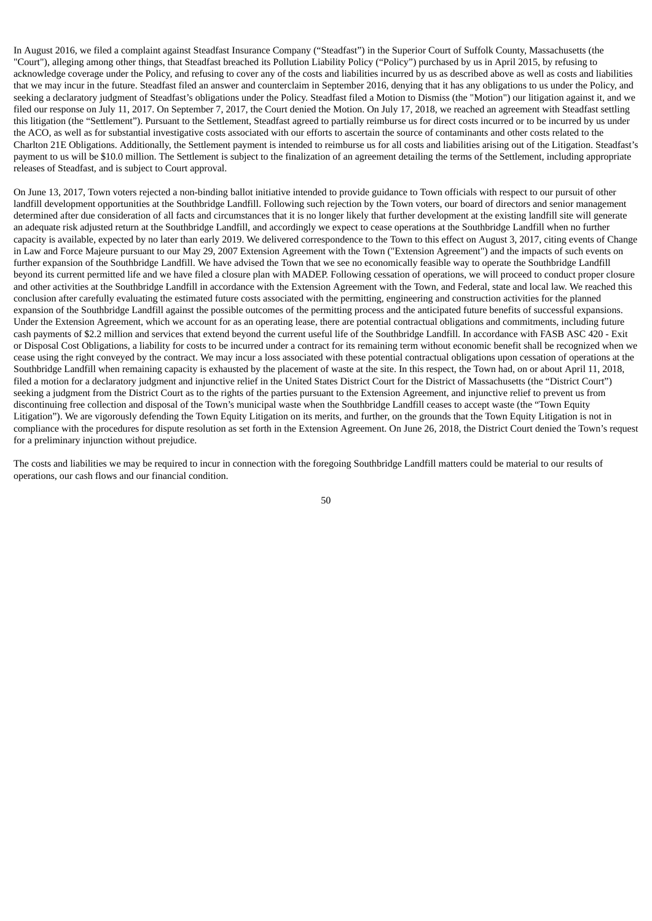In August 2016, we filed a complaint against Steadfast Insurance Company ("Steadfast") in the Superior Court of Suffolk County, Massachusetts (the "Court"), alleging among other things, that Steadfast breached its Pollution Liability Policy ("Policy") purchased by us in April 2015, by refusing to acknowledge coverage under the Policy, and refusing to cover any of the costs and liabilities incurred by us as described above as well as costs and liabilities that we may incur in the future. Steadfast filed an answer and counterclaim in September 2016, denying that it has any obligations to us under the Policy, and seeking a declaratory judgment of Steadfast's obligations under the Policy. Steadfast filed a Motion to Dismiss (the "Motion") our litigation against it, and we filed our response on July 11, 2017. On September 7, 2017, the Court denied the Motion. On July 17, 2018, we reached an agreement with Steadfast settling this litigation (the "Settlement"). Pursuant to the Settlement, Steadfast agreed to partially reimburse us for direct costs incurred or to be incurred by us under the ACO, as well as for substantial investigative costs associated with our efforts to ascertain the source of contaminants and other costs related to the Charlton 21E Obligations. Additionally, the Settlement payment is intended to reimburse us for all costs and liabilities arising out of the Litigation. Steadfast's payment to us will be $10.0 million. The Settlement is subject to the finalization of an agreement detailing the terms of the Settlement, including appropriate releases of Steadfast, and is subject to Court approval.

On June 13, 2017, Town voters rejected a non-binding ballot initiative intended to provide guidance to Town officials with respect to our pursuit of other landfill development opportunities at the Southbridge Landfill. Following such rejection by the Town voters, our board of directors and senior management determined after due consideration of all facts and circumstances that it is no longer likely that further development at the existing landfill site will generate an adequate risk adjusted return at the Southbridge Landfill, and accordingly we expect to cease operations at the Southbridge Landfill when no further capacity is available, expected by no later than early 2019. We delivered correspondence to the Town to this effect on August 3, 2017, citing events of Change in Law and Force Majeure pursuant to our May 29, 2007 Extension Agreement with the Town ("Extension Agreement") and the impacts of such events on further expansion of the Southbridge Landfill. We have advised the Town that we see no economically feasible way to operate the Southbridge Landfill beyond its current permitted life and we have filed a closure plan with MADEP. Following cessation of operations, we will proceed to conduct proper closure and other activities at the Southbridge Landfill in accordance with the Extension Agreement with the Town, and Federal, state and local law. We reached this conclusion after carefully evaluating the estimated future costs associated with the permitting, engineering and construction activities for the planned expansion of the Southbridge Landfill against the possible outcomes of the permitting process and the anticipated future benefits of successful expansions. Under the Extension Agreement, which we account for as an operating lease, there are potential contractual obligations and commitments, including future cash payments of $2.2 million and services that extend beyond the current useful life of the Southbridge Landfill. In accordance with FASB ASC 420 - Exit or Disposal Cost Obligations, a liability for costs to be incurred under a contract for its remaining term without economic benefit shall be recognized when we cease using the right conveyed by the contract. We may incur a loss associated with these potential contractual obligations upon cessation of operations at the Southbridge Landfill when remaining capacity is exhausted by the placement of waste at the site. In this respect, the Town had, on or about April 11, 2018, filed a motion for a declaratory judgment and injunctive relief in the United States District Court for the District of Massachusetts (the "District Court") seeking a judgment from the District Court as to the rights of the parties pursuant to the Extension Agreement, and injunctive relief to prevent us from discontinuing free collection and disposal of the Town's municipal waste when the Southbridge Landfill ceases to accept waste (the "Town Equity Litigation"). We are vigorously defending the Town Equity Litigation on its merits, and further, on the grounds that the Town Equity Litigation is not in compliance with the procedures for dispute resolution as set forth in the Extension Agreement. On June 26, 2018, the District Court denied the Town's request for a preliminary injunction without prejudice.

The costs and liabilities we may be required to incur in connection with the foregoing Southbridge Landfill matters could be material to our results of operations, our cash flows and our financial condition.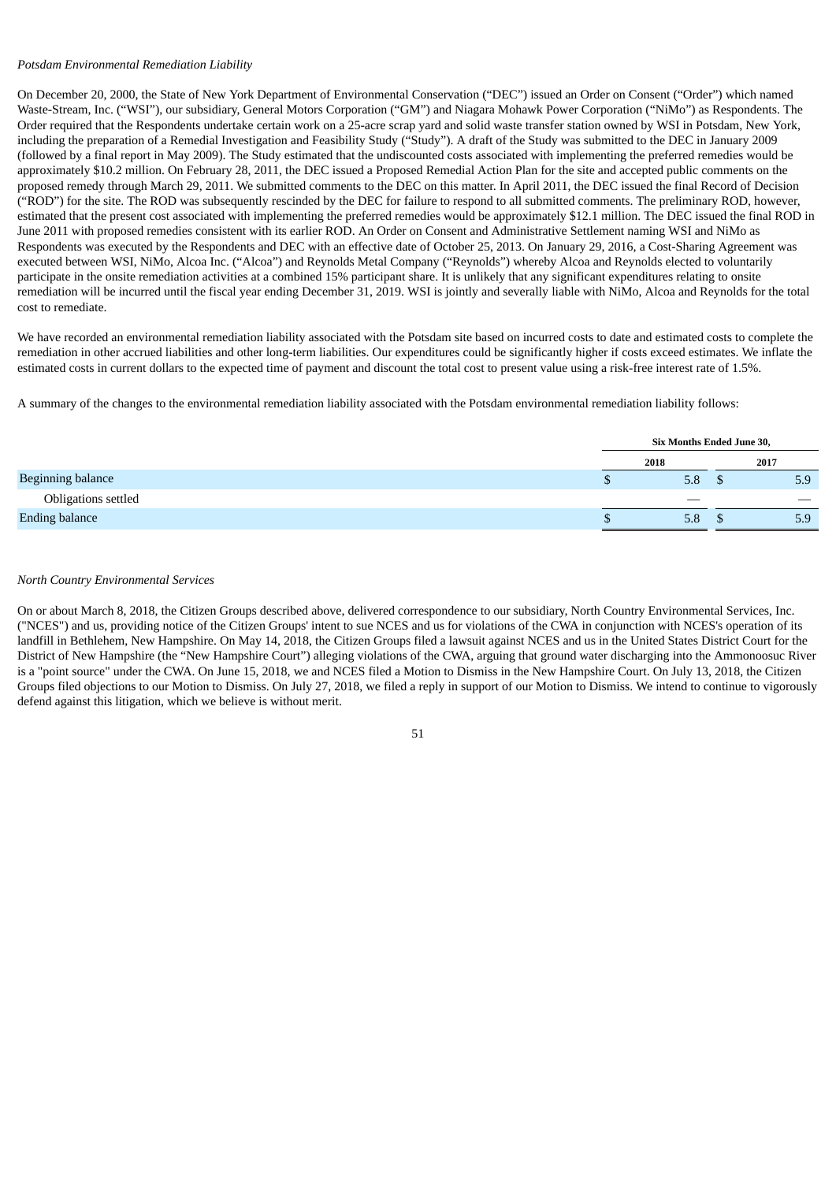*Potsdam Environmental Remediation Liability*

On December 20, 2000, the State of New York Department of Environmental Conservation ("DEC") issued an Order on Consent ("Order") which named Waste-Stream, Inc. ("WSI"), our subsidiary, General Motors Corporation ("GM") and Niagara Mohawk Power Corporation ("NiMo") as Respondents. The Order required that the Respondents undertake certain work on a 25-acre scrap yard and solid waste transfer station owned by WSI in Potsdam, New York, including the preparation of a Remedial Investigation and Feasibility Study ("Study"). A draft of the Study was submitted to the DEC in January 2009 (followed by a final report in May 2009). The Study estimated that the undiscounted costs associated with implementing the preferred remedies would be approximately $10.2 million. On February 28, 2011, the DEC issued a Proposed Remedial Action Plan for the site and accepted public comments on the proposed remedy through March 29, 2011. We submitted comments to the DEC on this matter. In April 2011, the DEC issued the final Record of Decision ("ROD") for the site. The ROD was subsequently rescinded by the DEC for failure to respond to all submitted comments. The preliminary ROD, however, estimated that the present cost associated with implementing the preferred remedies would be approximately $12.1 million. The DEC issued the final ROD in June 2011 with proposed remedies consistent with its earlier ROD. An Order on Consent and Administrative Settlement naming WSI and NiMo as Respondents was executed by the Respondents and DEC with an effective date of October 25, 2013. On January 29, 2016, a Cost-Sharing Agreement was executed between WSI, NiMo, Alcoa Inc. ("Alcoa") and Reynolds Metal Company ("Reynolds") whereby Alcoa and Reynolds elected to voluntarily participate in the onsite remediation activities at a combined 15% participant share. It is unlikely that any significant expenditures relating to onsite remediation will be incurred until the fiscal year ending December 31, 2019. WSI is jointly and severally liable with NiMo, Alcoa and Reynolds for the total cost to remediate.

We have recorded an environmental remediation liability associated with the Potsdam site based on incurred costs to date and estimated costs to complete the remediation in other accrued liabilities and other long-term liabilities. Our expenditures could be significantly higher if costs exceed estimates. We inflate the estimated costs in current dollars to the expected time of payment and discount the total cost to present value using a risk-free interest rate of 1.5%.

A summary of the changes to the environmental remediation liability associated with the Potsdam environmental remediation liability follows:

| | Six Months Ended June 30, | |
|---|---|---|
| | 2018 | 2017 |
| Beginning balance | $ 5.8 | $ 5.9 |
| Obligations settled | — | — |
| Ending balance | $ 5.8 | $ 5.9 |

*North Country Environmental Services*

On or about March 8, 2018, the Citizen Groups described above, delivered correspondence to our subsidiary, North Country Environmental Services, Inc. ("NCES") and us, providing notice of the Citizen Groups' intent to sue NCES and us for violations of the CWA in conjunction with NCES's operation of its landfill in Bethlehem, New Hampshire. On May 14, 2018, the Citizen Groups filed a lawsuit against NCES and us in the United States District Court for the District of New Hampshire (the "New Hampshire Court") alleging violations of the CWA, arguing that ground water discharging into the Ammonoosuc River is a "point source" under the CWA. On June 15, 2018, we and NCES filed a Motion to Dismiss in the New Hampshire Court. On July 13, 2018, the Citizen Groups filed objections to our Motion to Dismiss. On July 27, 2018, we filed a reply in support of our Motion to Dismiss. We intend to continue to vigorously defend against this litigation, which we believe is without merit.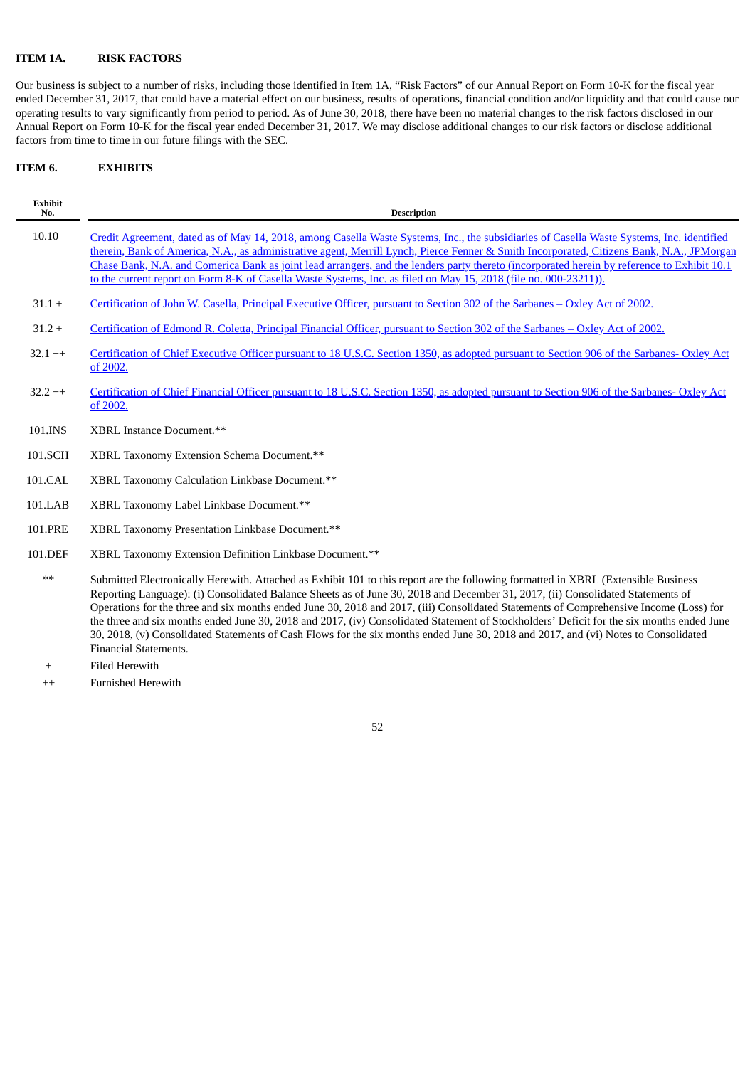## ITEM 1A. RISK FACTORS

Our business is subject to a number of risks, including those identified in Item 1A, "Risk Factors" of our Annual Report on Form 10-K for the fiscal year ended December 31, 2017, that could have a material effect on our business, results of operations, financial condition and/or liquidity and that could cause our operating results to vary significantly from period to period. As of June 30, 2018, there have been no material changes to the risk factors disclosed in our Annual Report on Form 10-K for the fiscal year ended December 31, 2017. We may disclose additional changes to our risk factors or disclose additional factors from time to time in our future filings with the SEC.

## ITEM 6. EXHIBITS

| Exhibit No. | Description |
|---|---|
| 10.10 | Credit Agreement, dated as of May 14, 2018, among Casella Waste Systems, Inc., the subsidiaries of Casella Waste Systems, Inc. identified therein, Bank of America, N.A., as administrative agent, Merrill Lynch, Pierce Fenner & Smith Incorporated, Citizens Bank, N.A., JPMorgan Chase Bank, N.A. and Comerica Bank as joint lead arrangers, and the lenders party thereto (incorporated herein by reference to Exhibit 10.1 to the current report on Form 8-K of Casella Waste Systems, Inc. as filed on May 15, 2018 (file no. 000-23211)). |
| 31.1 + | Certification of John W. Casella, Principal Executive Officer, pursuant to Section 302 of the Sarbanes – Oxley Act of 2002. |
| 31.2 + | Certification of Edmond R. Coletta, Principal Financial Officer, pursuant to Section 302 of the Sarbanes – Oxley Act of 2002. |
| 32.1 ++ | Certification of Chief Executive Officer pursuant to 18 U.S.C. Section 1350, as adopted pursuant to Section 906 of the Sarbanes- Oxley Act of 2002. |
| 32.2 ++ | Certification of Chief Financial Officer pursuant to 18 U.S.C. Section 1350, as adopted pursuant to Section 906 of the Sarbanes- Oxley Act of 2002. |
| 101.INS | XBRL Instance Document.** |
| 101.SCH | XBRL Taxonomy Extension Schema Document.** |
| 101.CAL | XBRL Taxonomy Calculation Linkbase Document.** |
| 101.LAB | XBRL Taxonomy Label Linkbase Document.** |
| 101.PRE | XBRL Taxonomy Presentation Linkbase Document.** |
| 101.DEF | XBRL Taxonomy Extension Definition Linkbase Document.** |
| ** | Submitted Electronically Herewith. Attached as Exhibit 101 to this report are the following formatted in XBRL (Extensible Business Reporting Language): (i) Consolidated Balance Sheets as of June 30, 2018 and December 31, 2017, (ii) Consolidated Statements of Operations for the three and six months ended June 30, 2018 and 2017, (iii) Consolidated Statements of Comprehensive Income (Loss) for the three and six months ended June 30, 2018 and 2017, (iv) Consolidated Statement of Stockholders' Deficit for the six months ended June 30, 2018, (v) Consolidated Statements of Cash Flows for the six months ended June 30, 2018 and 2017, and (vi) Notes to Consolidated Financial Statements. |
| + | Filed Herewith |
| ++ | Furnished Herewith |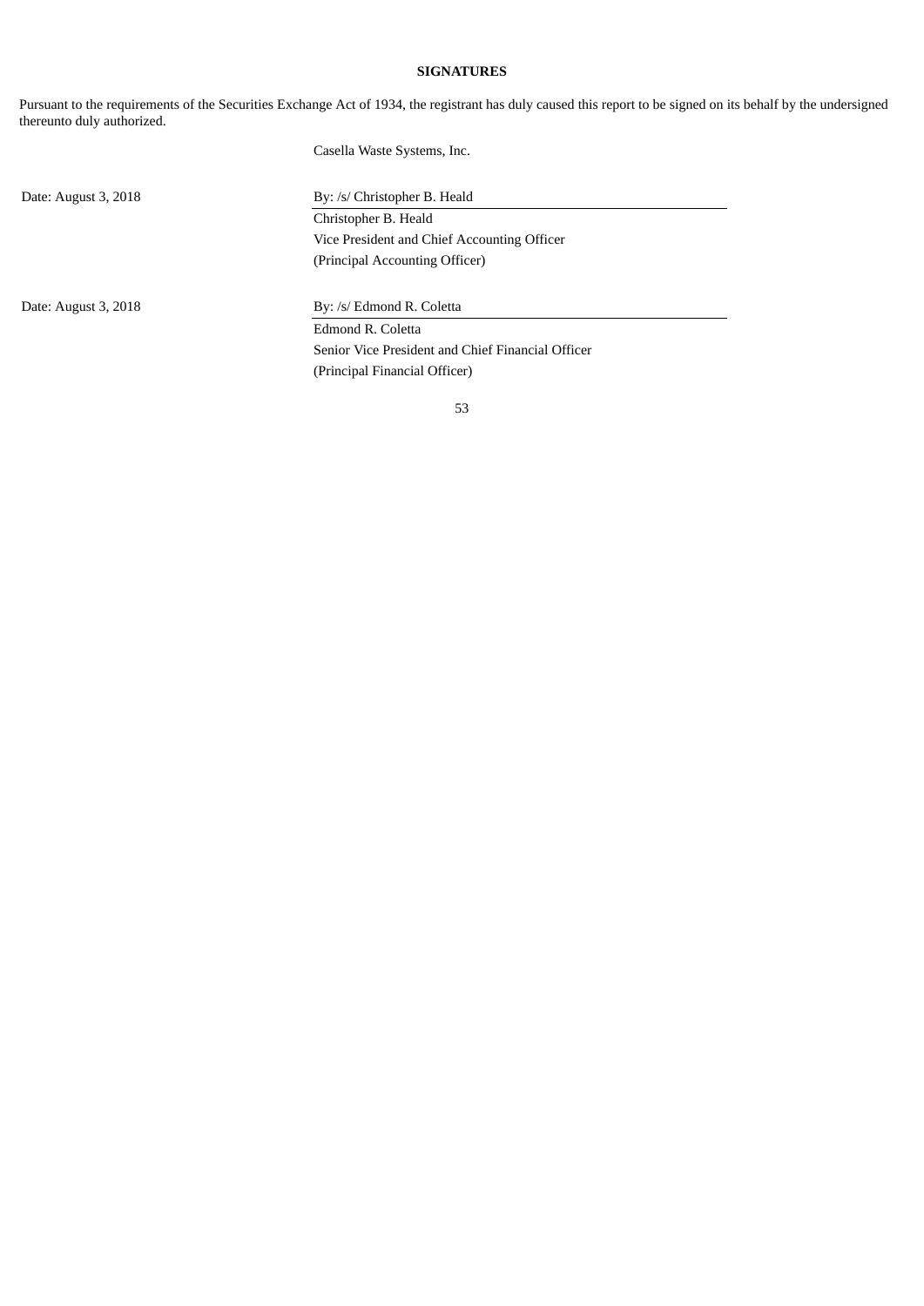**SIGNATURES**

Pursuant to the requirements of the Securities Exchange Act of 1934, the registrant has duly caused this report to be signed on its behalf by the undersigned thereunto duly authorized.

Casella Waste Systems, Inc.

| | |
|---|---|
| Date: August 3, 2018 | By: /s/ Christopher B. Heald |
| | Christopher B. Heald |
| | Vice President and Chief Accounting Officer |
| | (Principal Accounting Officer) |
| | |
| Date: August 3, 2018 | By: /s/ Edmond R. Coletta |
| | Edmond R. Coletta |
| | Senior Vice President and Chief Financial Officer |
| | (Principal Financial Officer) |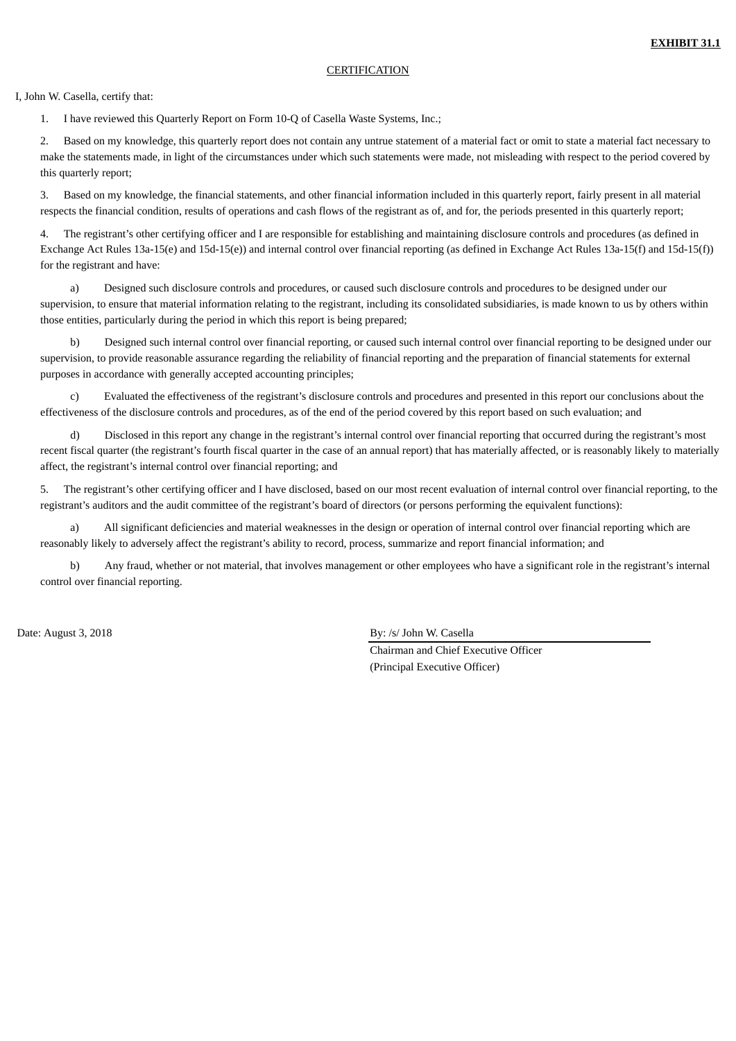**EXHIBIT 31.1**

CERTIFICATION

I, John W. Casella, certify that:

1. I have reviewed this Quarterly Report on Form 10-Q of Casella Waste Systems, Inc.;

2. Based on my knowledge, this quarterly report does not contain any untrue statement of a material fact or omit to state a material fact necessary to make the statements made, in light of the circumstances under which such statements were made, not misleading with respect to the period covered by this quarterly report;

3. Based on my knowledge, the financial statements, and other financial information included in this quarterly report, fairly present in all material respects the financial condition, results of operations and cash flows of the registrant as of, and for, the periods presented in this quarterly report;

4. The registrant's other certifying officer and I are responsible for establishing and maintaining disclosure controls and procedures (as defined in Exchange Act Rules 13a-15(e) and 15d-15(e)) and internal control over financial reporting (as defined in Exchange Act Rules 13a-15(f) and 15d-15(f)) for the registrant and have:

   a) Designed such disclosure controls and procedures, or caused such disclosure controls and procedures to be designed under our supervision, to ensure that material information relating to the registrant, including its consolidated subsidiaries, is made known to us by others within those entities, particularly during the period in which this report is being prepared;

   b) Designed such internal control over financial reporting, or caused such internal control over financial reporting to be designed under our supervision, to provide reasonable assurance regarding the reliability of financial reporting and the preparation of financial statements for external purposes in accordance with generally accepted accounting principles;

   c) Evaluated the effectiveness of the registrant's disclosure controls and procedures and presented in this report our conclusions about the effectiveness of the disclosure controls and procedures, as of the end of the period covered by this report based on such evaluation; and

   d) Disclosed in this report any change in the registrant's internal control over financial reporting that occurred during the registrant's most recent fiscal quarter (the registrant's fourth fiscal quarter in the case of an annual report) that has materially affected, or is reasonably likely to materially affect, the registrant's internal control over financial reporting; and

5. The registrant's other certifying officer and I have disclosed, based on our most recent evaluation of internal control over financial reporting, to the registrant's auditors and the audit committee of the registrant's board of directors (or persons performing the equivalent functions):

   a) All significant deficiencies and material weaknesses in the design or operation of internal control over financial reporting which are reasonably likely to adversely affect the registrant's ability to record, process, summarize and report financial information; and

   b) Any fraud, whether or not material, that involves management or other employees who have a significant role in the registrant's internal control over financial reporting.

Date: August 3, 2018

By: /s/ John W. Casella
Chairman and Chief Executive Officer
(Principal Executive Officer)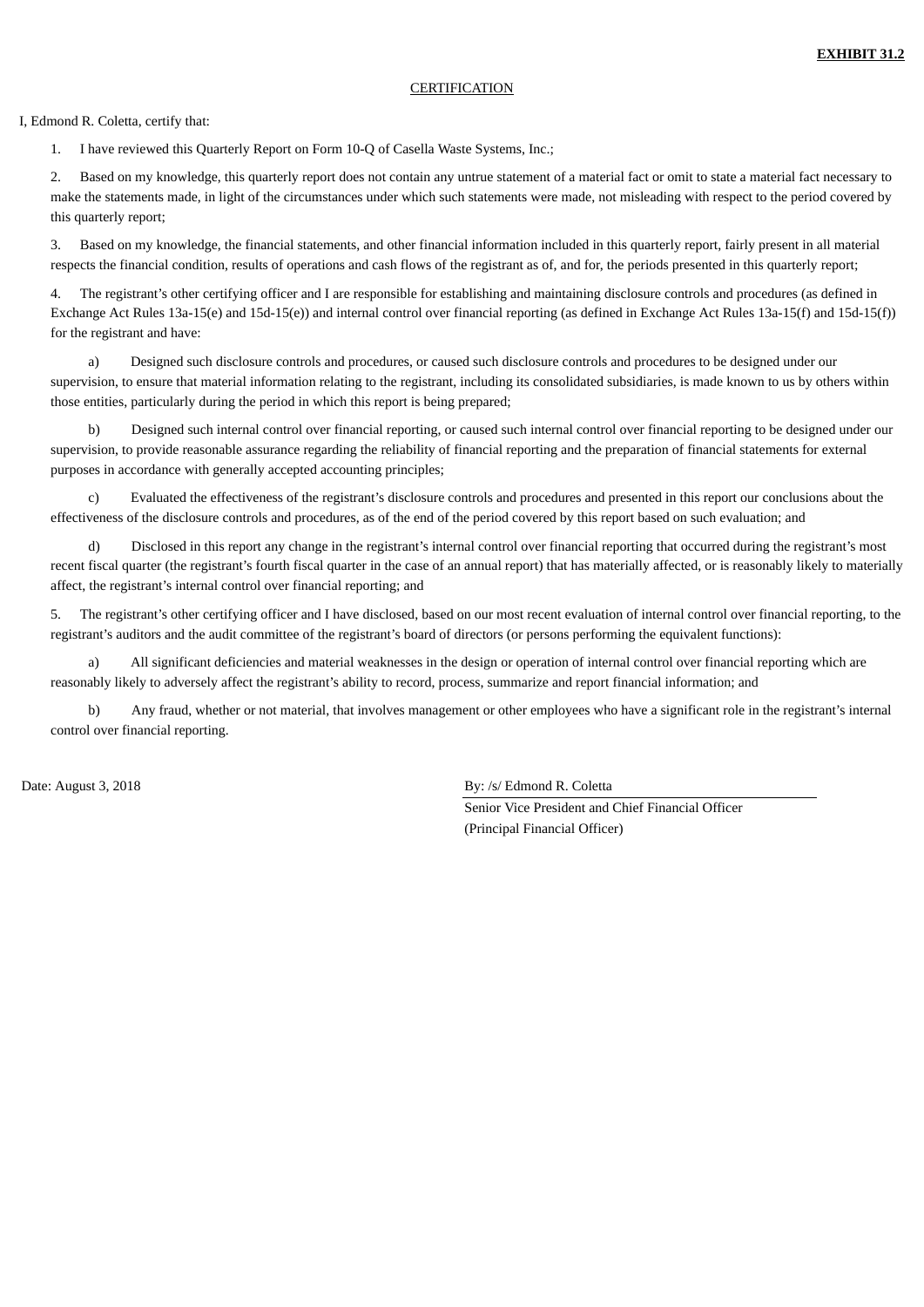**EXHIBIT 31.2**

CERTIFICATION

I, Edmond R. Coletta, certify that:

1. I have reviewed this Quarterly Report on Form 10-Q of Casella Waste Systems, Inc.;

2. Based on my knowledge, this quarterly report does not contain any untrue statement of a material fact or omit to state a material fact necessary to make the statements made, in light of the circumstances under which such statements were made, not misleading with respect to the period covered by this quarterly report;

3. Based on my knowledge, the financial statements, and other financial information included in this quarterly report, fairly present in all material respects the financial condition, results of operations and cash flows of the registrant as of, and for, the periods presented in this quarterly report;

4. The registrant's other certifying officer and I are responsible for establishing and maintaining disclosure controls and procedures (as defined in Exchange Act Rules 13a-15(e) and 15d-15(e)) and internal control over financial reporting (as defined in Exchange Act Rules 13a-15(f) and 15d-15(f)) for the registrant and have:

a) Designed such disclosure controls and procedures, or caused such disclosure controls and procedures to be designed under our supervision, to ensure that material information relating to the registrant, including its consolidated subsidiaries, is made known to us by others within those entities, particularly during the period in which this report is being prepared;

b) Designed such internal control over financial reporting, or caused such internal control over financial reporting to be designed under our supervision, to provide reasonable assurance regarding the reliability of financial reporting and the preparation of financial statements for external purposes in accordance with generally accepted accounting principles;

c) Evaluated the effectiveness of the registrant's disclosure controls and procedures and presented in this report our conclusions about the effectiveness of the disclosure controls and procedures, as of the end of the period covered by this report based on such evaluation; and

d) Disclosed in this report any change in the registrant's internal control over financial reporting that occurred during the registrant's most recent fiscal quarter (the registrant's fourth fiscal quarter in the case of an annual report) that has materially affected, or is reasonably likely to materially affect, the registrant's internal control over financial reporting; and

5. The registrant's other certifying officer and I have disclosed, based on our most recent evaluation of internal control over financial reporting, to the registrant's auditors and the audit committee of the registrant's board of directors (or persons performing the equivalent functions):

a) All significant deficiencies and material weaknesses in the design or operation of internal control over financial reporting which are reasonably likely to adversely affect the registrant's ability to record, process, summarize and report financial information; and

b) Any fraud, whether or not material, that involves management or other employees who have a significant role in the registrant's internal control over financial reporting.

Date: August 3, 2018

By: /s/ Edmond R. Coletta
Senior Vice President and Chief Financial Officer
(Principal Financial Officer)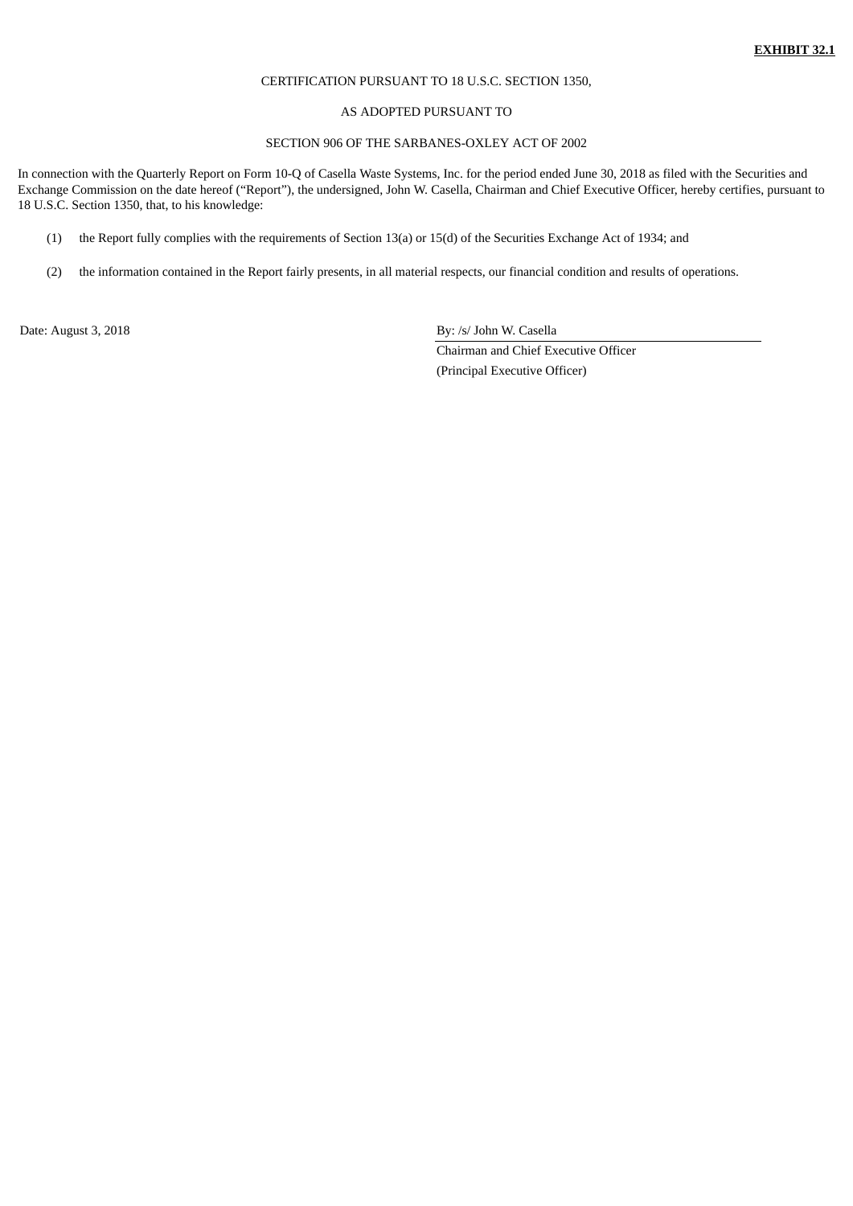**EXHIBIT 32.1**

CERTIFICATION PURSUANT TO 18 U.S.C. SECTION 1350,

AS ADOPTED PURSUANT TO

SECTION 906 OF THE SARBANES-OXLEY ACT OF 2002

In connection with the Quarterly Report on Form 10-Q of Casella Waste Systems, Inc. for the period ended June 30, 2018 as filed with the Securities and Exchange Commission on the date hereof ("Report"), the undersigned, John W. Casella, Chairman and Chief Executive Officer, hereby certifies, pursuant to 18 U.S.C. Section 1350, that, to his knowledge:

(1) the Report fully complies with the requirements of Section 13(a) or 15(d) of the Securities Exchange Act of 1934; and

(2) the information contained in the Report fairly presents, in all material respects, our financial condition and results of operations.

Date: August 3, 2018

By: /s/ John W. Casella
Chairman and Chief Executive Officer
(Principal Executive Officer)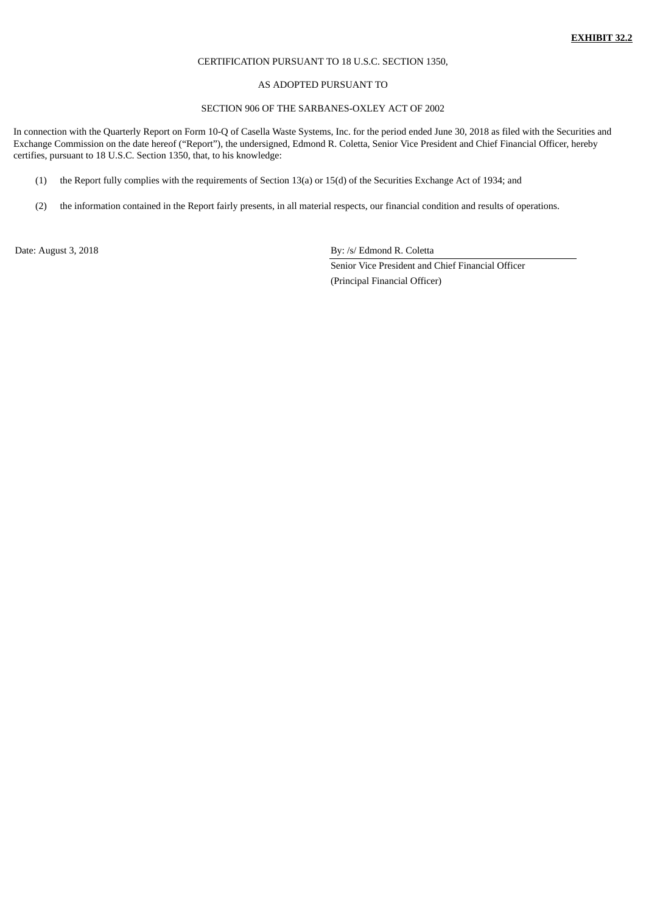**EXHIBIT 32.2**

CERTIFICATION PURSUANT TO 18 U.S.C. SECTION 1350,

AS ADOPTED PURSUANT TO

SECTION 906 OF THE SARBANES-OXLEY ACT OF 2002

In connection with the Quarterly Report on Form 10-Q of Casella Waste Systems, Inc. for the period ended June 30, 2018 as filed with the Securities and Exchange Commission on the date hereof ("Report"), the undersigned, Edmond R. Coletta, Senior Vice President and Chief Financial Officer, hereby certifies, pursuant to 18 U.S.C. Section 1350, that, to his knowledge:

(1) the Report fully complies with the requirements of Section 13(a) or 15(d) of the Securities Exchange Act of 1934; and

(2) the information contained in the Report fairly presents, in all material respects, our financial condition and results of operations.

Date: August 3, 2018

By: /s/ Edmond R. Coletta
Senior Vice President and Chief Financial Officer
(Principal Financial Officer)